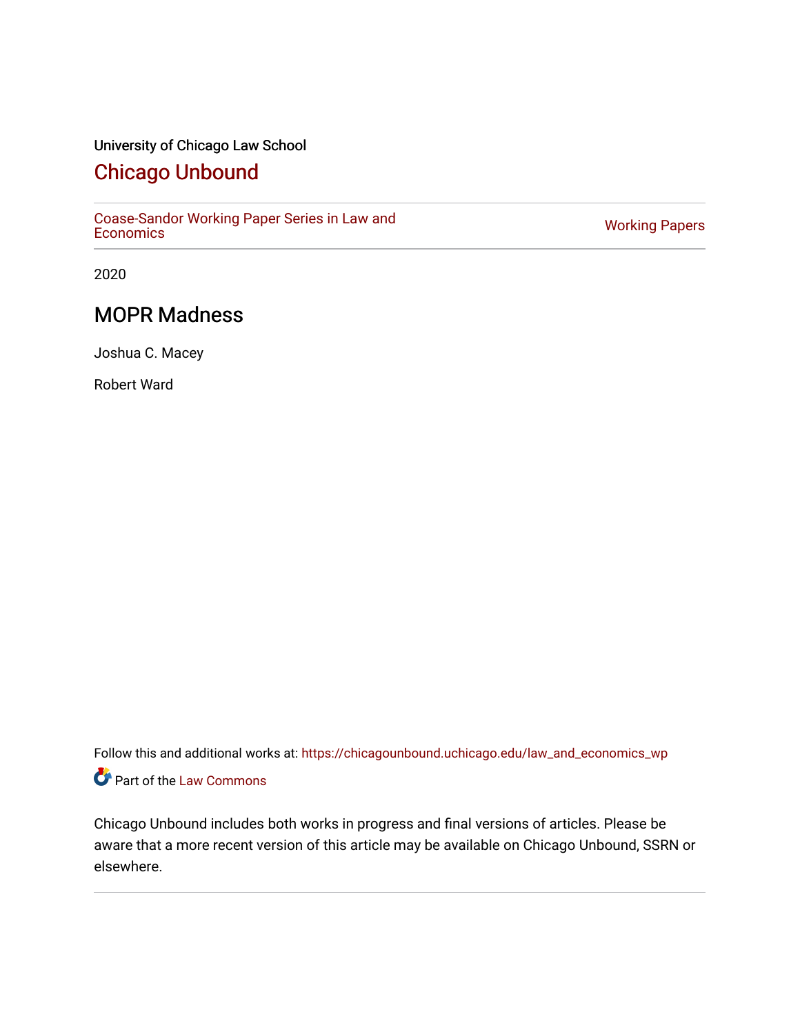University of Chicago Law School

# Chicago Unbound

Coase-Sandor Working Paper Series in Law and Economics | Working Papers

2020

## MOPR Madness

Joshua C. Macey

Robert Ward

Follow this and additional works at: https://chicagounbound.uchicago.edu/law_and_economics_wp

Part of the Law Commons

Chicago Unbound includes both works in progress and final versions of articles. Please be aware that a more recent version of this article may be available on Chicago Unbound, SSRN or elsewhere.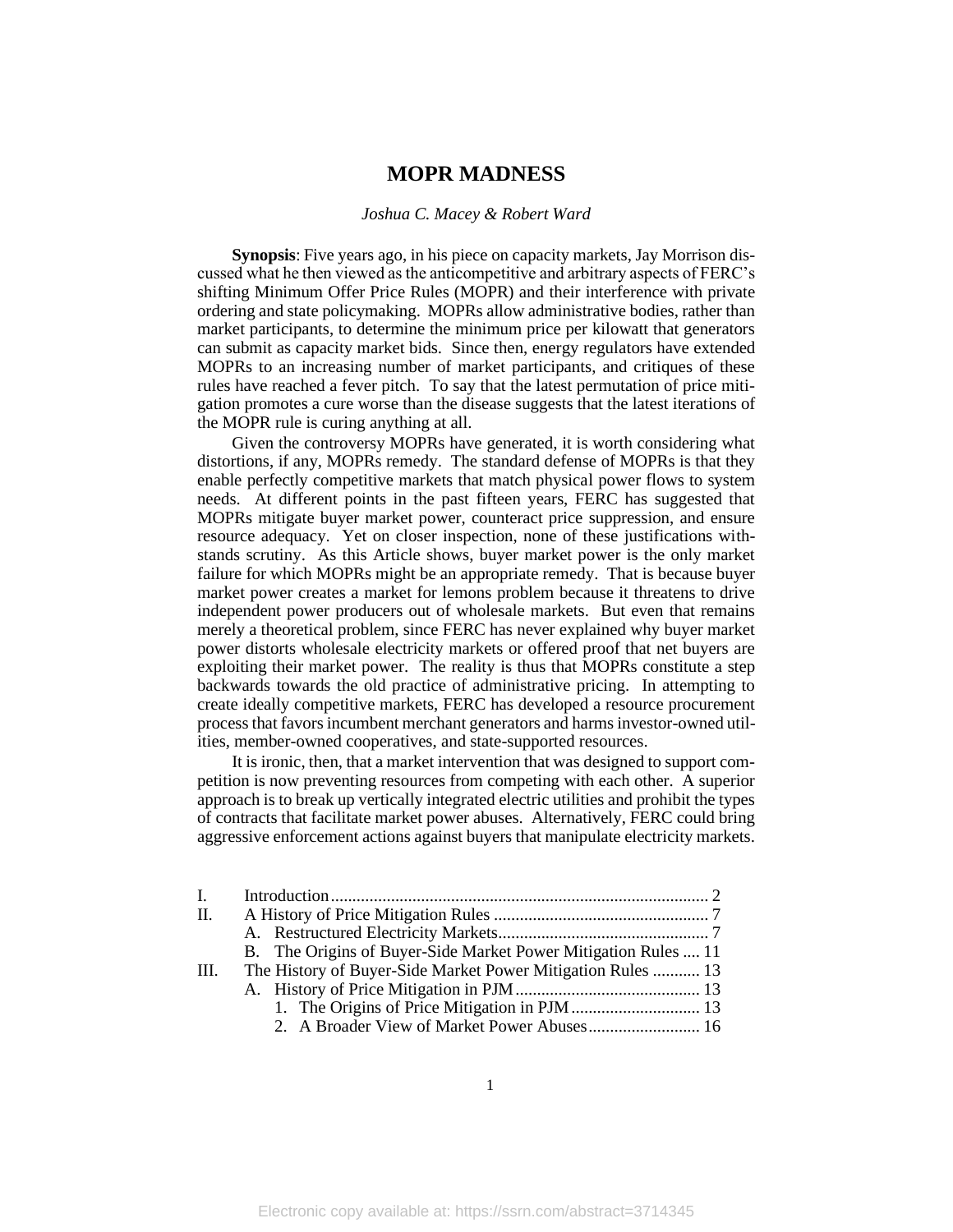# MOPR MADNESS

*Joshua C. Macey & Robert Ward*

**Synopsis**: Five years ago, in his piece on capacity markets, Jay Morrison discussed what he then viewed as the anticompetitive and arbitrary aspects of FERC's shifting Minimum Offer Price Rules (MOPR) and their interference with private ordering and state policymaking. MOPRs allow administrative bodies, rather than market participants, to determine the minimum price per kilowatt that generators can submit as capacity market bids. Since then, energy regulators have extended MOPRs to an increasing number of market participants, and critiques of these rules have reached a fever pitch. To say that the latest permutation of price mitigation promotes a cure worse than the disease suggests that the latest iterations of the MOPR rule is curing anything at all.

Given the controversy MOPRs have generated, it is worth considering what distortions, if any, MOPRs remedy. The standard defense of MOPRs is that they enable perfectly competitive markets that match physical power flows to system needs. At different points in the past fifteen years, FERC has suggested that MOPRs mitigate buyer market power, counteract price suppression, and ensure resource adequacy. Yet on closer inspection, none of these justifications withstands scrutiny. As this Article shows, buyer market power is the only market failure for which MOPRs might be an appropriate remedy. That is because buyer market power creates a market for lemons problem because it threatens to drive independent power producers out of wholesale markets. But even that remains merely a theoretical problem, since FERC has never explained why buyer market power distorts wholesale electricity markets or offered proof that net buyers are exploiting their market power. The reality is thus that MOPRs constitute a step backwards towards the old practice of administrative pricing. In attempting to create ideally competitive markets, FERC has developed a resource procurement process that favors incumbent merchant generators and harms investor-owned utilities, member-owned cooperatives, and state-supported resources.

It is ironic, then, that a market intervention that was designed to support competition is now preventing resources from competing with each other. A superior approach is to break up vertically integrated electric utilities and prohibit the types of contracts that facilitate market power abuses. Alternatively, FERC could bring aggressive enforcement actions against buyers that manipulate electricity markets.

- I. Introduction .......... 2
- II. A History of Price Mitigation Rules .......... 7
  - A. Restructured Electricity Markets .......... 7
  - B. The Origins of Buyer-Side Market Power Mitigation Rules .......... 11
- III. The History of Buyer-Side Market Power Mitigation Rules .......... 13
  - A. History of Price Mitigation in PJM .......... 13
    - 1. The Origins of Price Mitigation in PJM .......... 13
    - 2. A Broader View of Market Power Abuses .......... 16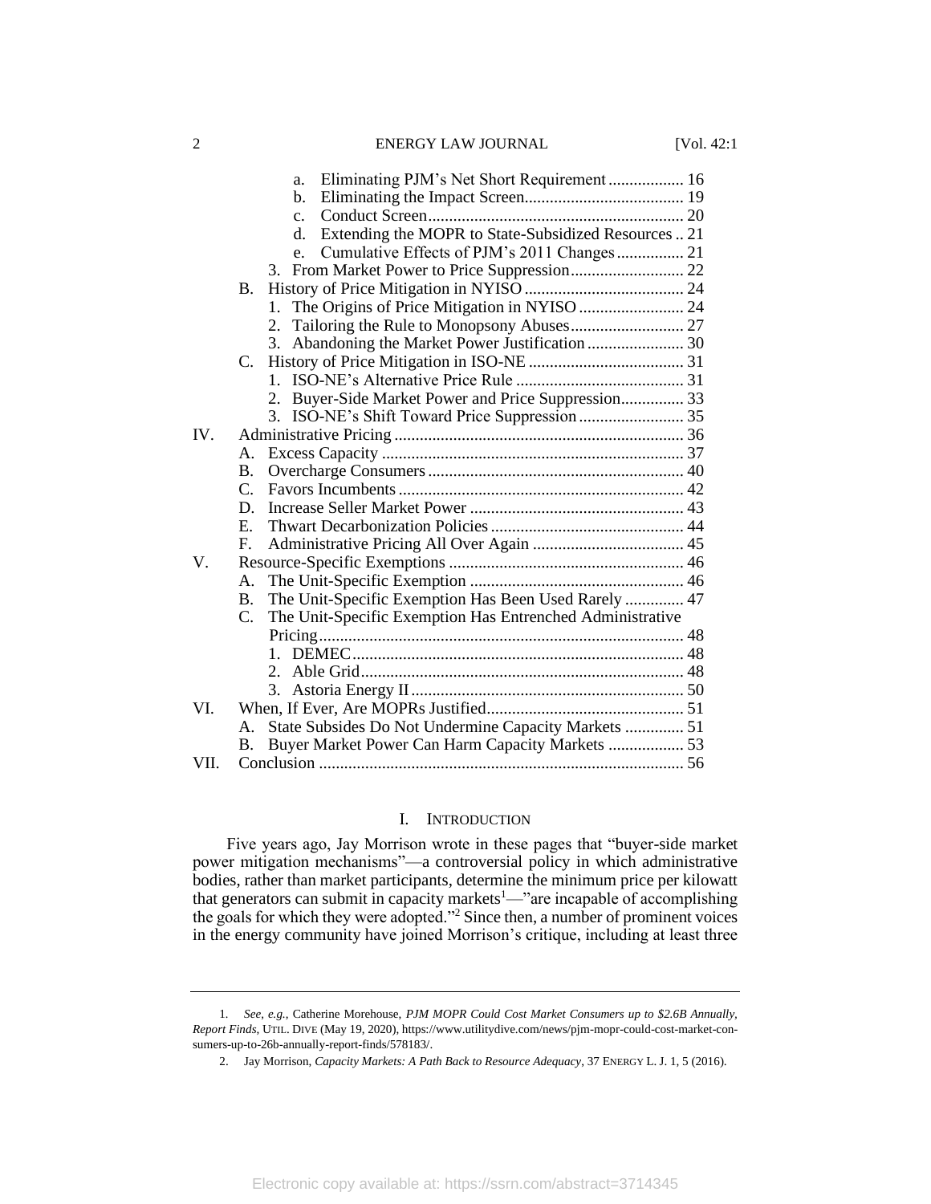a. Eliminating PJM's Net Short Requirement .................. 16
b. Eliminating the Impact Screen...................................... 19
c. Conduct Screen............................................................ 20
d. Extending the MOPR to State-Subsidized Resources .. 21
e. Cumulative Effects of PJM's 2011 Changes ................ 21
3. From Market Power to Price Suppression........................... 22

B. History of Price Mitigation in NYISO ...................................... 24
1. The Origins of Price Mitigation in NYISO ......................... 24
2. Tailoring the Rule to Monopsony Abuses........................... 27
3. Abandoning the Market Power Justification ....................... 30

C. History of Price Mitigation in ISO-NE ..................................... 31
1. ISO-NE's Alternative Price Rule ........................................ 31
2. Buyer-Side Market Power and Price Suppression............... 33
3. ISO-NE's Shift Toward Price Suppression ......................... 35

IV. Administrative Pricing ..................................................................... 36
A. Excess Capacity ........................................................................ 37
B. Overcharge Consumers ............................................................. 40
C. Favors Incumbents .................................................................... 42
D. Increase Seller Market Power ................................................... 43
E. Thwart Decarbonization Policies .............................................. 44
F. Administrative Pricing All Over Again .................................... 45

V. Resource-Specific Exemptions ......................................................... 46
A. The Unit-Specific Exemption ................................................... 46
B. The Unit-Specific Exemption Has Been Used Rarely .............. 47
C. The Unit-Specific Exemption Has Entrenched Administrative Pricing....................................................................................... 48
1. DEMEC............................................................................... 48
2. Able Grid............................................................................. 48
3. Astoria Energy II ................................................................. 50

VI. When, If Ever, Are MOPRs Justified............................................... 51
A. State Subsides Do Not Undermine Capacity Markets .............. 51
B. Buyer Market Power Can Harm Capacity Markets .................. 53

VII. Conclusion ....................................................................................... 56

# I. INTRODUCTION

Five years ago, Jay Morrison wrote in these pages that "buyer-side market power mitigation mechanisms"—a controversial policy in which administrative bodies, rather than market participants, determine the minimum price per kilowatt that generators can submit in capacity markets[1]—"are incapable of accomplishing the goals for which they were adopted."[2] Since then, a number of prominent voices in the energy community have joined Morrison's critique, including at least three

---

1. *See, e.g.*, Catherine Morehouse, *PJM MOPR Could Cost Market Consumers up to $2.6B Annually, Report Finds*, UTIL. DIVE (May 19, 2020), https://www.utilitydive.com/news/pjm-mopr-could-cost-market-consumers-up-to-26b-annually-report-finds/578183/.

2. Jay Morrison, *Capacity Markets: A Path Back to Resource Adequacy*, 37 ENERGY L. J. 1, 5 (2016).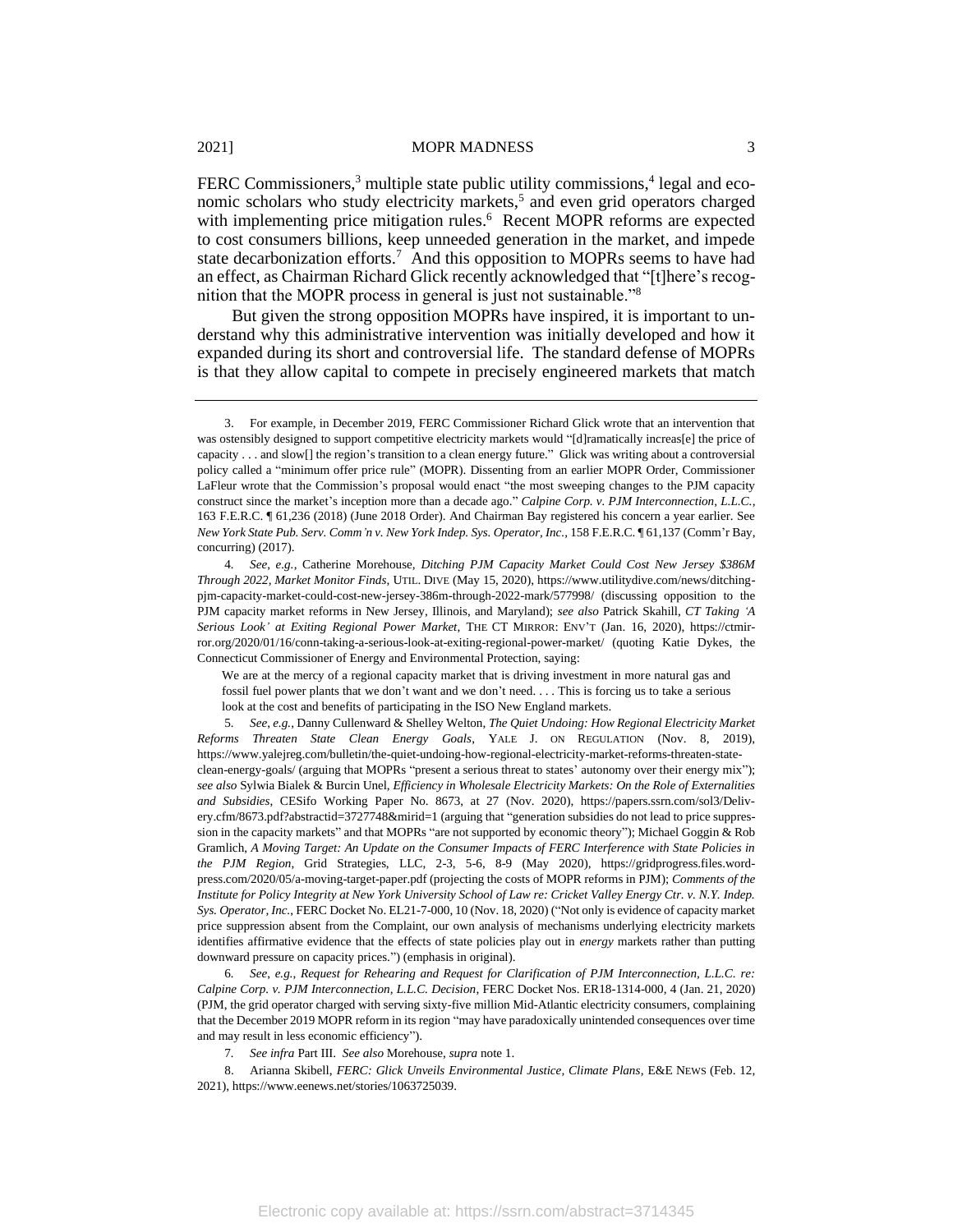FERC Commissioners,[3] multiple state public utility commissions,[4] legal and economic scholars who study electricity markets,[5] and even grid operators charged with implementing price mitigation rules.[6] Recent MOPR reforms are expected to cost consumers billions, keep unneeded generation in the market, and impede state decarbonization efforts.[7] And this opposition to MOPRs seems to have had an effect, as Chairman Richard Glick recently acknowledged that "[t]here's recognition that the MOPR process in general is just not sustainable."[8]

But given the strong opposition MOPRs have inspired, it is important to understand why this administrative intervention was initially developed and how it expanded during its short and controversial life. The standard defense of MOPRs is that they allow capital to compete in precisely engineered markets that match

---

3. For example, in December 2019, FERC Commissioner Richard Glick wrote that an intervention that was ostensibly designed to support competitive electricity markets would "[d]ramatically increas[e] the price of capacity . . . and slow[] the region's transition to a clean energy future." Glick was writing about a controversial policy called a "minimum offer price rule" (MOPR). Dissenting from an earlier MOPR Order, Commissioner LaFleur wrote that the Commission's proposal would enact "the most sweeping changes to the PJM capacity construct since the market's inception more than a decade ago." *Calpine Corp. v. PJM Interconnection, L.L.C.*, 163 F.E.R.C. ¶ 61,236 (2018) (June 2018 Order). And Chairman Bay registered his concern a year earlier. See *New York State Pub. Serv. Comm'n v. New York Indep. Sys. Operator, Inc.*, 158 F.E.R.C. ¶ 61,137 (Comm'r Bay, concurring) (2017).

4. *See, e.g.*, Catherine Morehouse, *Ditching PJM Capacity Market Could Cost New Jersey $386M Through 2022, Market Monitor Finds*, UTIL. DIVE (May 15, 2020), https://www.utilitydive.com/news/ditching-pjm-capacity-market-could-cost-new-jersey-386m-through-2022-mark/577998/ (discussing opposition to the PJM capacity market reforms in New Jersey, Illinois, and Maryland); *see also* Patrick Skahill, *CT Taking 'A Serious Look' at Exiting Regional Power Market*, THE CT MIRROR: ENV'T (Jan. 16, 2020), https://ctmirror.org/2020/01/16/conn-taking-a-serious-look-at-exiting-regional-power-market/ (quoting Katie Dykes, the Connecticut Commissioner of Energy and Environmental Protection, saying:

> We are at the mercy of a regional capacity market that is driving investment in more natural gas and fossil fuel power plants that we don't want and we don't need. . . . This is forcing us to take a serious look at the cost and benefits of participating in the ISO New England markets.

5. *See, e.g.*, Danny Cullenward & Shelley Welton, *The Quiet Undoing: How Regional Electricity Market Reforms Threaten State Clean Energy Goals*, YALE J. ON REGULATION (Nov. 8, 2019), https://www.yalejreg.com/bulletin/the-quiet-undoing-how-regional-electricity-market-reforms-threaten-state-clean-energy-goals/ (arguing that MOPRs "present a serious threat to states' autonomy over their energy mix"); *see also* Sylwia Bialek & Burcin Unel, *Efficiency in Wholesale Electricity Markets: On the Role of Externalities and Subsidies*, CESifo Working Paper No. 8673, at 27 (Nov. 2020), https://papers.ssrn.com/sol3/Delivery.cfm/8673.pdf?abstractid=3727748&mirid=1 (arguing that "generation subsidies do not lead to price suppression in the capacity markets" and that MOPRs "are not supported by economic theory"); Michael Goggin & Rob Gramlich, *A Moving Target: An Update on the Consumer Impacts of FERC Interference with State Policies in the PJM Region*, Grid Strategies, LLC, 2-3, 5-6, 8-9 (May 2020), https://gridprogress.files.wordpress.com/2020/05/a-moving-target-paper.pdf (projecting the costs of MOPR reforms in PJM); *Comments of the Institute for Policy Integrity at New York University School of Law re: Cricket Valley Energy Ctr. v. N.Y. Indep. Sys. Operator, Inc.*, FERC Docket No. EL21-7-000, 10 (Nov. 18, 2020) ("Not only is evidence of capacity market price suppression absent from the Complaint, our own analysis of mechanisms underlying electricity markets identifies affirmative evidence that the effects of state policies play out in *energy* markets rather than putting downward pressure on capacity prices.") (emphasis in original).

6. *See, e.g.*, *Request for Rehearing and Request for Clarification of PJM Interconnection, L.L.C. re: Calpine Corp. v. PJM Interconnection, L.L.C. Decision*, FERC Docket Nos. ER18-1314-000, 4 (Jan. 21, 2020) (PJM, the grid operator charged with serving sixty-five million Mid-Atlantic electricity consumers, complaining that the December 2019 MOPR reform in its region "may have paradoxically unintended consequences over time and may result in less economic efficiency").

7. *See infra* Part III. *See also* Morehouse, *supra* note 1.

8. Arianna Skibell, *FERC: Glick Unveils Environmental Justice, Climate Plans*, E&E NEWS (Feb. 12, 2021), https://www.eenews.net/stories/1063725039.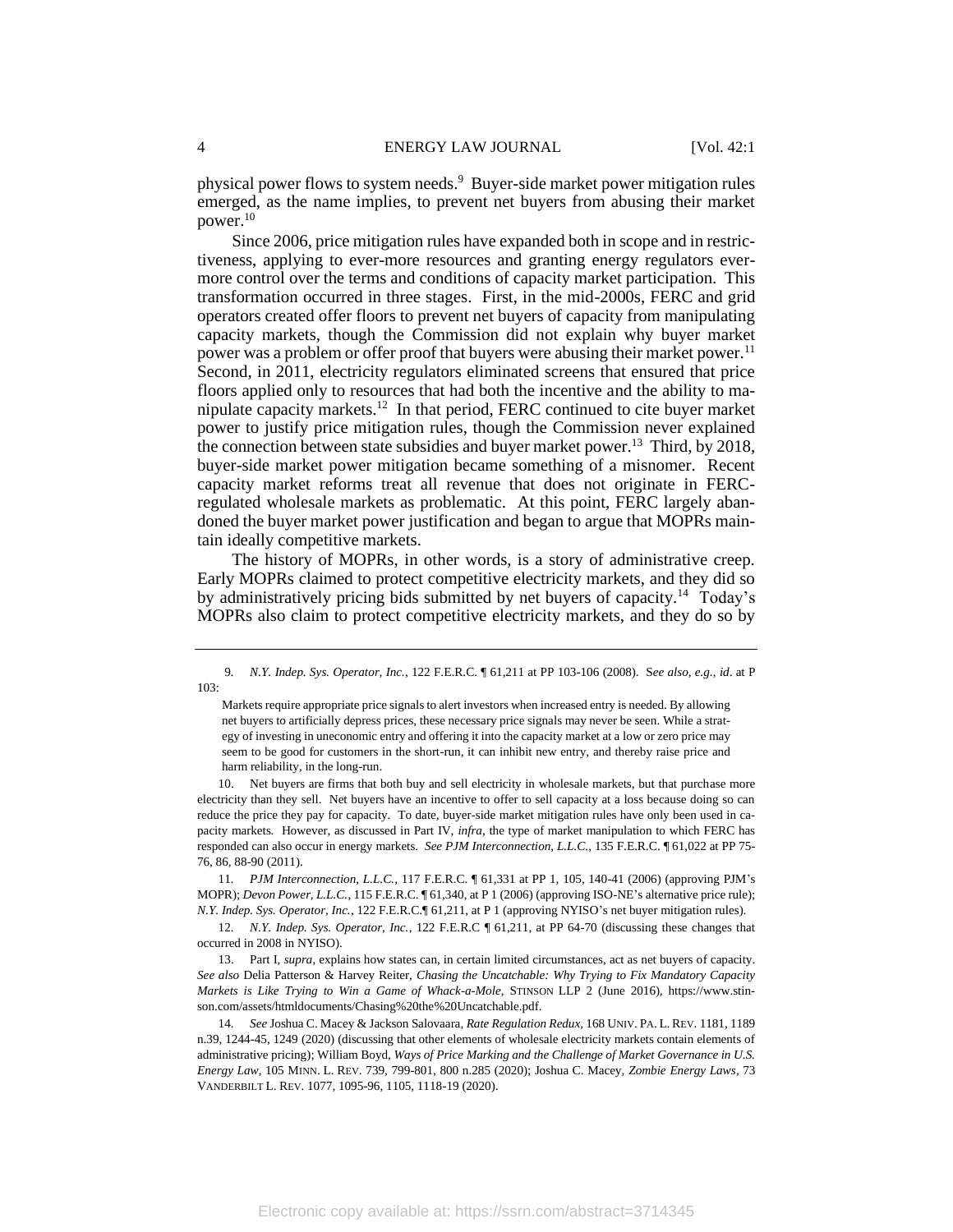physical power flows to system needs.[9] Buyer-side market power mitigation rules emerged, as the name implies, to prevent net buyers from abusing their market power.[10]

Since 2006, price mitigation rules have expanded both in scope and in restrictiveness, applying to ever-more resources and granting energy regulators ever-more control over the terms and conditions of capacity market participation. This transformation occurred in three stages. First, in the mid-2000s, FERC and grid operators created offer floors to prevent net buyers of capacity from manipulating capacity markets, though the Commission did not explain why buyer market power was a problem or offer proof that buyers were abusing their market power.[11] Second, in 2011, electricity regulators eliminated screens that ensured that price floors applied only to resources that had both the incentive and the ability to manipulate capacity markets.[12] In that period, FERC continued to cite buyer market power to justify price mitigation rules, though the Commission never explained the connection between state subsidies and buyer market power.[13] Third, by 2018, buyer-side market power mitigation became something of a misnomer. Recent capacity market reforms treat all revenue that does not originate in FERC-regulated wholesale markets as problematic. At this point, FERC largely abandoned the buyer market power justification and began to argue that MOPRs maintain ideally competitive markets.

The history of MOPRs, in other words, is a story of administrative creep. Early MOPRs claimed to protect competitive electricity markets, and they did so by administratively pricing bids submitted by net buyers of capacity.[14] Today's MOPRs also claim to protect competitive electricity markets, and they do so by

---

9. *N.Y. Indep. Sys. Operator, Inc.*, 122 F.E.R.C. ¶ 61,211 at PP 103-106 (2008). S*ee also, e.g.*, *id*. at P 103:

> Markets require appropriate price signals to alert investors when increased entry is needed. By allowing net buyers to artificially depress prices, these necessary price signals may never be seen. While a strategy of investing in uneconomic entry and offering it into the capacity market at a low or zero price may seem to be good for customers in the short-run, it can inhibit new entry, and thereby raise price and harm reliability, in the long-run.

10. Net buyers are firms that both buy and sell electricity in wholesale markets, but that purchase more electricity than they sell. Net buyers have an incentive to offer to sell capacity at a loss because doing so can reduce the price they pay for capacity. To date, buyer-side market mitigation rules have only been used in capacity markets. However, as discussed in Part IV, *infra*, the type of market manipulation to which FERC has responded can also occur in energy markets. *See PJM Interconnection, L.L.C.*, 135 F.E.R.C. ¶ 61,022 at PP 75-76, 86, 88-90 (2011).

11. *PJM Interconnection, L.L.C.*, 117 F.E.R.C. ¶ 61,331 at PP 1, 105, 140-41 (2006) (approving PJM's MOPR); *Devon Power, L.L.C.*, 115 F.E.R.C. ¶ 61,340, at P 1 (2006) (approving ISO-NE's alternative price rule); *N.Y. Indep. Sys. Operator, Inc.*, 122 F.E.R.C.¶ 61,211, at P 1 (approving NYISO's net buyer mitigation rules).

12. *N.Y. Indep. Sys. Operator, Inc.*, 122 F.E.R.C ¶ 61,211, at PP 64-70 (discussing these changes that occurred in 2008 in NYISO).

13. Part I, *supra*, explains how states can, in certain limited circumstances, act as net buyers of capacity. *See also* Delia Patterson & Harvey Reiter, *Chasing the Uncatchable: Why Trying to Fix Mandatory Capacity Markets is Like Trying to Win a Game of Whack-a-Mole*, STINSON LLP 2 (June 2016), https://www.stinson.com/assets/htmldocuments/Chasing%20the%20Uncatchable.pdf.

14. *See* Joshua C. Macey & Jackson Salovaara, *Rate Regulation Redux*, 168 UNIV. PA. L. REV. 1181, 1189 n.39, 1244-45, 1249 (2020) (discussing that other elements of wholesale electricity markets contain elements of administrative pricing); William Boyd, *Ways of Price Marking and the Challenge of Market Governance in U.S. Energy Law*, 105 MINN. L. REV. 739, 799-801, 800 n.285 (2020); Joshua C. Macey, *Zombie Energy Laws*, 73 VANDERBILT L. REV. 1077, 1095-96, 1105, 1118-19 (2020).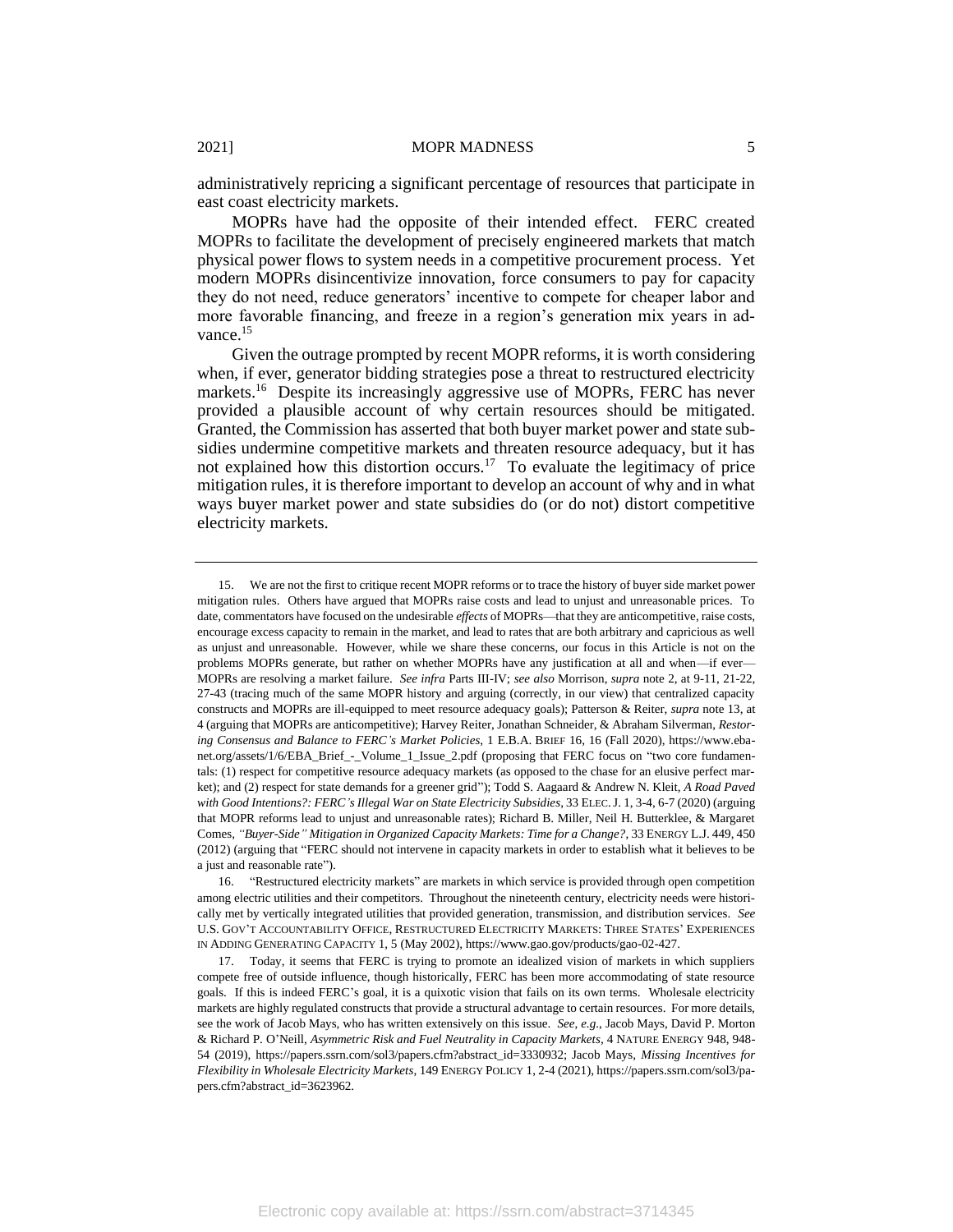administratively repricing a significant percentage of resources that participate in east coast electricity markets.

MOPRs have had the opposite of their intended effect. FERC created MOPRs to facilitate the development of precisely engineered markets that match physical power flows to system needs in a competitive procurement process. Yet modern MOPRs disincentivize innovation, force consumers to pay for capacity they do not need, reduce generators' incentive to compete for cheaper labor and more favorable financing, and freeze in a region's generation mix years in advance.[15]

Given the outrage prompted by recent MOPR reforms, it is worth considering when, if ever, generator bidding strategies pose a threat to restructured electricity markets.[16] Despite its increasingly aggressive use of MOPRs, FERC has never provided a plausible account of why certain resources should be mitigated. Granted, the Commission has asserted that both buyer market power and state subsidies undermine competitive markets and threaten resource adequacy, but it has not explained how this distortion occurs.[17] To evaluate the legitimacy of price mitigation rules, it is therefore important to develop an account of why and in what ways buyer market power and state subsidies do (or do not) distort competitive electricity markets.

---

15. We are not the first to critique recent MOPR reforms or to trace the history of buyer side market power mitigation rules. Others have argued that MOPRs raise costs and lead to unjust and unreasonable prices. To date, commentators have focused on the undesirable *effects* of MOPRs—that they are anticompetitive, raise costs, encourage excess capacity to remain in the market, and lead to rates that are both arbitrary and capricious as well as unjust and unreasonable. However, while we share these concerns, our focus in this Article is not on the problems MOPRs generate, but rather on whether MOPRs have any justification at all and when—if ever—MOPRs are resolving a market failure. *See infra* Parts III-IV; *see also* Morrison, *supra* note 2, at 9-11, 21-22, 27-43 (tracing much of the same MOPR history and arguing (correctly, in our view) that centralized capacity constructs and MOPRs are ill-equipped to meet resource adequacy goals); Patterson & Reiter, *supra* note 13, at 4 (arguing that MOPRs are anticompetitive); Harvey Reiter, Jonathan Schneider, & Abraham Silverman, *Restoring Consensus and Balance to FERC's Market Policies*, 1 E.B.A. BRIEF 16, 16 (Fall 2020), https://www.eba-net.org/assets/1/6/EBA_Brief_-_Volume_1_Issue_2.pdf (proposing that FERC focus on "two core fundamentals: (1) respect for competitive resource adequacy markets (as opposed to the chase for an elusive perfect market); and (2) respect for state demands for a greener grid"); Todd S. Aagaard & Andrew N. Kleit, *A Road Paved with Good Intentions?: FERC's Illegal War on State Electricity Subsidies*, 33 ELEC. J. 1, 3-4, 6-7 (2020) (arguing that MOPR reforms lead to unjust and unreasonable rates); Richard B. Miller, Neil H. Butterklee, & Margaret Comes, *"Buyer-Side" Mitigation in Organized Capacity Markets: Time for a Change?*, 33 ENERGY L.J. 449, 450 (2012) (arguing that "FERC should not intervene in capacity markets in order to establish what it believes to be a just and reasonable rate").

16. "Restructured electricity markets" are markets in which service is provided through open competition among electric utilities and their competitors. Throughout the nineteenth century, electricity needs were historically met by vertically integrated utilities that provided generation, transmission, and distribution services. *See* U.S. GOV'T ACCOUNTABILITY OFFICE, RESTRUCTURED ELECTRICITY MARKETS: THREE STATES' EXPERIENCES IN ADDING GENERATING CAPACITY 1, 5 (May 2002), https://www.gao.gov/products/gao-02-427.

17. Today, it seems that FERC is trying to promote an idealized vision of markets in which suppliers compete free of outside influence, though historically, FERC has been more accommodating of state resource goals. If this is indeed FERC's goal, it is a quixotic vision that fails on its own terms. Wholesale electricity markets are highly regulated constructs that provide a structural advantage to certain resources. For more details, see the work of Jacob Mays, who has written extensively on this issue. *See, e.g.*, Jacob Mays, David P. Morton & Richard P. O'Neill, *Asymmetric Risk and Fuel Neutrality in Capacity Markets*, 4 NATURE ENERGY 948, 948-54 (2019), https://papers.ssrn.com/sol3/papers.cfm?abstract_id=3330932; Jacob Mays, *Missing Incentives for Flexibility in Wholesale Electricity Markets*, 149 ENERGY POLICY 1, 2-4 (2021), https://papers.ssrn.com/sol3/papers.cfm?abstract_id=3623962.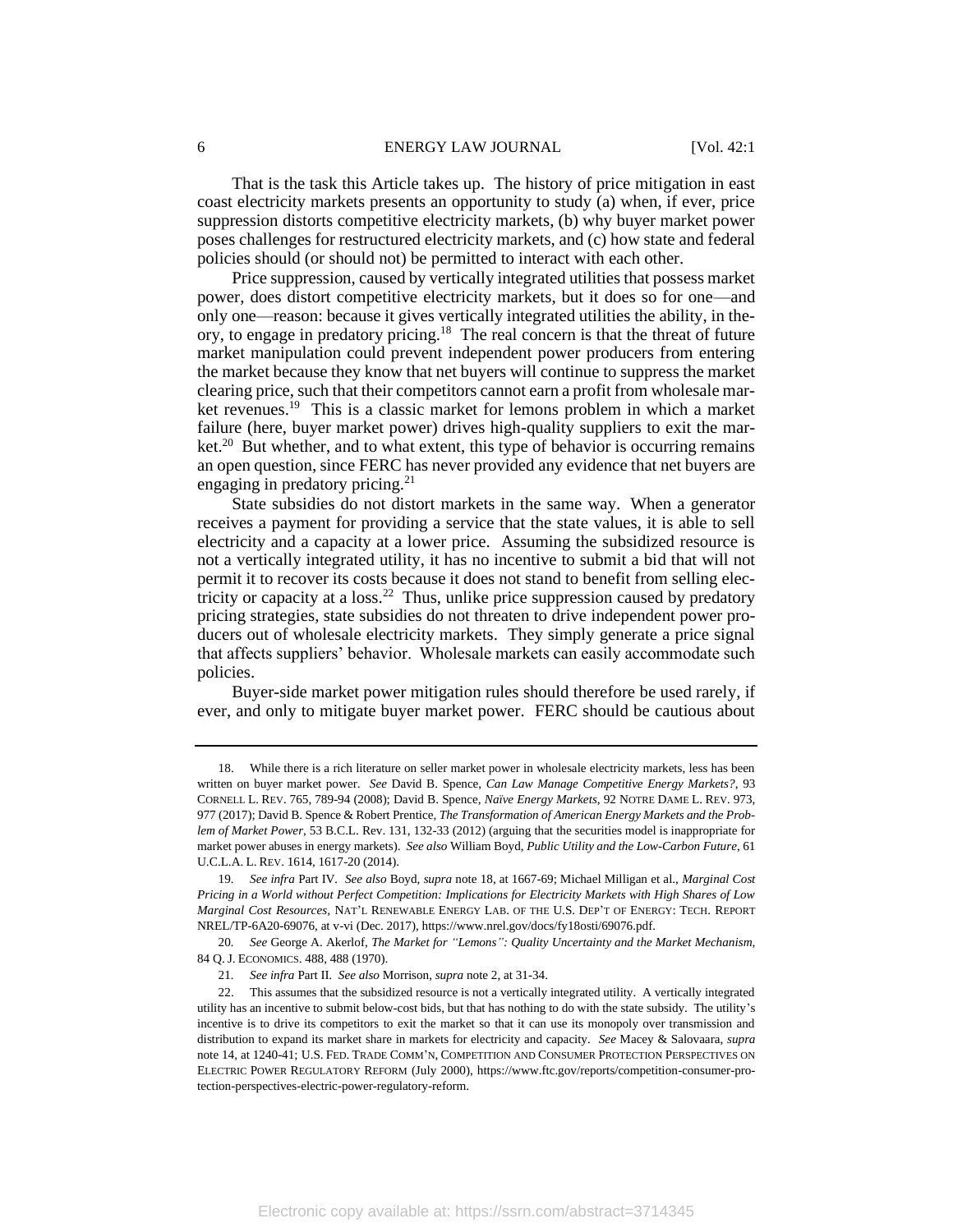That is the task this Article takes up. The history of price mitigation in east coast electricity markets presents an opportunity to study (a) when, if ever, price suppression distorts competitive electricity markets, (b) why buyer market power poses challenges for restructured electricity markets, and (c) how state and federal policies should (or should not) be permitted to interact with each other.

Price suppression, caused by vertically integrated utilities that possess market power, does distort competitive electricity markets, but it does so for one—and only one—reason: because it gives vertically integrated utilities the ability, in theory, to engage in predatory pricing.[18] The real concern is that the threat of future market manipulation could prevent independent power producers from entering the market because they know that net buyers will continue to suppress the market clearing price, such that their competitors cannot earn a profit from wholesale market revenues.[19] This is a classic market for lemons problem in which a market failure (here, buyer market power) drives high-quality suppliers to exit the market.[20] But whether, and to what extent, this type of behavior is occurring remains an open question, since FERC has never provided any evidence that net buyers are engaging in predatory pricing.[21]

State subsidies do not distort markets in the same way. When a generator receives a payment for providing a service that the state values, it is able to sell electricity and a capacity at a lower price. Assuming the subsidized resource is not a vertically integrated utility, it has no incentive to submit a bid that will not permit it to recover its costs because it does not stand to benefit from selling electricity or capacity at a loss.[22] Thus, unlike price suppression caused by predatory pricing strategies, state subsidies do not threaten to drive independent power producers out of wholesale electricity markets. They simply generate a price signal that affects suppliers' behavior. Wholesale markets can easily accommodate such policies.

Buyer-side market power mitigation rules should therefore be used rarely, if ever, and only to mitigate buyer market power. FERC should be cautious about

---

18. While there is a rich literature on seller market power in wholesale electricity markets, less has been written on buyer market power. *See* David B. Spence, *Can Law Manage Competitive Energy Markets?*, 93 CORNELL L. REV. 765, 789-94 (2008); David B. Spence, *Naïve Energy Markets*, 92 NOTRE DAME L. REV. 973, 977 (2017); David B. Spence & Robert Prentice, *The Transformation of American Energy Markets and the Problem of Market Power*, 53 B.C.L. Rev. 131, 132-33 (2012) (arguing that the securities model is inappropriate for market power abuses in energy markets). *See also* William Boyd, *Public Utility and the Low-Carbon Future*, 61 U.C.L.A. L. REV. 1614, 1617-20 (2014).

19. *See infra* Part IV. *See also* Boyd, *supra* note 18, at 1667-69; Michael Milligan et al., *Marginal Cost Pricing in a World without Perfect Competition: Implications for Electricity Markets with High Shares of Low Marginal Cost Resources*, NAT'L RENEWABLE ENERGY LAB. OF THE U.S. DEP'T OF ENERGY: TECH. REPORT NREL/TP-6A20-69076, at v-vi (Dec. 2017), https://www.nrel.gov/docs/fy18osti/69076.pdf.

20. *See* George A. Akerlof, *The Market for "Lemons": Quality Uncertainty and the Market Mechanism*, 84 Q. J. ECONOMICS. 488, 488 (1970).

21. *See infra* Part II. *See also* Morrison, *supra* note 2, at 31-34.

22. This assumes that the subsidized resource is not a vertically integrated utility. A vertically integrated utility has an incentive to submit below-cost bids, but that has nothing to do with the state subsidy. The utility's incentive is to drive its competitors to exit the market so that it can use its monopoly over transmission and distribution to expand its market share in markets for electricity and capacity. *See* Macey & Salovaara, *supra* note 14, at 1240-41; U.S. FED. TRADE COMM'N, COMPETITION AND CONSUMER PROTECTION PERSPECTIVES ON ELECTRIC POWER REGULATORY REFORM (July 2000), https://www.ftc.gov/reports/competition-consumer-protection-perspectives-electric-power-regulatory-reform.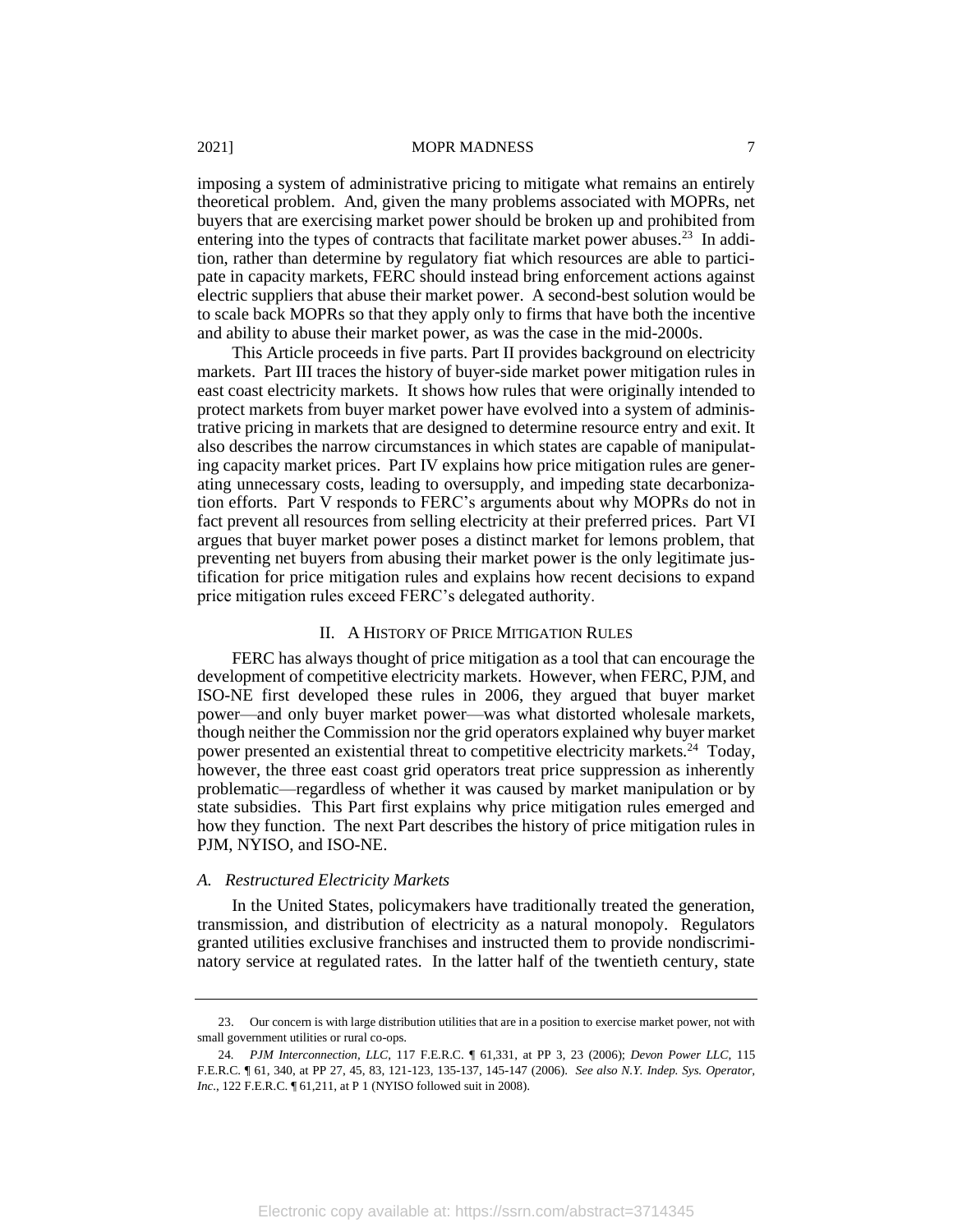imposing a system of administrative pricing to mitigate what remains an entirely theoretical problem. And, given the many problems associated with MOPRs, net buyers that are exercising market power should be broken up and prohibited from entering into the types of contracts that facilitate market power abuses.[23] In addition, rather than determine by regulatory fiat which resources are able to participate in capacity markets, FERC should instead bring enforcement actions against electric suppliers that abuse their market power. A second-best solution would be to scale back MOPRs so that they apply only to firms that have both the incentive and ability to abuse their market power, as was the case in the mid-2000s.

This Article proceeds in five parts. Part II provides background on electricity markets. Part III traces the history of buyer-side market power mitigation rules in east coast electricity markets. It shows how rules that were originally intended to protect markets from buyer market power have evolved into a system of administrative pricing in markets that are designed to determine resource entry and exit. It also describes the narrow circumstances in which states are capable of manipulating capacity market prices. Part IV explains how price mitigation rules are generating unnecessary costs, leading to oversupply, and impeding state decarbonization efforts. Part V responds to FERC's arguments about why MOPRs do not in fact prevent all resources from selling electricity at their preferred prices. Part VI argues that buyer market power poses a distinct market for lemons problem, that preventing net buyers from abusing their market power is the only legitimate justification for price mitigation rules and explains how recent decisions to expand price mitigation rules exceed FERC's delegated authority.

## II. A History of Price Mitigation Rules

FERC has always thought of price mitigation as a tool that can encourage the development of competitive electricity markets. However, when FERC, PJM, and ISO-NE first developed these rules in 2006, they argued that buyer market power—and only buyer market power—was what distorted wholesale markets, though neither the Commission nor the grid operators explained why buyer market power presented an existential threat to competitive electricity markets.[24] Today, however, the three east coast grid operators treat price suppression as inherently problematic—regardless of whether it was caused by market manipulation or by state subsidies. This Part first explains why price mitigation rules emerged and how they function. The next Part describes the history of price mitigation rules in PJM, NYISO, and ISO-NE.

### *A. Restructured Electricity Markets*

In the United States, policymakers have traditionally treated the generation, transmission, and distribution of electricity as a natural monopoly. Regulators granted utilities exclusive franchises and instructed them to provide nondiscriminatory service at regulated rates. In the latter half of the twentieth century, state

---

23. Our concern is with large distribution utilities that are in a position to exercise market power, not with small government utilities or rural co-ops.

24. *PJM Interconnection, LLC*, 117 F.E.R.C. ¶ 61,331, at PP 3, 23 (2006); *Devon Power LLC*, 115 F.E.R.C. ¶ 61, 340, at PP 27, 45, 83, 121-123, 135-137, 145-147 (2006). *See also N.Y. Indep. Sys. Operator, Inc.*, 122 F.E.R.C. ¶ 61,211, at P 1 (NYISO followed suit in 2008).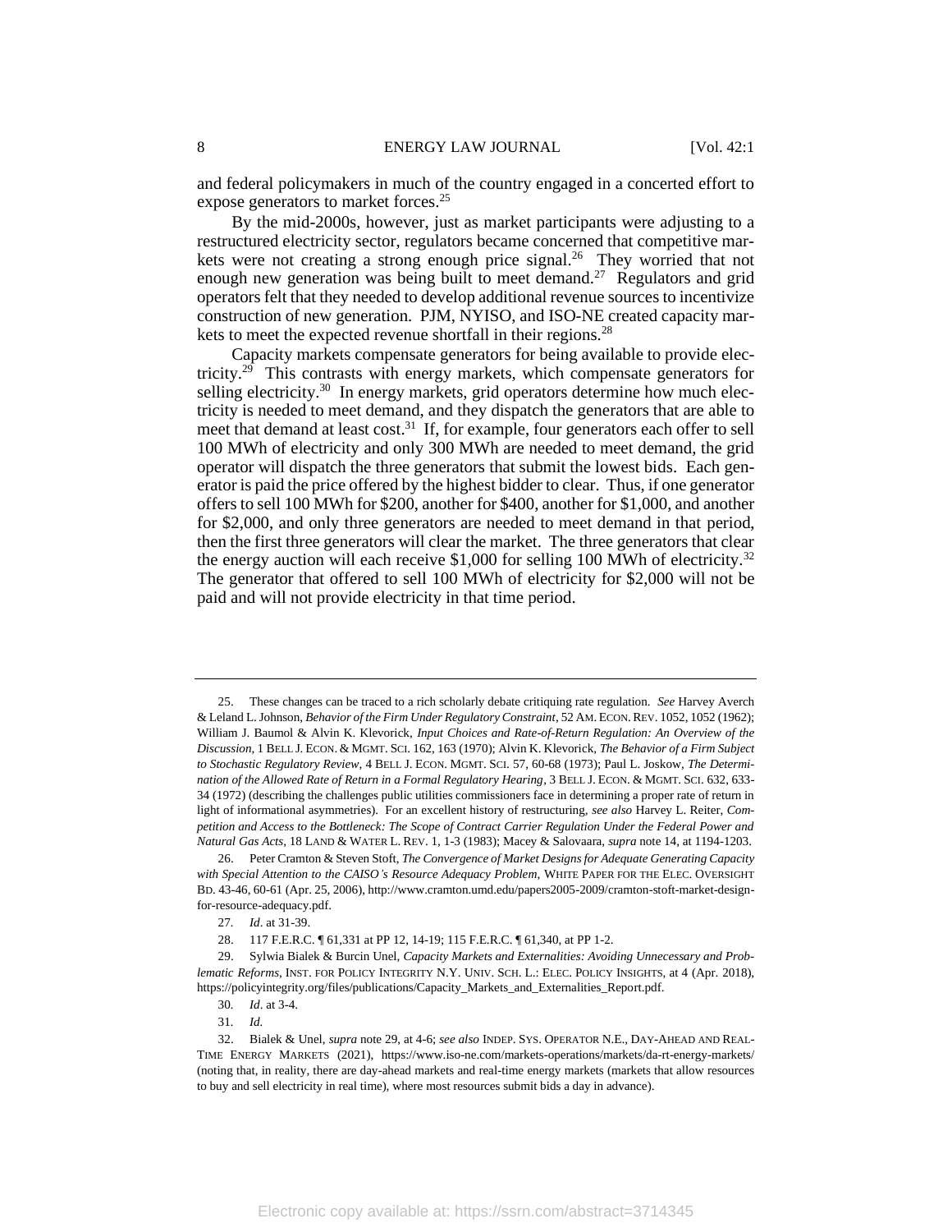and federal policymakers in much of the country engaged in a concerted effort to expose generators to market forces.[25]

By the mid-2000s, however, just as market participants were adjusting to a restructured electricity sector, regulators became concerned that competitive markets were not creating a strong enough price signal.[26] They worried that not enough new generation was being built to meet demand.[27] Regulators and grid operators felt that they needed to develop additional revenue sources to incentivize construction of new generation. PJM, NYISO, and ISO-NE created capacity markets to meet the expected revenue shortfall in their regions.[28]

Capacity markets compensate generators for being available to provide electricity.[29] This contrasts with energy markets, which compensate generators for selling electricity.[30] In energy markets, grid operators determine how much electricity is needed to meet demand, and they dispatch the generators that are able to meet that demand at least cost.[31] If, for example, four generators each offer to sell 100 MWh of electricity and only 300 MWh are needed to meet demand, the grid operator will dispatch the three generators that submit the lowest bids. Each generator is paid the price offered by the highest bidder to clear. Thus, if one generator offers to sell 100 MWh for $200, another for $400, another for $1,000, and another for $2,000, and only three generators are needed to meet demand in that period, then the first three generators will clear the market. The three generators that clear the energy auction will each receive $1,000 for selling 100 MWh of electricity.[32] The generator that offered to sell 100 MWh of electricity for $2,000 will not be paid and will not provide electricity in that time period.

---

25. These changes can be traced to a rich scholarly debate critiquing rate regulation. *See* Harvey Averch & Leland L. Johnson, *Behavior of the Firm Under Regulatory Constraint*, 52 AM. ECON. REV. 1052, 1052 (1962); William J. Baumol & Alvin K. Klevorick, *Input Choices and Rate-of-Return Regulation: An Overview of the Discussion*, 1 BELL J. ECON. & MGMT. SCI. 162, 163 (1970); Alvin K. Klevorick, *The Behavior of a Firm Subject to Stochastic Regulatory Review*, 4 BELL J. ECON. MGMT. SCI. 57, 60-68 (1973); Paul L. Joskow, *The Determination of the Allowed Rate of Return in a Formal Regulatory Hearing*, 3 BELL J. ECON. & MGMT. SCI. 632, 633-34 (1972) (describing the challenges public utilities commissioners face in determining a proper rate of return in light of informational asymmetries). For an excellent history of restructuring, *see also* Harvey L. Reiter, *Competition and Access to the Bottleneck: The Scope of Contract Carrier Regulation Under the Federal Power and Natural Gas Acts*, 18 LAND & WATER L. REV. 1, 1-3 (1983); Macey & Salovaara, *supra* note 14, at 1194-1203.

26. Peter Cramton & Steven Stoft, *The Convergence of Market Designs for Adequate Generating Capacity with Special Attention to the CAISO's Resource Adequacy Problem*, WHITE PAPER FOR THE ELEC. OVERSIGHT BD. 43-46, 60-61 (Apr. 25, 2006), http://www.cramton.umd.edu/papers2005-2009/cramton-stoft-market-design-for-resource-adequacy.pdf.

27. *Id*. at 31-39.

28. 117 F.E.R.C. ¶ 61,331 at PP 12, 14-19; 115 F.E.R.C. ¶ 61,340, at PP 1-2.

29. Sylwia Bialek & Burcin Unel, *Capacity Markets and Externalities: Avoiding Unnecessary and Problematic Reforms*, INST. FOR POLICY INTEGRITY N.Y. UNIV. SCH. L.: ELEC. POLICY INSIGHTS, at 4 (Apr. 2018), https://policyintegrity.org/files/publications/Capacity_Markets_and_Externalities_Report.pdf.

30. *Id*. at 3-4.

31. *Id*.

32. Bialek & Unel, *supra* note 29, at 4-6; *see also* INDEP. SYS. OPERATOR N.E., DAY-AHEAD AND REAL-TIME ENERGY MARKETS (2021), https://www.iso-ne.com/markets-operations/markets/da-rt-energy-markets/ (noting that, in reality, there are day-ahead markets and real-time energy markets (markets that allow resources to buy and sell electricity in real time), where most resources submit bids a day in advance).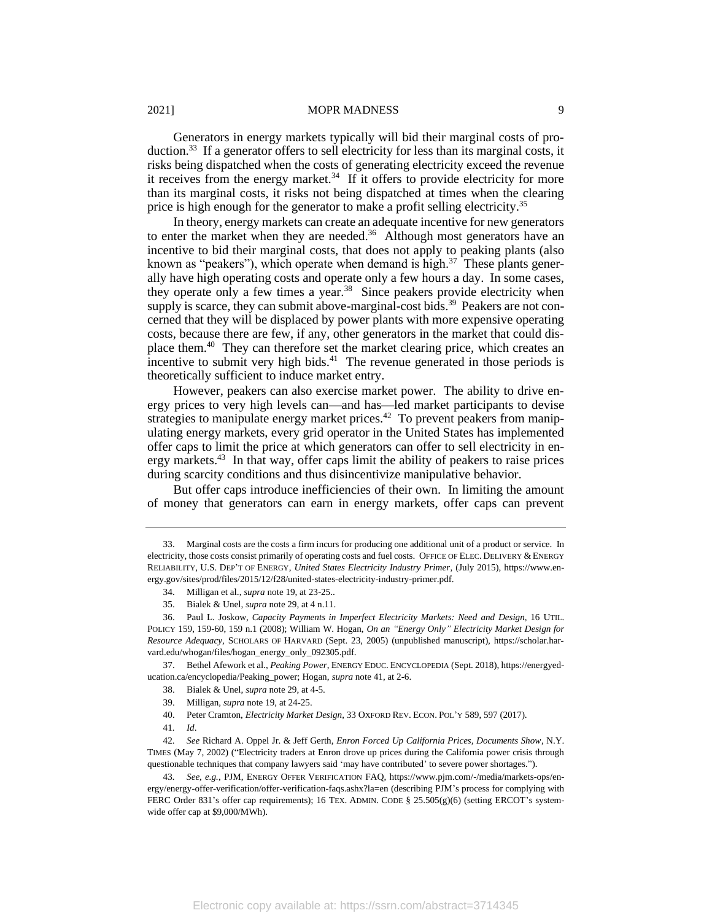Generators in energy markets typically will bid their marginal costs of production.[33] If a generator offers to sell electricity for less than its marginal costs, it risks being dispatched when the costs of generating electricity exceed the revenue it receives from the energy market.[34] If it offers to provide electricity for more than its marginal costs, it risks not being dispatched at times when the clearing price is high enough for the generator to make a profit selling electricity.[35]

In theory, energy markets can create an adequate incentive for new generators to enter the market when they are needed.[36] Although most generators have an incentive to bid their marginal costs, that does not apply to peaking plants (also known as "peakers"), which operate when demand is high.[37] These plants generally have high operating costs and operate only a few hours a day. In some cases, they operate only a few times a year.[38] Since peakers provide electricity when supply is scarce, they can submit above-marginal-cost bids.[39] Peakers are not concerned that they will be displaced by power plants with more expensive operating costs, because there are few, if any, other generators in the market that could displace them.[40] They can therefore set the market clearing price, which creates an incentive to submit very high bids.[41] The revenue generated in those periods is theoretically sufficient to induce market entry.

However, peakers can also exercise market power. The ability to drive energy prices to very high levels can—and has—led market participants to devise strategies to manipulate energy market prices.[42] To prevent peakers from manipulating energy markets, every grid operator in the United States has implemented offer caps to limit the price at which generators can offer to sell electricity in energy markets.[43] In that way, offer caps limit the ability of peakers to raise prices during scarcity conditions and thus disincentivize manipulative behavior.

But offer caps introduce inefficiencies of their own. In limiting the amount of money that generators can earn in energy markets, offer caps can prevent

---

33. Marginal costs are the costs a firm incurs for producing one additional unit of a product or service. In electricity, those costs consist primarily of operating costs and fuel costs. OFFICE OF ELEC. DELIVERY & ENERGY RELIABILITY, U.S. DEP'T OF ENERGY, *United States Electricity Industry Primer*, (July 2015), https://www.energy.gov/sites/prod/files/2015/12/f28/united-states-electricity-industry-primer.pdf.

34. Milligan et al., *supra* note 19, at 23-25..

35. Bialek & Unel, *supra* note 29, at 4 n.11.

36. Paul L. Joskow, *Capacity Payments in Imperfect Electricity Markets: Need and Design*, 16 UTIL. POLICY 159, 159-60, 159 n.1 (2008); William W. Hogan, *On an "Energy Only" Electricity Market Design for Resource Adequacy*, SCHOLARS OF HARVARD (Sept. 23, 2005) (unpublished manuscript), https://scholar.harvard.edu/whogan/files/hogan_energy_only_092305.pdf.

37. Bethel Afework et al., *Peaking Power*, ENERGY EDUC. ENCYCLOPEDIA (Sept. 2018), https://energyeducation.ca/encyclopedia/Peaking_power; Hogan, *supra* note 41, at 2-6.

38. Bialek & Unel, *supra* note 29, at 4-5.

39. Milligan, *supra* note 19, at 24-25.

40. Peter Cramton, *Electricity Market Design*, 33 OXFORD REV. ECON. POL'Y 589, 597 (2017).

41. *Id*.

42. *See* Richard A. Oppel Jr. & Jeff Gerth, *Enron Forced Up California Prices, Documents Show*, N.Y. TIMES (May 7, 2002) ("Electricity traders at Enron drove up prices during the California power crisis through questionable techniques that company lawyers said 'may have contributed' to severe power shortages.").

43. *See, e.g.*, PJM, ENERGY OFFER VERIFICATION FAQ, https://www.pjm.com/-/media/markets-ops/energy/energy-offer-verification/offer-verification-faqs.ashx?la=en (describing PJM's process for complying with FERC Order 831's offer cap requirements); 16 TEX. ADMIN. CODE § 25.505(g)(6) (setting ERCOT's system-wide offer cap at $9,000/MWh).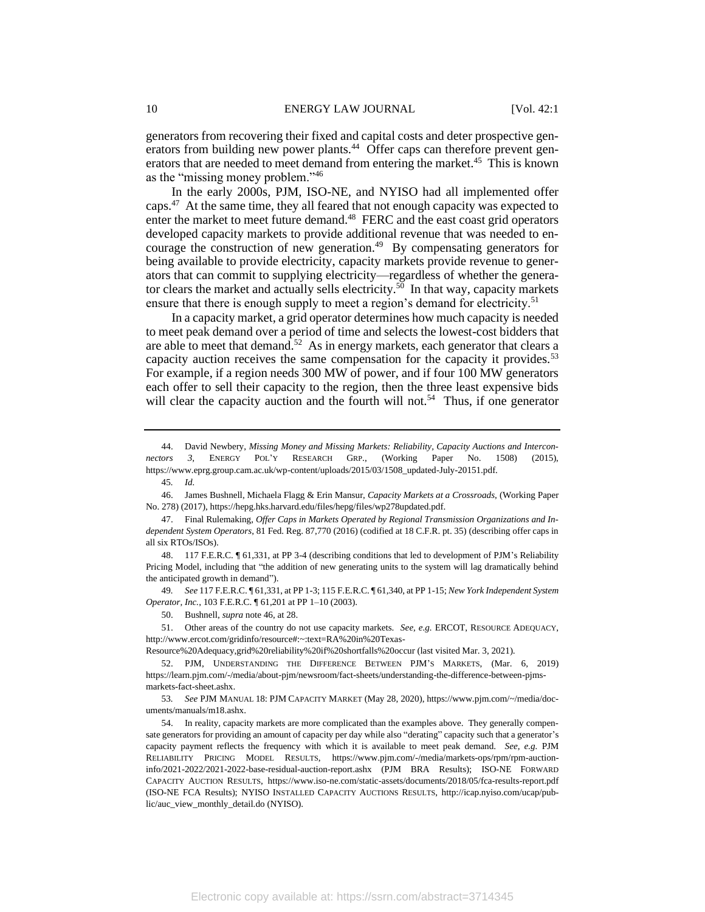generators from recovering their fixed and capital costs and deter prospective generators from building new power plants.[44] Offer caps can therefore prevent generators that are needed to meet demand from entering the market.[45] This is known as the "missing money problem."[46]

In the early 2000s, PJM, ISO-NE, and NYISO had all implemented offer caps.[47] At the same time, they all feared that not enough capacity was expected to enter the market to meet future demand.[48] FERC and the east coast grid operators developed capacity markets to provide additional revenue that was needed to encourage the construction of new generation.[49] By compensating generators for being available to provide electricity, capacity markets provide revenue to generators that can commit to supplying electricity—regardless of whether the generator clears the market and actually sells electricity.[50] In that way, capacity markets ensure that there is enough supply to meet a region's demand for electricity.[51]

In a capacity market, a grid operator determines how much capacity is needed to meet peak demand over a period of time and selects the lowest-cost bidders that are able to meet that demand.[52] As in energy markets, each generator that clears a capacity auction receives the same compensation for the capacity it provides.[53] For example, if a region needs 300 MW of power, and if four 100 MW generators each offer to sell their capacity to the region, then the three least expensive bids will clear the capacity auction and the fourth will not.[54] Thus, if one generator

---

44. David Newbery, *Missing Money and Missing Markets: Reliability, Capacity Auctions and Interconnectors 3*, ENERGY POL'Y RESEARCH GRP., (Working Paper No. 1508) (2015), https://www.eprg.group.cam.ac.uk/wp-content/uploads/2015/03/1508_updated-July-20151.pdf.

45. *Id.*

46. James Bushnell, Michaela Flagg & Erin Mansur, *Capacity Markets at a Crossroads*, (Working Paper No. 278) (2017), https://hepg.hks.harvard.edu/files/hepg/files/wp278updated.pdf.

47. Final Rulemaking, *Offer Caps in Markets Operated by Regional Transmission Organizations and Independent System Operators*, 81 Fed. Reg. 87,770 (2016) (codified at 18 C.F.R. pt. 35) (describing offer caps in all six RTOs/ISOs).

48. 117 F.E.R.C. ¶ 61,331, at PP 3-4 (describing conditions that led to development of PJM's Reliability Pricing Model, including that "the addition of new generating units to the system will lag dramatically behind the anticipated growth in demand").

49. *See* 117 F.E.R.C. ¶ 61,331, at PP 1-3; 115 F.E.R.C. ¶ 61,340, at PP 1-15; *New York Independent System Operator, Inc.*, 103 F.E.R.C. ¶ 61,201 at PP 1–10 (2003).

50. Bushnell, *supra* note 46, at 28.

51. Other areas of the country do not use capacity markets. *See, e.g.* ERCOT, RESOURCE ADEQUACY, http://www.ercot.com/gridinfo/resource#:~:text=RA%20in%20Texas-Resource%20Adequacy,grid%20reliability%20if%20shortfalls%20occur (last visited Mar. 3, 2021).

52. PJM, UNDERSTANDING THE DIFFERENCE BETWEEN PJM'S MARKETS, (Mar. 6, 2019) https://learn.pjm.com/-/media/about-pjm/newsroom/fact-sheets/understanding-the-difference-between-pjms-markets-fact-sheet.ashx.

53. *See* PJM MANUAL 18: PJM CAPACITY MARKET (May 28, 2020), https://www.pjm.com/~/media/documents/manuals/m18.ashx.

54. In reality, capacity markets are more complicated than the examples above. They generally compensate generators for providing an amount of capacity per day while also "derating" capacity such that a generator's capacity payment reflects the frequency with which it is available to meet peak demand. *See, e.g.* PJM RELIABILITY PRICING MODEL RESULTS, https://www.pjm.com/-/media/markets-ops/rpm/rpm-auction-info/2021-2022/2021-2022-base-residual-auction-report.ashx (PJM BRA Results); ISO-NE FORWARD CAPACITY AUCTION RESULTS, https://www.iso-ne.com/static-assets/documents/2018/05/fca-results-report.pdf (ISO-NE FCA Results); NYISO INSTALLED CAPACITY AUCTIONS RESULTS, http://icap.nyiso.com/ucap/public/auc_view_monthly_detail.do (NYISO).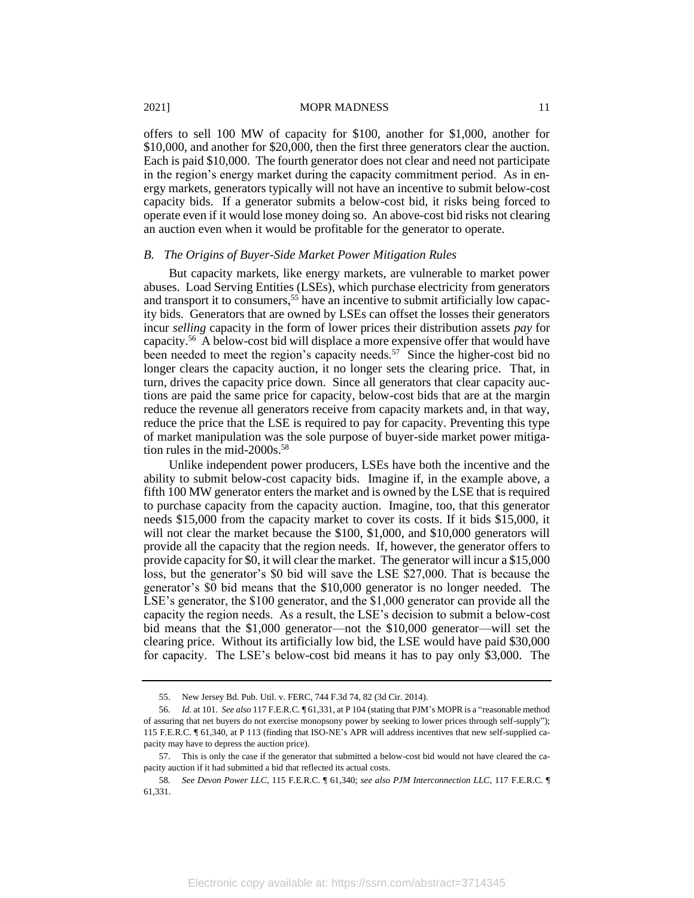offers to sell 100 MW of capacity for $100, another for $1,000, another for $10,000, and another for $20,000, then the first three generators clear the auction. Each is paid $10,000. The fourth generator does not clear and need not participate in the region's energy market during the capacity commitment period. As in energy markets, generators typically will not have an incentive to submit below-cost capacity bids. If a generator submits a below-cost bid, it risks being forced to operate even if it would lose money doing so. An above-cost bid risks not clearing an auction even when it would be profitable for the generator to operate.

### *B. The Origins of Buyer-Side Market Power Mitigation Rules*

But capacity markets, like energy markets, are vulnerable to market power abuses. Load Serving Entities (LSEs), which purchase electricity from generators and transport it to consumers,[55] have an incentive to submit artificially low capacity bids. Generators that are owned by LSEs can offset the losses their generators incur *selling* capacity in the form of lower prices their distribution assets *pay* for capacity.[56] A below-cost bid will displace a more expensive offer that would have been needed to meet the region's capacity needs.[57] Since the higher-cost bid no longer clears the capacity auction, it no longer sets the clearing price. That, in turn, drives the capacity price down. Since all generators that clear capacity auctions are paid the same price for capacity, below-cost bids that are at the margin reduce the revenue all generators receive from capacity markets and, in that way, reduce the price that the LSE is required to pay for capacity. Preventing this type of market manipulation was the sole purpose of buyer-side market power mitigation rules in the mid-2000s.[58]

Unlike independent power producers, LSEs have both the incentive and the ability to submit below-cost capacity bids. Imagine if, in the example above, a fifth 100 MW generator enters the market and is owned by the LSE that is required to purchase capacity from the capacity auction. Imagine, too, that this generator needs $15,000 from the capacity market to cover its costs. If it bids $15,000, it will not clear the market because the $100, $1,000, and $10,000 generators will provide all the capacity that the region needs. If, however, the generator offers to provide capacity for $0, it will clear the market. The generator will incur a $15,000 loss, but the generator's $0 bid will save the LSE $27,000. That is because the generator's $0 bid means that the $10,000 generator is no longer needed. The LSE's generator, the $100 generator, and the $1,000 generator can provide all the capacity the region needs. As a result, the LSE's decision to submit a below-cost bid means that the $1,000 generator—not the $10,000 generator—will set the clearing price. Without its artificially low bid, the LSE would have paid $30,000 for capacity. The LSE's below-cost bid means it has to pay only $3,000. The

---

55. New Jersey Bd. Pub. Util. v. FERC, 744 F.3d 74, 82 (3d Cir. 2014).

56. *Id.* at 101. *See also* 117 F.E.R.C. ¶ 61,331, at P 104 (stating that PJM's MOPR is a "reasonable method of assuring that net buyers do not exercise monopsony power by seeking to lower prices through self-supply"); 115 F.E.R.C. ¶ 61,340, at P 113 (finding that ISO-NE's APR will address incentives that new self-supplied capacity may have to depress the auction price).

57. This is only the case if the generator that submitted a below-cost bid would not have cleared the capacity auction if it had submitted a bid that reflected its actual costs.

58. *See Devon Power LLC*, 115 F.E.R.C. ¶ 61,340; *see also PJM Interconnection LLC*, 117 F.E.R.C. ¶ 61,331.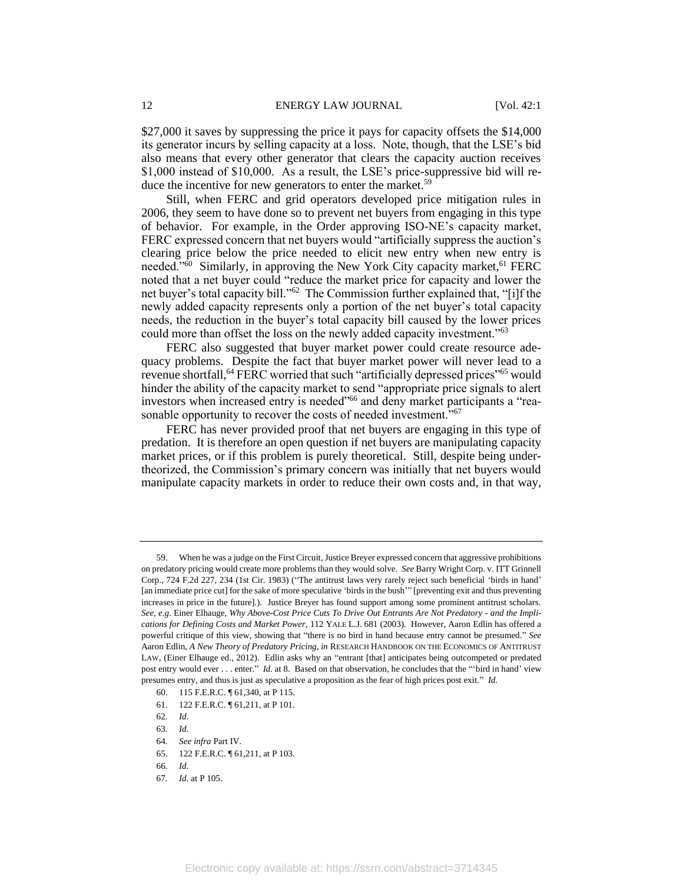$27,000 it saves by suppressing the price it pays for capacity offsets the $14,000 its generator incurs by selling capacity at a loss. Note, though, that the LSE's bid also means that every other generator that clears the capacity auction receives $1,000 instead of $10,000. As a result, the LSE's price-suppressive bid will reduce the incentive for new generators to enter the market.[59]

Still, when FERC and grid operators developed price mitigation rules in 2006, they seem to have done so to prevent net buyers from engaging in this type of behavior. For example, in the Order approving ISO-NE's capacity market, FERC expressed concern that net buyers would "artificially suppress the auction's clearing price below the price needed to elicit new entry when new entry is needed."[60] Similarly, in approving the New York City capacity market,[61] FERC noted that a net buyer could "reduce the market price for capacity and lower the net buyer's total capacity bill."[62] The Commission further explained that, "[i]f the newly added capacity represents only a portion of the net buyer's total capacity needs, the reduction in the buyer's total capacity bill caused by the lower prices could more than offset the loss on the newly added capacity investment."[63]

FERC also suggested that buyer market power could create resource adequacy problems. Despite the fact that buyer market power will never lead to a revenue shortfall,[64] FERC worried that such "artificially depressed prices"[65] would hinder the ability of the capacity market to send "appropriate price signals to alert investors when increased entry is needed"[66] and deny market participants a "reasonable opportunity to recover the costs of needed investment."[67]

FERC has never provided proof that net buyers are engaging in this type of predation. It is therefore an open question if net buyers are manipulating capacity market prices, or if this problem is purely theoretical. Still, despite being undertheorized, the Commission's primary concern was initially that net buyers would manipulate capacity markets in order to reduce their own costs and, in that way,

---

59. When he was a judge on the First Circuit, Justice Breyer expressed concern that aggressive prohibitions on predatory pricing would create more problems than they would solve. *See* Barry Wright Corp. v. ITT Grinnell Corp., 724 F.2d 227, 234 (1st Cir. 1983) ("The antitrust laws very rarely reject such beneficial 'birds in hand' [an immediate price cut] for the sake of more speculative 'birds in the bush'" [preventing exit and thus preventing increases in price in the future].). Justice Breyer has found support among some prominent antitrust scholars. *See, e.g*. Einer Elhauge, *Why Above-Cost Price Cuts To Drive Out Entrants Are Not Predatory - and the Implications for Defining Costs and Market Power*, 112 YALE L.J. 681 (2003). However, Aaron Edlin has offered a powerful critique of this view, showing that "there is no bird in hand because entry cannot be presumed." *See* Aaron Edlin, *A New Theory of Predatory Pricing*, *in* RESEARCH HANDBOOK ON THE ECONOMICS OF ANTITRUST LAW, (Einer Elhauge ed., 2012). Edlin asks why an "entrant [that] anticipates being outcompeted or predated post entry would ever . . . enter." *Id.* at 8. Based on that observation, he concludes that the "'bird in hand' view presumes entry, and thus is just as speculative a proposition as the fear of high prices post exit." *Id.*

60. 115 F.E.R.C. ¶ 61,340, at P 115.

61. 122 F.E.R.C. ¶ 61,211, at P 101.

62. *Id*.

63. *Id.*

64. *See infra* Part IV.

65. 122 F.E.R.C. ¶ 61,211, at P 103.

66. *Id.*

67. *Id.* at P 105.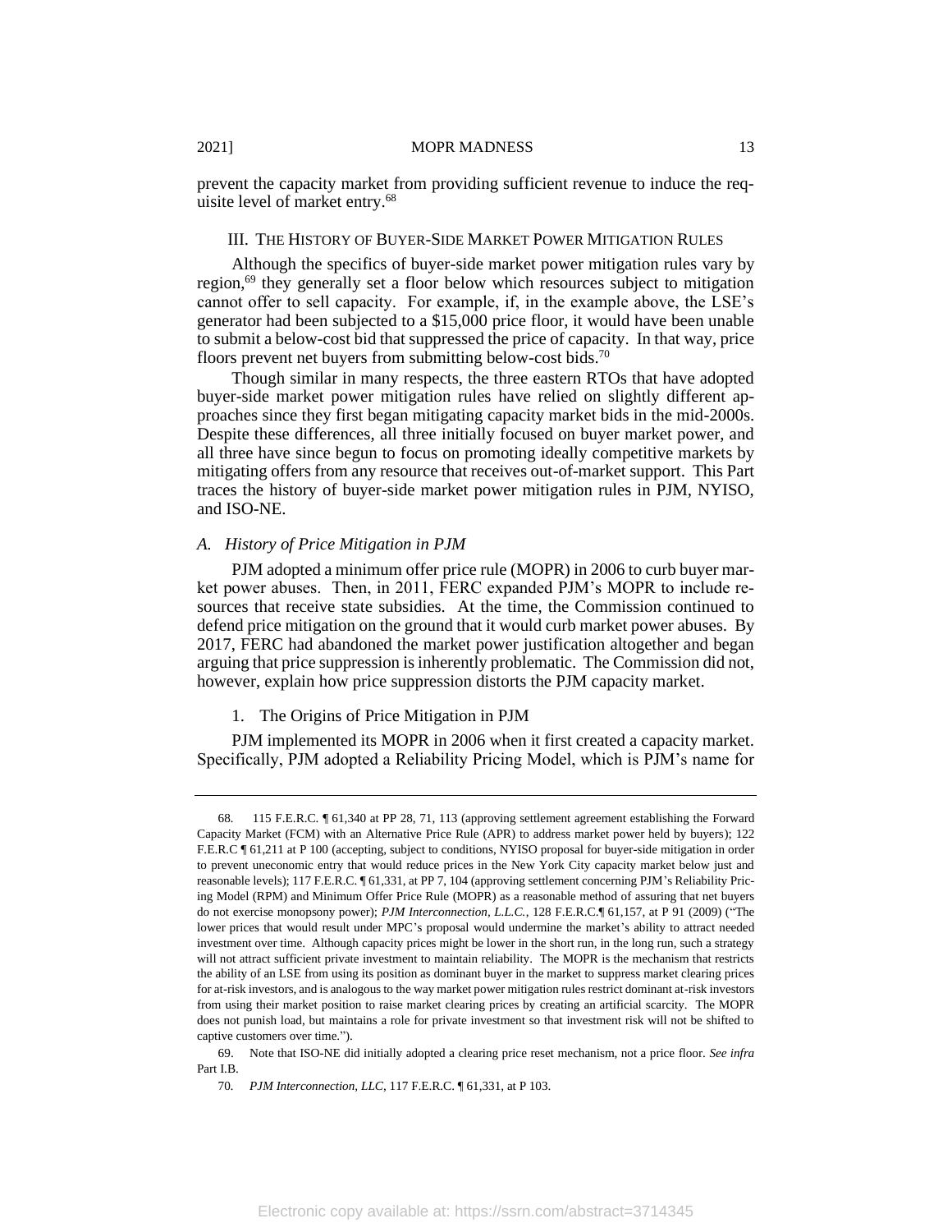prevent the capacity market from providing sufficient revenue to induce the requisite level of market entry.[68]

## III. The History of Buyer-Side Market Power Mitigation Rules

Although the specifics of buyer-side market power mitigation rules vary by region,[69] they generally set a floor below which resources subject to mitigation cannot offer to sell capacity. For example, if, in the example above, the LSE's generator had been subjected to a $15,000 price floor, it would have been unable to submit a below-cost bid that suppressed the price of capacity. In that way, price floors prevent net buyers from submitting below-cost bids.[70]

Though similar in many respects, the three eastern RTOs that have adopted buyer-side market power mitigation rules have relied on slightly different approaches since they first began mitigating capacity market bids in the mid-2000s. Despite these differences, all three initially focused on buyer market power, and all three have since begun to focus on promoting ideally competitive markets by mitigating offers from any resource that receives out-of-market support. This Part traces the history of buyer-side market power mitigation rules in PJM, NYISO, and ISO-NE.

### *A. History of Price Mitigation in PJM*

PJM adopted a minimum offer price rule (MOPR) in 2006 to curb buyer market power abuses. Then, in 2011, FERC expanded PJM's MOPR to include resources that receive state subsidies. At the time, the Commission continued to defend price mitigation on the ground that it would curb market power abuses. By 2017, FERC had abandoned the market power justification altogether and began arguing that price suppression is inherently problematic. The Commission did not, however, explain how price suppression distorts the PJM capacity market.

#### 1. The Origins of Price Mitigation in PJM

PJM implemented its MOPR in 2006 when it first created a capacity market. Specifically, PJM adopted a Reliability Pricing Model, which is PJM's name for

---

68. 115 F.E.R.C. ¶ 61,340 at PP 28, 71, 113 (approving settlement agreement establishing the Forward Capacity Market (FCM) with an Alternative Price Rule (APR) to address market power held by buyers); 122 F.E.R.C ¶ 61,211 at P 100 (accepting, subject to conditions, NYISO proposal for buyer-side mitigation in order to prevent uneconomic entry that would reduce prices in the New York City capacity market below just and reasonable levels); 117 F.E.R.C. ¶ 61,331, at PP 7, 104 (approving settlement concerning PJM's Reliability Pricing Model (RPM) and Minimum Offer Price Rule (MOPR) as a reasonable method of assuring that net buyers do not exercise monopsony power); *PJM Interconnection, L.L.C.*, 128 F.E.R.C.¶ 61,157, at P 91 (2009) ("The lower prices that would result under MPC's proposal would undermine the market's ability to attract needed investment over time. Although capacity prices might be lower in the short run, in the long run, such a strategy will not attract sufficient private investment to maintain reliability. The MOPR is the mechanism that restricts the ability of an LSE from using its position as dominant buyer in the market to suppress market clearing prices for at-risk investors, and is analogous to the way market power mitigation rules restrict dominant at-risk investors from using their market position to raise market clearing prices by creating an artificial scarcity. The MOPR does not punish load, but maintains a role for private investment so that investment risk will not be shifted to captive customers over time.").

69. Note that ISO-NE did initially adopted a clearing price reset mechanism, not a price floor. *See infra* Part I.B.

70. *PJM Interconnection, LLC*, 117 F.E.R.C. ¶ 61,331, at P 103.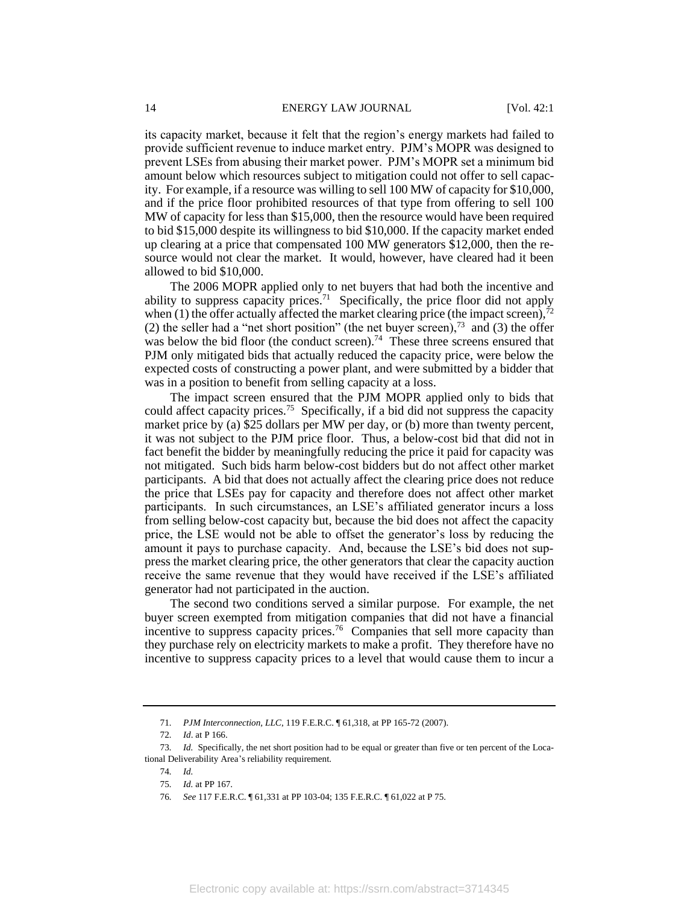its capacity market, because it felt that the region's energy markets had failed to provide sufficient revenue to induce market entry. PJM's MOPR was designed to prevent LSEs from abusing their market power. PJM's MOPR set a minimum bid amount below which resources subject to mitigation could not offer to sell capacity. For example, if a resource was willing to sell 100 MW of capacity for $10,000, and if the price floor prohibited resources of that type from offering to sell 100 MW of capacity for less than $15,000, then the resource would have been required to bid $15,000 despite its willingness to bid $10,000. If the capacity market ended up clearing at a price that compensated 100 MW generators $12,000, then the resource would not clear the market. It would, however, have cleared had it been allowed to bid $10,000.

The 2006 MOPR applied only to net buyers that had both the incentive and ability to suppress capacity prices.[71] Specifically, the price floor did not apply when (1) the offer actually affected the market clearing price (the impact screen),[72] (2) the seller had a "net short position" (the net buyer screen),[73] and (3) the offer was below the bid floor (the conduct screen).[74] These three screens ensured that PJM only mitigated bids that actually reduced the capacity price, were below the expected costs of constructing a power plant, and were submitted by a bidder that was in a position to benefit from selling capacity at a loss.

The impact screen ensured that the PJM MOPR applied only to bids that could affect capacity prices.[75] Specifically, if a bid did not suppress the capacity market price by (a) $25 dollars per MW per day, or (b) more than twenty percent, it was not subject to the PJM price floor. Thus, a below-cost bid that did not in fact benefit the bidder by meaningfully reducing the price it paid for capacity was not mitigated. Such bids harm below-cost bidders but do not affect other market participants. A bid that does not actually affect the clearing price does not reduce the price that LSEs pay for capacity and therefore does not affect other market participants. In such circumstances, an LSE's affiliated generator incurs a loss from selling below-cost capacity but, because the bid does not affect the capacity price, the LSE would not be able to offset the generator's loss by reducing the amount it pays to purchase capacity. And, because the LSE's bid does not suppress the market clearing price, the other generators that clear the capacity auction receive the same revenue that they would have received if the LSE's affiliated generator had not participated in the auction.

The second two conditions served a similar purpose. For example, the net buyer screen exempted from mitigation companies that did not have a financial incentive to suppress capacity prices.[76] Companies that sell more capacity than they purchase rely on electricity markets to make a profit. They therefore have no incentive to suppress capacity prices to a level that would cause them to incur a

---

71. *PJM Interconnection, LLC*, 119 F.E.R.C. ¶ 61,318, at PP 165-72 (2007).

72. *Id*. at P 166.

73. *Id.* Specifically, the net short position had to be equal or greater than five or ten percent of the Locational Deliverability Area's reliability requirement.

74. *Id.*

75. *Id.* at PP 167.

76. *See* 117 F.E.R.C. ¶ 61,331 at PP 103-04; 135 F.E.R.C. ¶ 61,022 at P 75.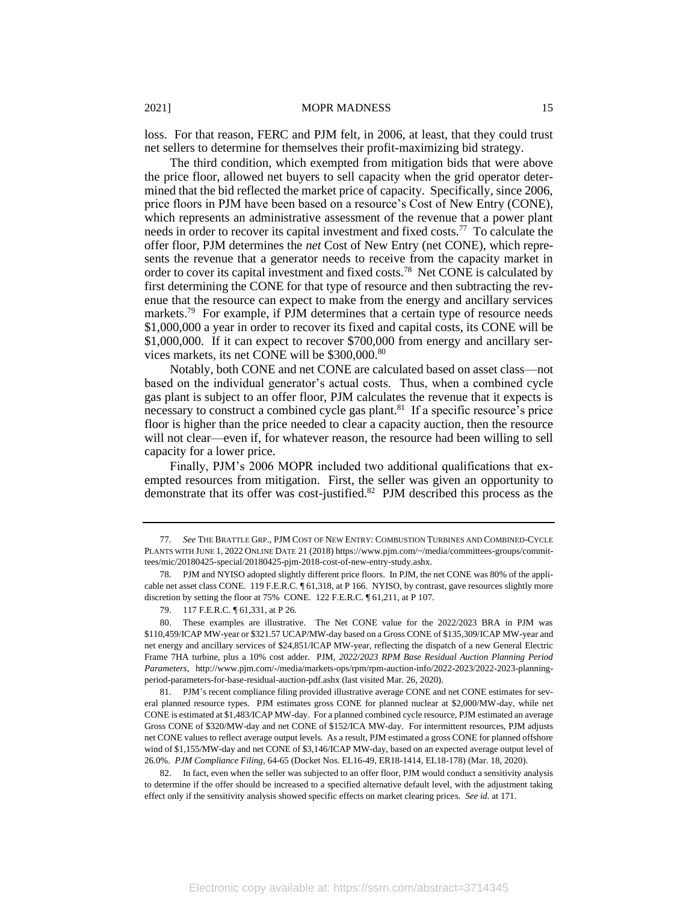loss. For that reason, FERC and PJM felt, in 2006, at least, that they could trust net sellers to determine for themselves their profit-maximizing bid strategy.

The third condition, which exempted from mitigation bids that were above the price floor, allowed net buyers to sell capacity when the grid operator determined that the bid reflected the market price of capacity. Specifically, since 2006, price floors in PJM have been based on a resource's Cost of New Entry (CONE), which represents an administrative assessment of the revenue that a power plant needs in order to recover its capital investment and fixed costs.[77] To calculate the offer floor, PJM determines the *net* Cost of New Entry (net CONE), which represents the revenue that a generator needs to receive from the capacity market in order to cover its capital investment and fixed costs.[78] Net CONE is calculated by first determining the CONE for that type of resource and then subtracting the revenue that the resource can expect to make from the energy and ancillary services markets.[79] For example, if PJM determines that a certain type of resource needs $1,000,000 a year in order to recover its fixed and capital costs, its CONE will be $1,000,000. If it can expect to recover $700,000 from energy and ancillary services markets, its net CONE will be $300,000.[80]

Notably, both CONE and net CONE are calculated based on asset class—not based on the individual generator's actual costs. Thus, when a combined cycle gas plant is subject to an offer floor, PJM calculates the revenue that it expects is necessary to construct a combined cycle gas plant.[81] If a specific resource's price floor is higher than the price needed to clear a capacity auction, then the resource will not clear—even if, for whatever reason, the resource had been willing to sell capacity for a lower price.

Finally, PJM's 2006 MOPR included two additional qualifications that exempted resources from mitigation. First, the seller was given an opportunity to demonstrate that its offer was cost-justified.[82] PJM described this process as the

---

77. *See* THE BRATTLE GRP., PJM COST OF NEW ENTRY: COMBUSTION TURBINES AND COMBINED-CYCLE PLANTS WITH JUNE 1, 2022 ONLINE DATE 21 (2018) https://www.pjm.com/~/media/committees-groups/committees/mic/20180425-special/20180425-pjm-2018-cost-of-new-entry-study.ashx.

78. PJM and NYISO adopted slightly different price floors. In PJM, the net CONE was 80% of the applicable net asset class CONE. 119 F.E.R.C. ¶ 61,318, at P 166. NYISO, by contrast, gave resources slightly more discretion by setting the floor at 75% CONE. 122 F.E.R.C. ¶ 61,211, at P 107.

79. 117 F.E.R.C. ¶ 61,331, at P 26.

80. These examples are illustrative. The Net CONE value for the 2022/2023 BRA in PJM was $110,459/ICAP MW-year or $321.57 UCAP/MW-day based on a Gross CONE of $135,309/ICAP MW-year and net energy and ancillary services of $24,851/ICAP MW-year, reflecting the dispatch of a new General Electric Frame 7HA turbine, plus a 10% cost adder. PJM, *2022/2023 RPM Base Residual Auction Planning Period Parameters*, http://www.pjm.com/-/media/markets-ops/rpm/rpm-auction-info/2022-2023/2022-2023-planning-period-parameters-for-base-residual-auction-pdf.ashx (last visited Mar. 26, 2020).

81. PJM's recent compliance filing provided illustrative average CONE and net CONE estimates for several planned resource types. PJM estimates gross CONE for planned nuclear at $2,000/MW-day, while net CONE is estimated at $1,483/ICAP MW-day. For a planned combined cycle resource, PJM estimated an average Gross CONE of $320/MW-day and net CONE of $152/ICA MW-day. For intermittent resources, PJM adjusts net CONE values to reflect average output levels. As a result, PJM estimated a gross CONE for planned offshore wind of $1,155/MW-day and net CONE of $3,146/ICAP MW-day, based on an expected average output level of 26.0%. *PJM Compliance Filing*, 64-65 (Docket Nos. EL16-49, ER18-1414, EL18-178) (Mar. 18, 2020).

82. In fact, even when the seller was subjected to an offer floor, PJM would conduct a sensitivity analysis to determine if the offer should be increased to a specified alternative default level, with the adjustment taking effect only if the sensitivity analysis showed specific effects on market clearing prices. *See id.* at 171.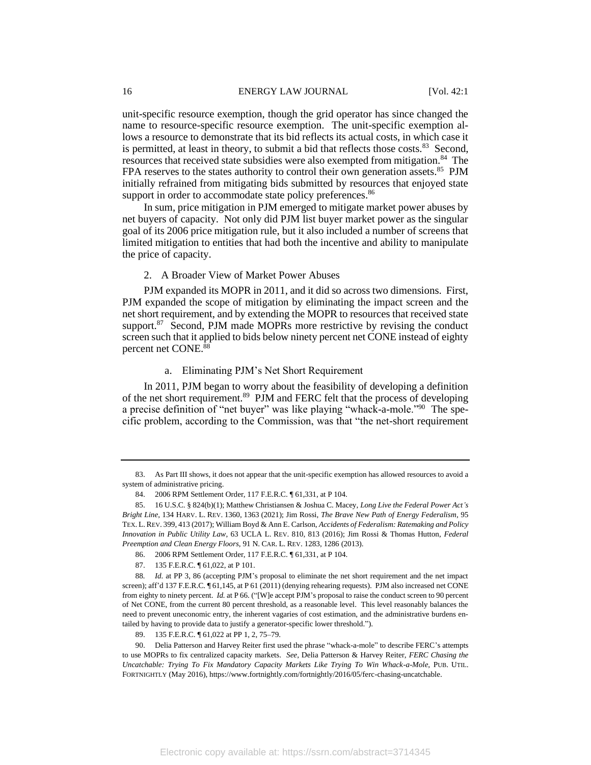unit-specific resource exemption, though the grid operator has since changed the name to resource-specific resource exemption. The unit-specific exemption allows a resource to demonstrate that its bid reflects its actual costs, in which case it is permitted, at least in theory, to submit a bid that reflects those costs.[83] Second, resources that received state subsidies were also exempted from mitigation.[84] The FPA reserves to the states authority to control their own generation assets.[85] PJM initially refrained from mitigating bids submitted by resources that enjoyed state support in order to accommodate state policy preferences.[86]

In sum, price mitigation in PJM emerged to mitigate market power abuses by net buyers of capacity. Not only did PJM list buyer market power as the singular goal of its 2006 price mitigation rule, but it also included a number of screens that limited mitigation to entities that had both the incentive and ability to manipulate the price of capacity.

### 2. A Broader View of Market Power Abuses

PJM expanded its MOPR in 2011, and it did so across two dimensions. First, PJM expanded the scope of mitigation by eliminating the impact screen and the net short requirement, and by extending the MOPR to resources that received state support.[87] Second, PJM made MOPRs more restrictive by revising the conduct screen such that it applied to bids below ninety percent net CONE instead of eighty percent net CONE.[88]

#### a. Eliminating PJM's Net Short Requirement

In 2011, PJM began to worry about the feasibility of developing a definition of the net short requirement.[89] PJM and FERC felt that the process of developing a precise definition of "net buyer" was like playing "whack-a-mole."[90] The specific problem, according to the Commission, was that "the net-short requirement

---

83. As Part III shows, it does not appear that the unit-specific exemption has allowed resources to avoid a system of administrative pricing.

84. 2006 RPM Settlement Order, 117 F.E.R.C. ¶ 61,331, at P 104.

85. 16 U.S.C. § 824(b)(1); Matthew Christiansen & Joshua C. Macey, *Long Live the Federal Power Act's Bright Line*, 134 HARV. L. REV. 1360, 1363 (2021); Jim Rossi, *The Brave New Path of Energy Federalism*, 95 TEX. L. REV. 399, 413 (2017); William Boyd & Ann E. Carlson, *Accidents of Federalism: Ratemaking and Policy Innovation in Public Utility Law*, 63 UCLA L. REV. 810, 813 (2016); Jim Rossi & Thomas Hutton, *Federal Preemption and Clean Energy Floors*, 91 N. CAR. L. REV. 1283, 1286 (2013).

86. 2006 RPM Settlement Order, 117 F.E.R.C. ¶ 61,331, at P 104.

87. 135 F.E.R.C. ¶ 61,022, at P 101.

88. *Id.* at PP 3, 86 (accepting PJM's proposal to eliminate the net short requirement and the net impact screen); aff'd 137 F.E.R.C. ¶ 61,145, at P 61 (2011) (denying rehearing requests). PJM also increased net CONE from eighty to ninety percent. *Id.* at P 66. ("[W]e accept PJM's proposal to raise the conduct screen to 90 percent of Net CONE, from the current 80 percent threshold, as a reasonable level. This level reasonably balances the need to prevent uneconomic entry, the inherent vagaries of cost estimation, and the administrative burdens entailed by having to provide data to justify a generator-specific lower threshold.").

89. 135 F.E.R.C. ¶ 61,022 at PP 1, 2, 75–79.

90. Delia Patterson and Harvey Reiter first used the phrase "whack-a-mole" to describe FERC's attempts to use MOPRs to fix centralized capacity markets. *See*, Delia Patterson & Harvey Reiter, *FERC Chasing the Uncatchable: Trying To Fix Mandatory Capacity Markets Like Trying To Win Whack-a-Mole*, PUB. UTIL. FORTNIGHTLY (May 2016), https://www.fortnightly.com/fortnightly/2016/05/ferc-chasing-uncatchable.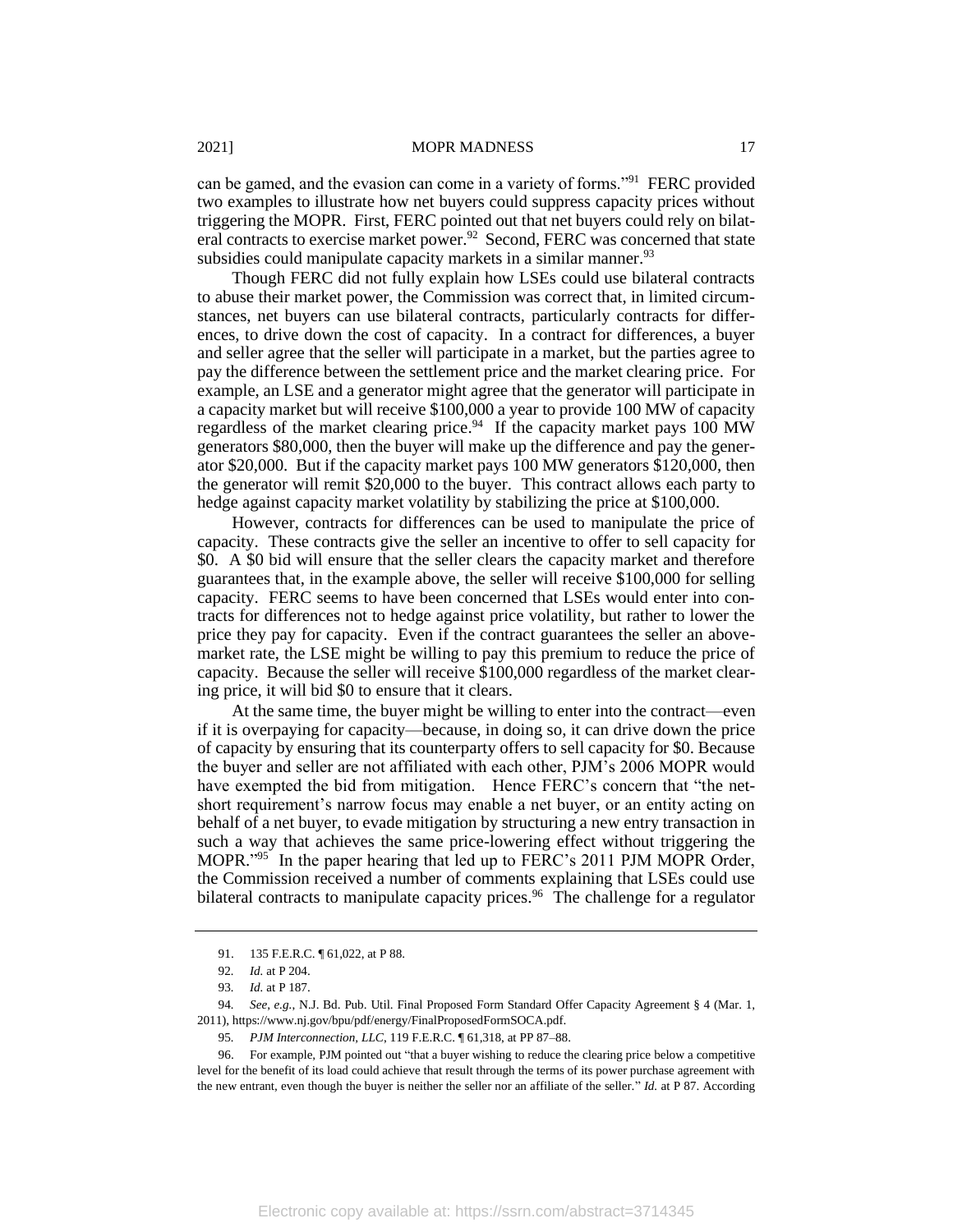can be gamed, and the evasion can come in a variety of forms."[91] FERC provided two examples to illustrate how net buyers could suppress capacity prices without triggering the MOPR. First, FERC pointed out that net buyers could rely on bilateral contracts to exercise market power.[92] Second, FERC was concerned that state subsidies could manipulate capacity markets in a similar manner.[93]

Though FERC did not fully explain how LSEs could use bilateral contracts to abuse their market power, the Commission was correct that, in limited circumstances, net buyers can use bilateral contracts, particularly contracts for differences, to drive down the cost of capacity. In a contract for differences, a buyer and seller agree that the seller will participate in a market, but the parties agree to pay the difference between the settlement price and the market clearing price. For example, an LSE and a generator might agree that the generator will participate in a capacity market but will receive $100,000 a year to provide 100 MW of capacity regardless of the market clearing price.[94] If the capacity market pays 100 MW generators $80,000, then the buyer will make up the difference and pay the generator $20,000. But if the capacity market pays 100 MW generators $120,000, then the generator will remit $20,000 to the buyer. This contract allows each party to hedge against capacity market volatility by stabilizing the price at $100,000.

However, contracts for differences can be used to manipulate the price of capacity. These contracts give the seller an incentive to offer to sell capacity for $0. A $0 bid will ensure that the seller clears the capacity market and therefore guarantees that, in the example above, the seller will receive $100,000 for selling capacity. FERC seems to have been concerned that LSEs would enter into contracts for differences not to hedge against price volatility, but rather to lower the price they pay for capacity. Even if the contract guarantees the seller an above-market rate, the LSE might be willing to pay this premium to reduce the price of capacity. Because the seller will receive $100,000 regardless of the market clearing price, it will bid $0 to ensure that it clears.

At the same time, the buyer might be willing to enter into the contract—even if it is overpaying for capacity—because, in doing so, it can drive down the price of capacity by ensuring that its counterparty offers to sell capacity for $0. Because the buyer and seller are not affiliated with each other, PJM's 2006 MOPR would have exempted the bid from mitigation. Hence FERC's concern that "the net-short requirement's narrow focus may enable a net buyer, or an entity acting on behalf of a net buyer, to evade mitigation by structuring a new entry transaction in such a way that achieves the same price-lowering effect without triggering the MOPR."[95] In the paper hearing that led up to FERC's 2011 PJM MOPR Order, the Commission received a number of comments explaining that LSEs could use bilateral contracts to manipulate capacity prices.[96] The challenge for a regulator

---

91. 135 F.E.R.C. ¶ 61,022, at P 88.

92. *Id.* at P 204.

93. *Id.* at P 187.

94. *See, e.g.*, N.J. Bd. Pub. Util. Final Proposed Form Standard Offer Capacity Agreement § 4 (Mar. 1, 2011), https://www.nj.gov/bpu/pdf/energy/FinalProposedFormSOCA.pdf.

95. *PJM Interconnection, LLC*, 119 F.E.R.C. ¶ 61,318, at PP 87–88.

96. For example, PJM pointed out "that a buyer wishing to reduce the clearing price below a competitive level for the benefit of its load could achieve that result through the terms of its power purchase agreement with the new entrant, even though the buyer is neither the seller nor an affiliate of the seller." *Id.* at P 87. According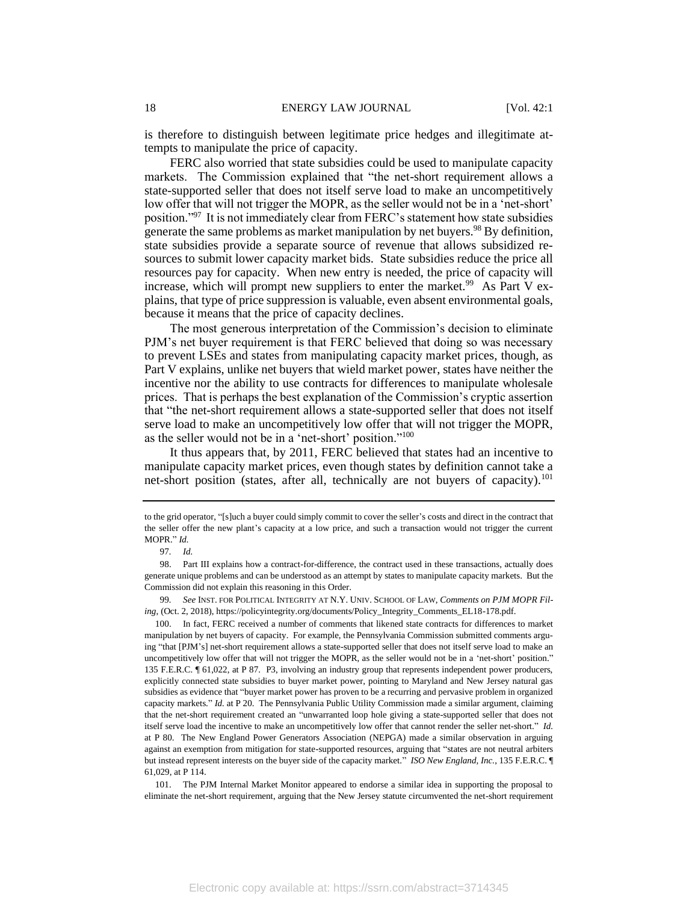is therefore to distinguish between legitimate price hedges and illegitimate attempts to manipulate the price of capacity.

FERC also worried that state subsidies could be used to manipulate capacity markets. The Commission explained that "the net-short requirement allows a state-supported seller that does not itself serve load to make an uncompetitively low offer that will not trigger the MOPR, as the seller would not be in a 'net-short' position."[97] It is not immediately clear from FERC's statement how state subsidies generate the same problems as market manipulation by net buyers.[98] By definition, state subsidies provide a separate source of revenue that allows subsidized resources to submit lower capacity market bids. State subsidies reduce the price all resources pay for capacity. When new entry is needed, the price of capacity will increase, which will prompt new suppliers to enter the market.[99] As Part V explains, that type of price suppression is valuable, even absent environmental goals, because it means that the price of capacity declines.

The most generous interpretation of the Commission's decision to eliminate PJM's net buyer requirement is that FERC believed that doing so was necessary to prevent LSEs and states from manipulating capacity market prices, though, as Part V explains, unlike net buyers that wield market power, states have neither the incentive nor the ability to use contracts for differences to manipulate wholesale prices. That is perhaps the best explanation of the Commission's cryptic assertion that "the net-short requirement allows a state-supported seller that does not itself serve load to make an uncompetitively low offer that will not trigger the MOPR, as the seller would not be in a 'net-short' position."[100]

It thus appears that, by 2011, FERC believed that states had an incentive to manipulate capacity market prices, even though states by definition cannot take a net-short position (states, after all, technically are not buyers of capacity).[101]

---

to the grid operator, "[s]uch a buyer could simply commit to cover the seller's costs and direct in the contract that the seller offer the new plant's capacity at a low price, and such a transaction would not trigger the current MOPR." *Id.*

97. *Id.*

98. Part III explains how a contract-for-difference, the contract used in these transactions, actually does generate unique problems and can be understood as an attempt by states to manipulate capacity markets. But the Commission did not explain this reasoning in this Order.

99. *See* INST. FOR POLITICAL INTEGRITY AT N.Y. UNIV. SCHOOL OF LAW, *Comments on PJM MOPR Filing*, (Oct. 2, 2018), https://policyintegrity.org/documents/Policy_Integrity_Comments_EL18-178.pdf.

100. In fact, FERC received a number of comments that likened state contracts for differences to market manipulation by net buyers of capacity. For example, the Pennsylvania Commission submitted comments arguing "that [PJM's] net-short requirement allows a state-supported seller that does not itself serve load to make an uncompetitively low offer that will not trigger the MOPR, as the seller would not be in a 'net-short' position." 135 F.E.R.C. ¶ 61,022, at P 87. P3, involving an industry group that represents independent power producers, explicitly connected state subsidies to buyer market power, pointing to Maryland and New Jersey natural gas subsidies as evidence that "buyer market power has proven to be a recurring and pervasive problem in organized capacity markets." *Id.* at P 20. The Pennsylvania Public Utility Commission made a similar argument, claiming that the net-short requirement created an "unwarranted loop hole giving a state-supported seller that does not itself serve load the incentive to make an uncompetitively low offer that cannot render the seller net-short." *Id.* at P 80. The New England Power Generators Association (NEPGA) made a similar observation in arguing against an exemption from mitigation for state-supported resources, arguing that "states are not neutral arbiters but instead represent interests on the buyer side of the capacity market." *ISO New England, Inc.*, 135 F.E.R.C. ¶ 61,029, at P 114.

101. The PJM Internal Market Monitor appeared to endorse a similar idea in supporting the proposal to eliminate the net-short requirement, arguing that the New Jersey statute circumvented the net-short requirement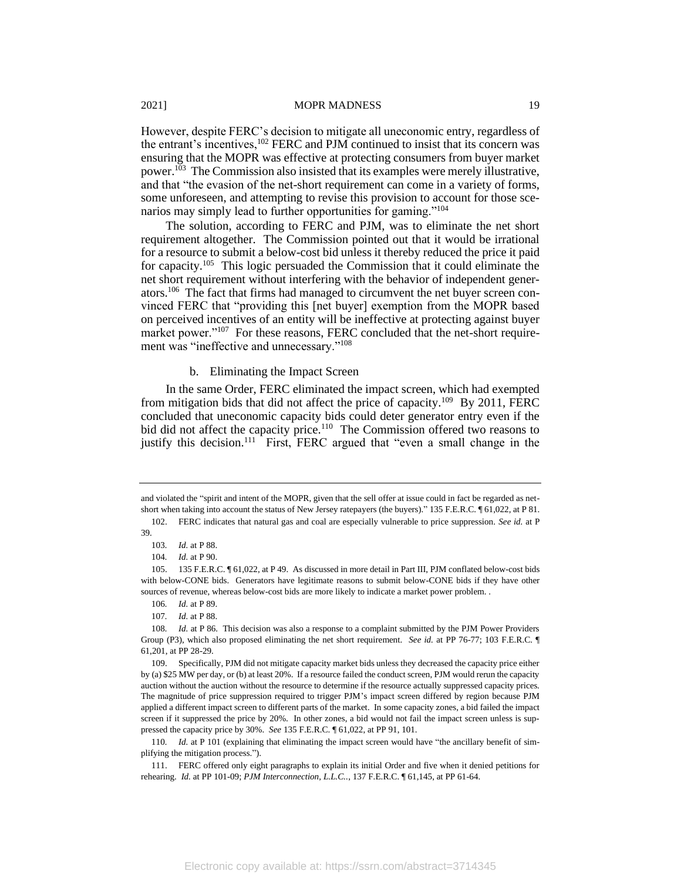However, despite FERC's decision to mitigate all uneconomic entry, regardless of the entrant's incentives,[102] FERC and PJM continued to insist that its concern was ensuring that the MOPR was effective at protecting consumers from buyer market power.[103] The Commission also insisted that its examples were merely illustrative, and that "the evasion of the net-short requirement can come in a variety of forms, some unforeseen, and attempting to revise this provision to account for those scenarios may simply lead to further opportunities for gaming."[104]

The solution, according to FERC and PJM, was to eliminate the net short requirement altogether. The Commission pointed out that it would be irrational for a resource to submit a below-cost bid unless it thereby reduced the price it paid for capacity.[105] This logic persuaded the Commission that it could eliminate the net short requirement without interfering with the behavior of independent generators.[106] The fact that firms had managed to circumvent the net buyer screen convinced FERC that "providing this [net buyer] exemption from the MOPR based on perceived incentives of an entity will be ineffective at protecting against buyer market power."[107] For these reasons, FERC concluded that the net-short requirement was "ineffective and unnecessary."[108]

### b. Eliminating the Impact Screen

In the same Order, FERC eliminated the impact screen, which had exempted from mitigation bids that did not affect the price of capacity.[109] By 2011, FERC concluded that uneconomic capacity bids could deter generator entry even if the bid did not affect the capacity price.[110] The Commission offered two reasons to justify this decision.[111] First, FERC argued that "even a small change in the

---

and violated the "spirit and intent of the MOPR, given that the sell offer at issue could in fact be regarded as net-short when taking into account the status of New Jersey ratepayers (the buyers)." 135 F.E.R.C. ¶ 61,022, at P 81.

102. FERC indicates that natural gas and coal are especially vulnerable to price suppression. *See id.* at P 39.

103. *Id.* at P 88.

104. *Id.* at P 90.

105. 135 F.E.R.C. ¶ 61,022, at P 49. As discussed in more detail in Part III, PJM conflated below-cost bids with below-CONE bids. Generators have legitimate reasons to submit below-CONE bids if they have other sources of revenue, whereas below-cost bids are more likely to indicate a market power problem. .

106. *Id.* at P 89.

107. *Id.* at P 88.

108. *Id.* at P 86. This decision was also a response to a complaint submitted by the PJM Power Providers Group (P3), which also proposed eliminating the net short requirement. *See id.* at PP 76-77; 103 F.E.R.C. ¶ 61,201, at PP 28-29.

109. Specifically, PJM did not mitigate capacity market bids unless they decreased the capacity price either by (a) $25 MW per day, or (b) at least 20%. If a resource failed the conduct screen, PJM would rerun the capacity auction without the auction without the resource to determine if the resource actually suppressed capacity prices. The magnitude of price suppression required to trigger PJM's impact screen differed by region because PJM applied a different impact screen to different parts of the market. In some capacity zones, a bid failed the impact screen if it suppressed the price by 20%. In other zones, a bid would not fail the impact screen unless is suppressed the capacity price by 30%. *See* 135 F.E.R.C. ¶ 61,022, at PP 91, 101.

110. *Id.* at P 101 (explaining that eliminating the impact screen would have "the ancillary benefit of simplifying the mitigation process.").

111. FERC offered only eight paragraphs to explain its initial Order and five when it denied petitions for rehearing. *Id.* at PP 101-09; *PJM Interconnection, L.L.C.*, 137 F.E.R.C. ¶ 61,145, at PP 61-64.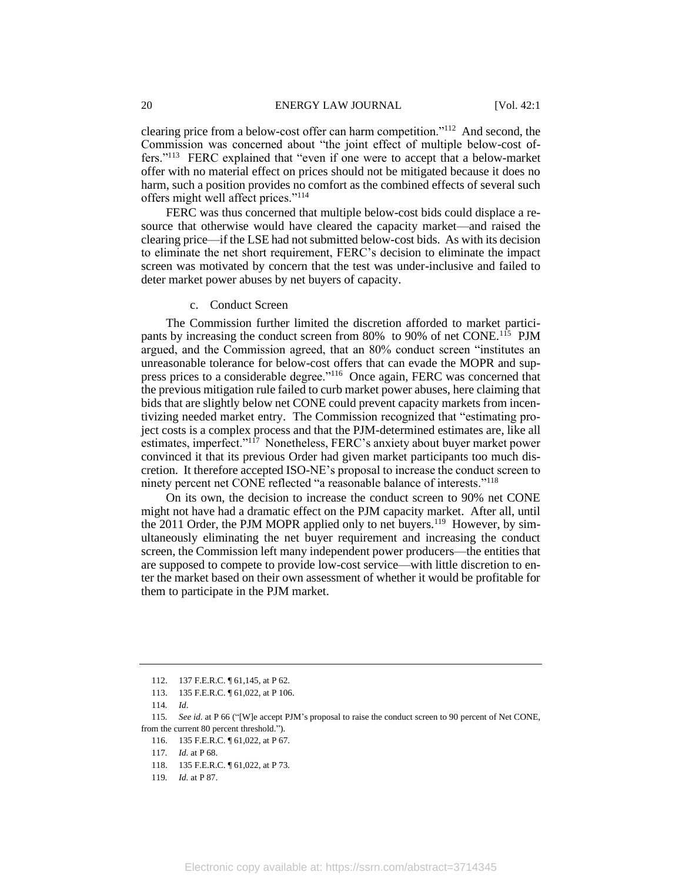clearing price from a below-cost offer can harm competition."[112] And second, the Commission was concerned about "the joint effect of multiple below-cost offers."[113] FERC explained that "even if one were to accept that a below-market offer with no material effect on prices should not be mitigated because it does no harm, such a position provides no comfort as the combined effects of several such offers might well affect prices."[114]

FERC was thus concerned that multiple below-cost bids could displace a resource that otherwise would have cleared the capacity market—and raised the clearing price—if the LSE had not submitted below-cost bids. As with its decision to eliminate the net short requirement, FERC's decision to eliminate the impact screen was motivated by concern that the test was under-inclusive and failed to deter market power abuses by net buyers of capacity.

c. Conduct Screen

The Commission further limited the discretion afforded to market participants by increasing the conduct screen from 80% to 90% of net CONE.[115] PJM argued, and the Commission agreed, that an 80% conduct screen "institutes an unreasonable tolerance for below-cost offers that can evade the MOPR and suppress prices to a considerable degree."[116] Once again, FERC was concerned that the previous mitigation rule failed to curb market power abuses, here claiming that bids that are slightly below net CONE could prevent capacity markets from incentivizing needed market entry. The Commission recognized that "estimating project costs is a complex process and that the PJM-determined estimates are, like all estimates, imperfect."[117] Nonetheless, FERC's anxiety about buyer market power convinced it that its previous Order had given market participants too much discretion. It therefore accepted ISO-NE's proposal to increase the conduct screen to ninety percent net CONE reflected "a reasonable balance of interests."[118]

On its own, the decision to increase the conduct screen to 90% net CONE might not have had a dramatic effect on the PJM capacity market. After all, until the 2011 Order, the PJM MOPR applied only to net buyers.[119] However, by simultaneously eliminating the net buyer requirement and increasing the conduct screen, the Commission left many independent power producers—the entities that are supposed to compete to provide low-cost service—with little discretion to enter the market based on their own assessment of whether it would be profitable for them to participate in the PJM market.

---

112. 137 F.E.R.C. ¶ 61,145, at P 62.

113. 135 F.E.R.C. ¶ 61,022, at P 106.

114. *Id*.

115. *See id.* at P 66 ("[W]e accept PJM's proposal to raise the conduct screen to 90 percent of Net CONE, from the current 80 percent threshold.").

116. 135 F.E.R.C. ¶ 61,022, at P 67.

117. *Id.* at P 68.

118. 135 F.E.R.C. ¶ 61,022, at P 73.

119. *Id.* at P 87.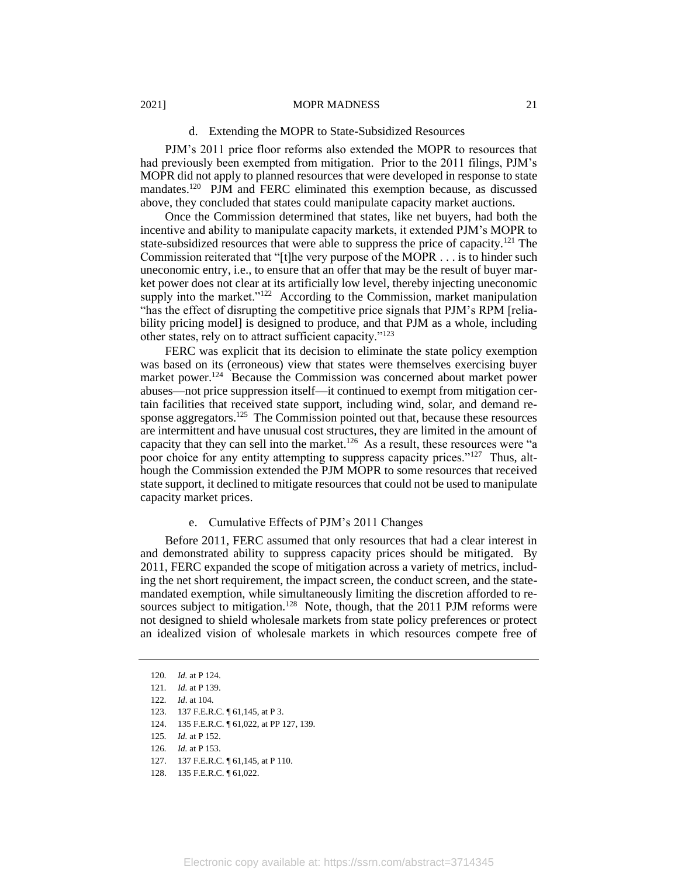#### d. Extending the MOPR to State-Subsidized Resources

PJM's 2011 price floor reforms also extended the MOPR to resources that had previously been exempted from mitigation. Prior to the 2011 filings, PJM's MOPR did not apply to planned resources that were developed in response to state mandates.[120] PJM and FERC eliminated this exemption because, as discussed above, they concluded that states could manipulate capacity market auctions.

Once the Commission determined that states, like net buyers, had both the incentive and ability to manipulate capacity markets, it extended PJM's MOPR to state-subsidized resources that were able to suppress the price of capacity.[121] The Commission reiterated that "[t]he very purpose of the MOPR . . . is to hinder such uneconomic entry, i.e., to ensure that an offer that may be the result of buyer market power does not clear at its artificially low level, thereby injecting uneconomic supply into the market."[122] According to the Commission, market manipulation "has the effect of disrupting the competitive price signals that PJM's RPM [reliability pricing model] is designed to produce, and that PJM as a whole, including other states, rely on to attract sufficient capacity."[123]

FERC was explicit that its decision to eliminate the state policy exemption was based on its (erroneous) view that states were themselves exercising buyer market power.[124] Because the Commission was concerned about market power abuses—not price suppression itself—it continued to exempt from mitigation certain facilities that received state support, including wind, solar, and demand response aggregators.[125] The Commission pointed out that, because these resources are intermittent and have unusual cost structures, they are limited in the amount of capacity that they can sell into the market.[126] As a result, these resources were "a poor choice for any entity attempting to suppress capacity prices."[127] Thus, although the Commission extended the PJM MOPR to some resources that received state support, it declined to mitigate resources that could not be used to manipulate capacity market prices.

#### e. Cumulative Effects of PJM's 2011 Changes

Before 2011, FERC assumed that only resources that had a clear interest in and demonstrated ability to suppress capacity prices should be mitigated. By 2011, FERC expanded the scope of mitigation across a variety of metrics, including the net short requirement, the impact screen, the conduct screen, and the state-mandated exemption, while simultaneously limiting the discretion afforded to resources subject to mitigation.[128] Note, though, that the 2011 PJM reforms were not designed to shield wholesale markets from state policy preferences or protect an idealized vision of wholesale markets in which resources compete free of

---

120. *Id.* at P 124.
121. *Id.* at P 139.
122. *Id*. at 104.
123. 137 F.E.R.C. ¶ 61,145, at P 3.
124. 135 F.E.R.C. ¶ 61,022, at PP 127, 139.
125. *Id.* at P 152.
126. *Id.* at P 153.
127. 137 F.E.R.C. ¶ 61,145, at P 110.
128. 135 F.E.R.C. ¶ 61,022.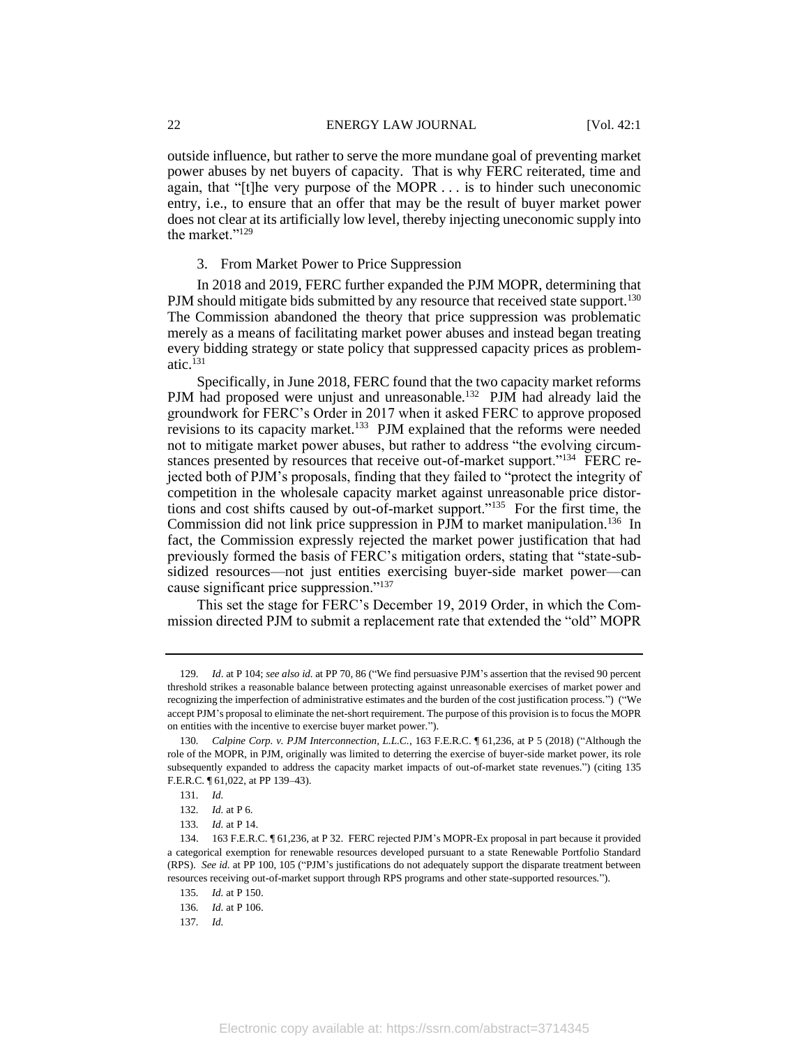outside influence, but rather to serve the more mundane goal of preventing market power abuses by net buyers of capacity. That is why FERC reiterated, time and again, that "[t]he very purpose of the MOPR . . . is to hinder such uneconomic entry, i.e., to ensure that an offer that may be the result of buyer market power does not clear at its artificially low level, thereby injecting uneconomic supply into the market."[129]

### 3. From Market Power to Price Suppression

In 2018 and 2019, FERC further expanded the PJM MOPR, determining that PJM should mitigate bids submitted by any resource that received state support.[130] The Commission abandoned the theory that price suppression was problematic merely as a means of facilitating market power abuses and instead began treating every bidding strategy or state policy that suppressed capacity prices as problematic.[131]

Specifically, in June 2018, FERC found that the two capacity market reforms PJM had proposed were unjust and unreasonable.[132] PJM had already laid the groundwork for FERC's Order in 2017 when it asked FERC to approve proposed revisions to its capacity market.[133] PJM explained that the reforms were needed not to mitigate market power abuses, but rather to address "the evolving circumstances presented by resources that receive out-of-market support."[134] FERC rejected both of PJM's proposals, finding that they failed to "protect the integrity of competition in the wholesale capacity market against unreasonable price distortions and cost shifts caused by out-of-market support."[135] For the first time, the Commission did not link price suppression in PJM to market manipulation.[136] In fact, the Commission expressly rejected the market power justification that had previously formed the basis of FERC's mitigation orders, stating that "state-subsidized resources—not just entities exercising buyer-side market power—can cause significant price suppression."[137]

This set the stage for FERC's December 19, 2019 Order, in which the Commission directed PJM to submit a replacement rate that extended the "old" MOPR

---

129. *Id*. at P 104; *see also id.* at PP 70, 86 ("We find persuasive PJM's assertion that the revised 90 percent threshold strikes a reasonable balance between protecting against unreasonable exercises of market power and recognizing the imperfection of administrative estimates and the burden of the cost justification process.") ("We accept PJM's proposal to eliminate the net-short requirement. The purpose of this provision is to focus the MOPR on entities with the incentive to exercise buyer market power.").

130. *Calpine Corp. v. PJM Interconnection, L.L.C.*, 163 F.E.R.C. ¶ 61,236, at P 5 (2018) ("Although the role of the MOPR, in PJM, originally was limited to deterring the exercise of buyer-side market power, its role subsequently expanded to address the capacity market impacts of out-of-market state revenues.") (citing 135 F.E.R.C. ¶ 61,022, at PP 139–43).

131. *Id.*

132. *Id.* at P 6.

133. *Id.* at P 14.

134. 163 F.E.R.C. ¶ 61,236, at P 32. FERC rejected PJM's MOPR-Ex proposal in part because it provided a categorical exemption for renewable resources developed pursuant to a state Renewable Portfolio Standard (RPS). *See id.* at PP 100, 105 ("PJM's justifications do not adequately support the disparate treatment between resources receiving out-of-market support through RPS programs and other state-supported resources.").

135. *Id.* at P 150.

136. *Id.* at P 106.

137. *Id.*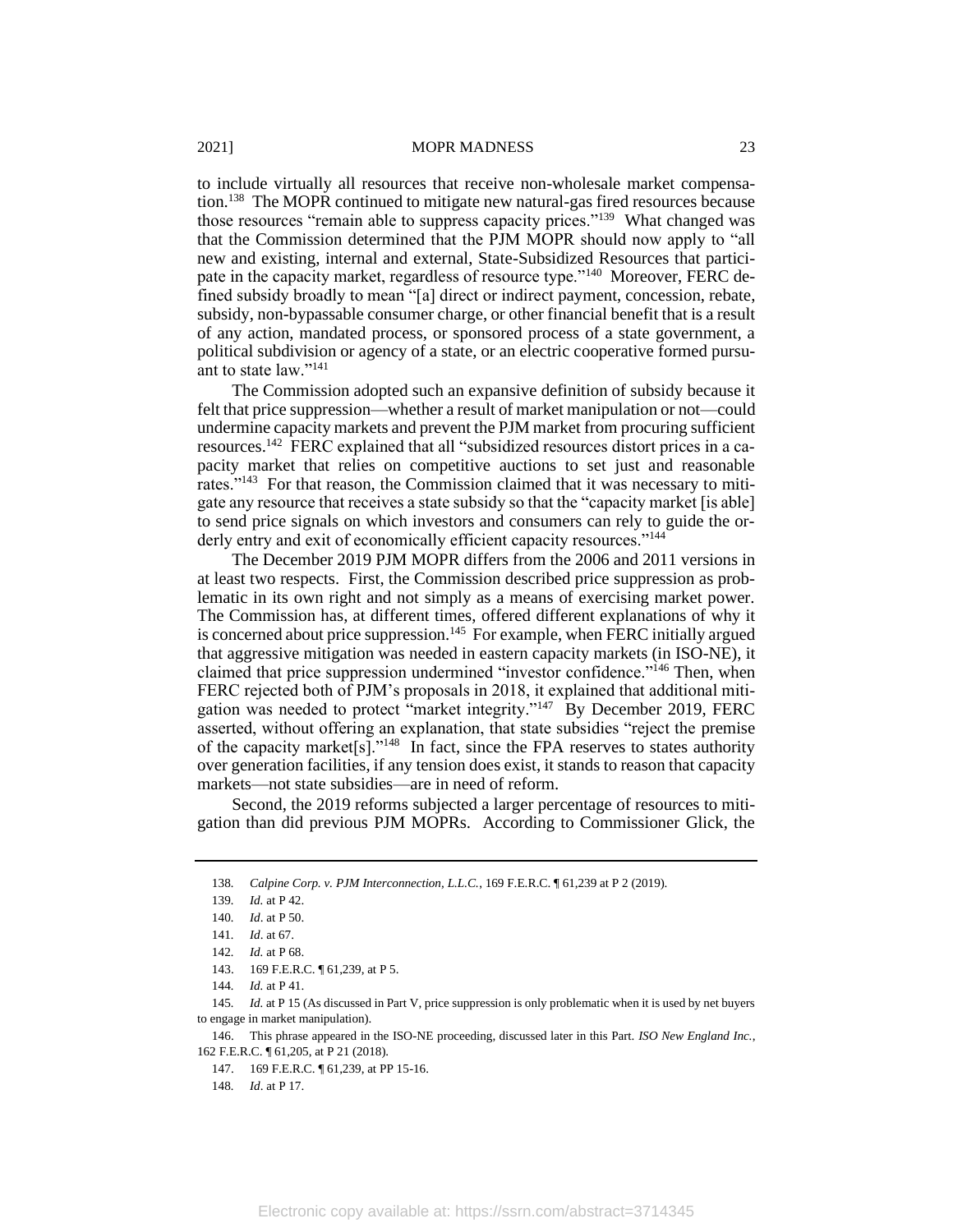to include virtually all resources that receive non-wholesale market compensation.[138] The MOPR continued to mitigate new natural-gas fired resources because those resources "remain able to suppress capacity prices."[139] What changed was that the Commission determined that the PJM MOPR should now apply to "all new and existing, internal and external, State-Subsidized Resources that participate in the capacity market, regardless of resource type."[140] Moreover, FERC defined subsidy broadly to mean "[a] direct or indirect payment, concession, rebate, subsidy, non-bypassable consumer charge, or other financial benefit that is a result of any action, mandated process, or sponsored process of a state government, a political subdivision or agency of a state, or an electric cooperative formed pursuant to state law."[141]

The Commission adopted such an expansive definition of subsidy because it felt that price suppression—whether a result of market manipulation or not—could undermine capacity markets and prevent the PJM market from procuring sufficient resources.[142] FERC explained that all "subsidized resources distort prices in a capacity market that relies on competitive auctions to set just and reasonable rates."[143] For that reason, the Commission claimed that it was necessary to mitigate any resource that receives a state subsidy so that the "capacity market [is able] to send price signals on which investors and consumers can rely to guide the orderly entry and exit of economically efficient capacity resources."[144]

The December 2019 PJM MOPR differs from the 2006 and 2011 versions in at least two respects. First, the Commission described price suppression as problematic in its own right and not simply as a means of exercising market power. The Commission has, at different times, offered different explanations of why it is concerned about price suppression.[145] For example, when FERC initially argued that aggressive mitigation was needed in eastern capacity markets (in ISO-NE), it claimed that price suppression undermined "investor confidence."[146] Then, when FERC rejected both of PJM's proposals in 2018, it explained that additional mitigation was needed to protect "market integrity."[147] By December 2019, FERC asserted, without offering an explanation, that state subsidies "reject the premise of the capacity market[s]."[148] In fact, since the FPA reserves to states authority over generation facilities, if any tension does exist, it stands to reason that capacity markets—not state subsidies—are in need of reform.

Second, the 2019 reforms subjected a larger percentage of resources to mitigation than did previous PJM MOPRs. According to Commissioner Glick, the

---

138. *Calpine Corp. v. PJM Interconnection, L.L.C.*, 169 F.E.R.C. ¶ 61,239 at P 2 (2019).

139. *Id.* at P 42.

140. *Id*. at P 50.

141. *Id*. at 67.

142. *Id.* at P 68.

143. 169 F.E.R.C. ¶ 61,239, at P 5.

144. *Id.* at P 41.

145. *Id.* at P 15 (As discussed in Part V, price suppression is only problematic when it is used by net buyers to engage in market manipulation).

146. This phrase appeared in the ISO-NE proceeding, discussed later in this Part. *ISO New England Inc.*, 162 F.E.R.C. ¶ 61,205, at P 21 (2018).

147. 169 F.E.R.C. ¶ 61,239, at PP 15-16.

148. *Id*. at P 17.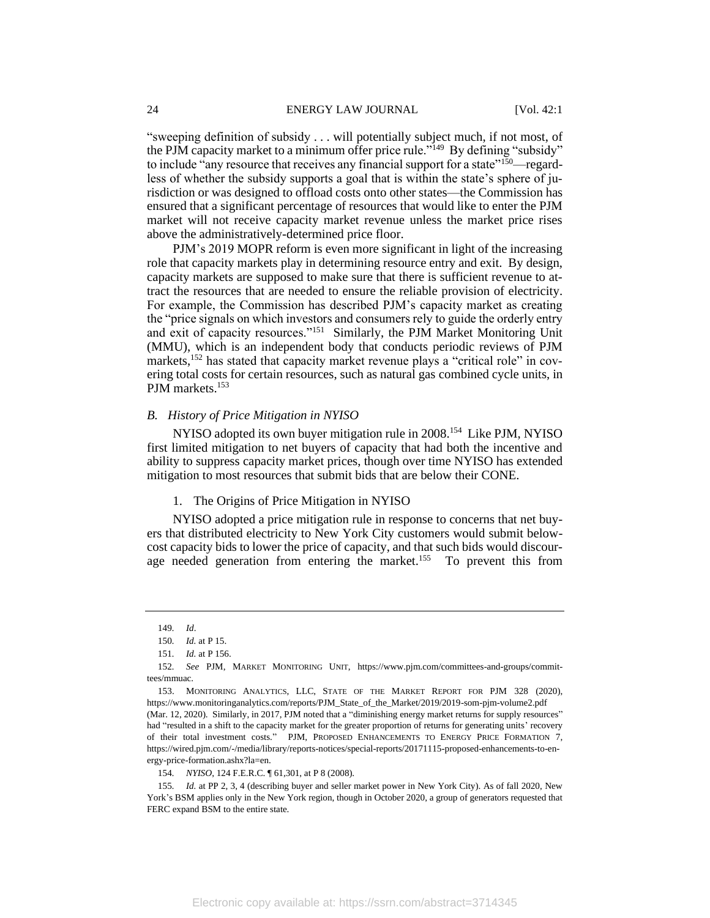"sweeping definition of subsidy . . . will potentially subject much, if not most, of the PJM capacity market to a minimum offer price rule."[149] By defining "subsidy" to include "any resource that receives any financial support for a state"[150]—regardless of whether the subsidy supports a goal that is within the state's sphere of jurisdiction or was designed to offload costs onto other states—the Commission has ensured that a significant percentage of resources that would like to enter the PJM market will not receive capacity market revenue unless the market price rises above the administratively-determined price floor.

PJM's 2019 MOPR reform is even more significant in light of the increasing role that capacity markets play in determining resource entry and exit. By design, capacity markets are supposed to make sure that there is sufficient revenue to attract the resources that are needed to ensure the reliable provision of electricity. For example, the Commission has described PJM's capacity market as creating the "price signals on which investors and consumers rely to guide the orderly entry and exit of capacity resources."[151] Similarly, the PJM Market Monitoring Unit (MMU), which is an independent body that conducts periodic reviews of PJM markets,[152] has stated that capacity market revenue plays a "critical role" in covering total costs for certain resources, such as natural gas combined cycle units, in PJM markets.[153]

### *B. History of Price Mitigation in NYISO*

NYISO adopted its own buyer mitigation rule in 2008.[154] Like PJM, NYISO first limited mitigation to net buyers of capacity that had both the incentive and ability to suppress capacity market prices, though over time NYISO has extended mitigation to most resources that submit bids that are below their CONE.

#### 1. The Origins of Price Mitigation in NYISO

NYISO adopted a price mitigation rule in response to concerns that net buyers that distributed electricity to New York City customers would submit below-cost capacity bids to lower the price of capacity, and that such bids would discourage needed generation from entering the market.[155] To prevent this from

---

149. *Id*.

150. *Id.* at P 15.

151. *Id.* at P 156.

152. *See* PJM, MARKET MONITORING UNIT, https://www.pjm.com/committees-and-groups/committees/mmuac.

153. MONITORING ANALYTICS, LLC, STATE OF THE MARKET REPORT FOR PJM 328 (2020), https://www.monitoringanalytics.com/reports/PJM_State_of_the_Market/2019/2019-som-pjm-volume2.pdf (Mar. 12, 2020). Similarly, in 2017, PJM noted that a "diminishing energy market returns for supply resources" had "resulted in a shift to the capacity market for the greater proportion of returns for generating units' recovery of their total investment costs." PJM, PROPOSED ENHANCEMENTS TO ENERGY PRICE FORMATION 7, https://wired.pjm.com/-/media/library/reports-notices/special-reports/20171115-proposed-enhancements-to-energy-price-formation.ashx?la=en.

154. *NYISO*, 124 F.E.R.C. ¶ 61,301, at P 8 (2008).

155. *Id.* at PP 2, 3, 4 (describing buyer and seller market power in New York City). As of fall 2020, New York's BSM applies only in the New York region, though in October 2020, a group of generators requested that FERC expand BSM to the entire state.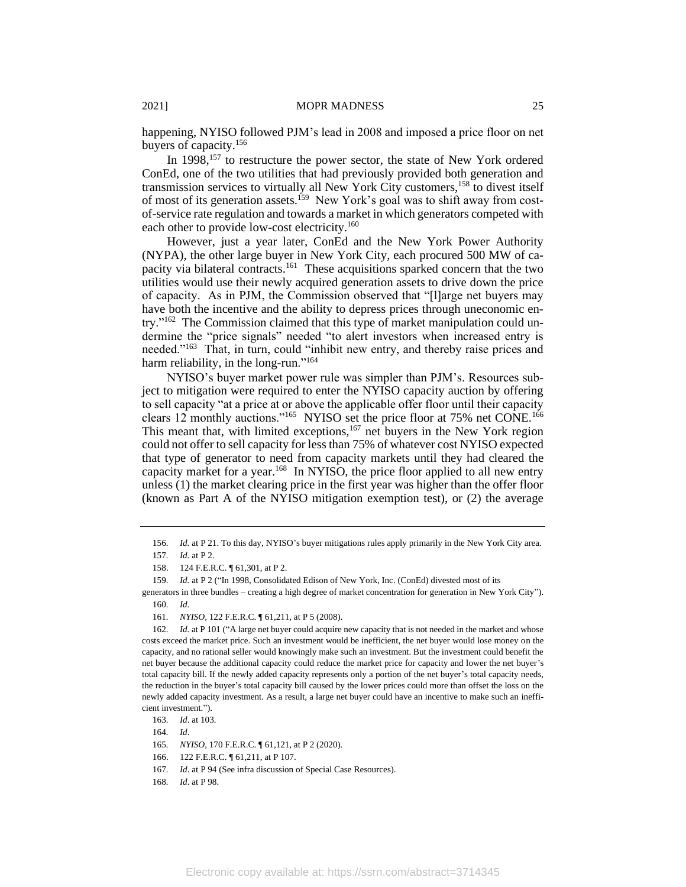happening, NYISO followed PJM's lead in 2008 and imposed a price floor on net buyers of capacity.[156]

In 1998,[157] to restructure the power sector, the state of New York ordered ConEd, one of the two utilities that had previously provided both generation and transmission services to virtually all New York City customers,[158] to divest itself of most of its generation assets.[159] New York's goal was to shift away from cost-of-service rate regulation and towards a market in which generators competed with each other to provide low-cost electricity.[160]

However, just a year later, ConEd and the New York Power Authority (NYPA), the other large buyer in New York City, each procured 500 MW of capacity via bilateral contracts.[161] These acquisitions sparked concern that the two utilities would use their newly acquired generation assets to drive down the price of capacity. As in PJM, the Commission observed that "[l]arge net buyers may have both the incentive and the ability to depress prices through uneconomic entry."[162] The Commission claimed that this type of market manipulation could undermine the "price signals" needed "to alert investors when increased entry is needed."[163] That, in turn, could "inhibit new entry, and thereby raise prices and harm reliability, in the long-run."[164]

NYISO's buyer market power rule was simpler than PJM's. Resources subject to mitigation were required to enter the NYISO capacity auction by offering to sell capacity "at a price at or above the applicable offer floor until their capacity clears 12 monthly auctions."[165] NYISO set the price floor at 75% net CONE.[166] This meant that, with limited exceptions,[167] net buyers in the New York region could not offer to sell capacity for less than 75% of whatever cost NYISO expected that type of generator to need from capacity markets until they had cleared the capacity market for a year.[168] In NYISO, the price floor applied to all new entry unless (1) the market clearing price in the first year was higher than the offer floor (known as Part A of the NYISO mitigation exemption test), or (2) the average

---

156. *Id.* at P 21. To this day, NYISO's buyer mitigations rules apply primarily in the New York City area.

157. *Id.* at P 2.

158. 124 F.E.R.C. ¶ 61,301, at P 2.

159. *Id.* at P 2 ("In 1998, Consolidated Edison of New York, Inc. (ConEd) divested most of its generators in three bundles – creating a high degree of market concentration for generation in New York City").

160. *Id.*

161. *NYISO*, 122 F.E.R.C. ¶ 61,211, at P 5 (2008).

162. *Id.* at P 101 ("A large net buyer could acquire new capacity that is not needed in the market and whose costs exceed the market price. Such an investment would be inefficient, the net buyer would lose money on the capacity, and no rational seller would knowingly make such an investment. But the investment could benefit the net buyer because the additional capacity could reduce the market price for capacity and lower the net buyer's total capacity bill. If the newly added capacity represents only a portion of the net buyer's total capacity needs, the reduction in the buyer's total capacity bill caused by the lower prices could more than offset the loss on the newly added capacity investment. As a result, a large net buyer could have an incentive to make such an inefficient investment.").

163. *Id*. at 103.

164. *Id*.

165. *NYISO*, 170 F.E.R.C. ¶ 61,121, at P 2 (2020).

166. 122 F.E.R.C. ¶ 61,211, at P 107.

167. *Id*. at P 94 (See infra discussion of Special Case Resources).

168. *Id*. at P 98.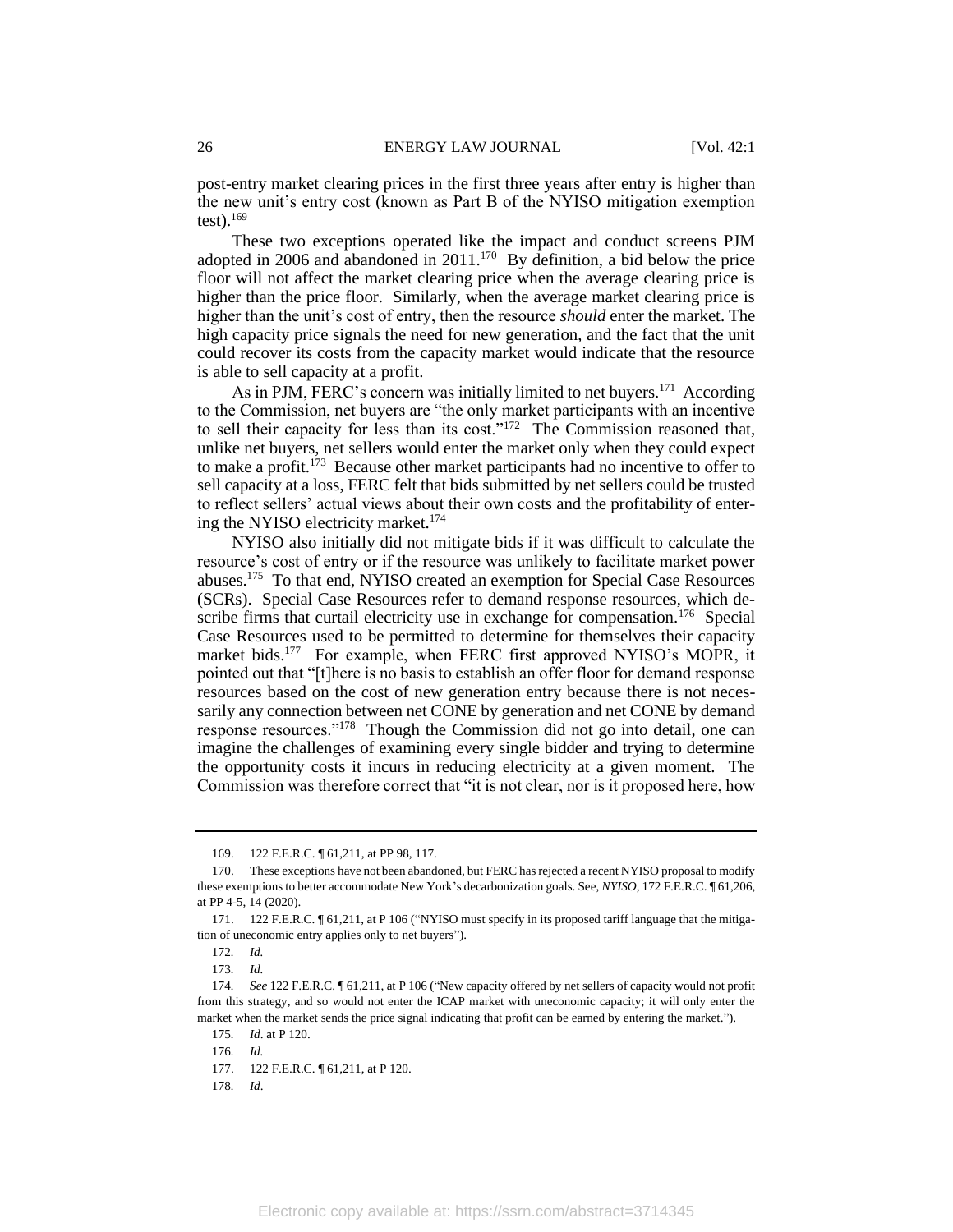post-entry market clearing prices in the first three years after entry is higher than the new unit's entry cost (known as Part B of the NYISO mitigation exemption test).[169]

These two exceptions operated like the impact and conduct screens PJM adopted in 2006 and abandoned in 2011.[170] By definition, a bid below the price floor will not affect the market clearing price when the average clearing price is higher than the price floor. Similarly, when the average market clearing price is higher than the unit's cost of entry, then the resource *should* enter the market. The high capacity price signals the need for new generation, and the fact that the unit could recover its costs from the capacity market would indicate that the resource is able to sell capacity at a profit.

As in PJM, FERC's concern was initially limited to net buyers.[171] According to the Commission, net buyers are "the only market participants with an incentive to sell their capacity for less than its cost."[172] The Commission reasoned that, unlike net buyers, net sellers would enter the market only when they could expect to make a profit.[173] Because other market participants had no incentive to offer to sell capacity at a loss, FERC felt that bids submitted by net sellers could be trusted to reflect sellers' actual views about their own costs and the profitability of entering the NYISO electricity market.[174]

NYISO also initially did not mitigate bids if it was difficult to calculate the resource's cost of entry or if the resource was unlikely to facilitate market power abuses.[175] To that end, NYISO created an exemption for Special Case Resources (SCRs). Special Case Resources refer to demand response resources, which describe firms that curtail electricity use in exchange for compensation.[176] Special Case Resources used to be permitted to determine for themselves their capacity market bids.[177] For example, when FERC first approved NYISO's MOPR, it pointed out that "[t]here is no basis to establish an offer floor for demand response resources based on the cost of new generation entry because there is not necessarily any connection between net CONE by generation and net CONE by demand response resources."[178] Though the Commission did not go into detail, one can imagine the challenges of examining every single bidder and trying to determine the opportunity costs it incurs in reducing electricity at a given moment. The Commission was therefore correct that "it is not clear, nor is it proposed here, how

---

169. 122 F.E.R.C. ¶ 61,211, at PP 98, 117.

170. These exceptions have not been abandoned, but FERC has rejected a recent NYISO proposal to modify these exemptions to better accommodate New York's decarbonization goals. See, *NYISO*, 172 F.E.R.C. ¶ 61,206, at PP 4-5, 14 (2020).

171. 122 F.E.R.C. ¶ 61,211, at P 106 ("NYISO must specify in its proposed tariff language that the mitigation of uneconomic entry applies only to net buyers").

172. *Id.*

173. *Id.*

174. *See* 122 F.E.R.C. ¶ 61,211, at P 106 ("New capacity offered by net sellers of capacity would not profit from this strategy, and so would not enter the ICAP market with uneconomic capacity; it will only enter the market when the market sends the price signal indicating that profit can be earned by entering the market.").

175. *Id*. at P 120.

176. *Id.*

177. 122 F.E.R.C. ¶ 61,211, at P 120.

178. *Id*.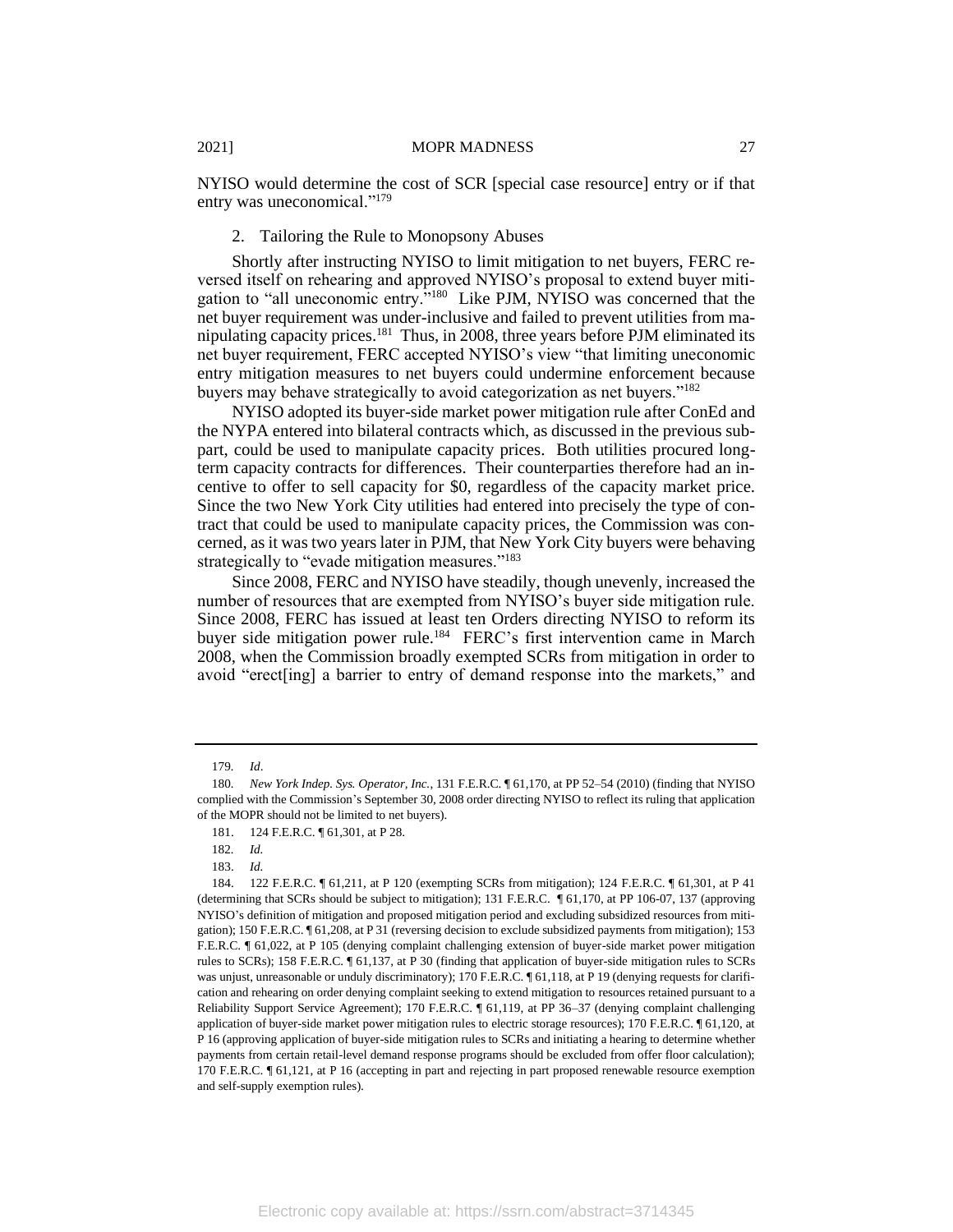NYISO would determine the cost of SCR [special case resource] entry or if that entry was uneconomical."[179]

2. Tailoring the Rule to Monopsony Abuses

Shortly after instructing NYISO to limit mitigation to net buyers, FERC reversed itself on rehearing and approved NYISO's proposal to extend buyer mitigation to "all uneconomic entry."[180] Like PJM, NYISO was concerned that the net buyer requirement was under-inclusive and failed to prevent utilities from manipulating capacity prices.[181] Thus, in 2008, three years before PJM eliminated its net buyer requirement, FERC accepted NYISO's view "that limiting uneconomic entry mitigation measures to net buyers could undermine enforcement because buyers may behave strategically to avoid categorization as net buyers."[182]

NYISO adopted its buyer-side market power mitigation rule after ConEd and the NYPA entered into bilateral contracts which, as discussed in the previous subpart, could be used to manipulate capacity prices. Both utilities procured long-term capacity contracts for differences. Their counterparties therefore had an incentive to offer to sell capacity for $0, regardless of the capacity market price. Since the two New York City utilities had entered into precisely the type of contract that could be used to manipulate capacity prices, the Commission was concerned, as it was two years later in PJM, that New York City buyers were behaving strategically to "evade mitigation measures."[183]

Since 2008, FERC and NYISO have steadily, though unevenly, increased the number of resources that are exempted from NYISO's buyer side mitigation rule. Since 2008, FERC has issued at least ten Orders directing NYISO to reform its buyer side mitigation power rule.[184] FERC's first intervention came in March 2008, when the Commission broadly exempted SCRs from mitigation in order to avoid "erect[ing] a barrier to entry of demand response into the markets," and

---

179. *Id*.

180. *New York Indep. Sys. Operator, Inc.*, 131 F.E.R.C. ¶ 61,170, at PP 52–54 (2010) (finding that NYISO complied with the Commission's September 30, 2008 order directing NYISO to reflect its ruling that application of the MOPR should not be limited to net buyers).

181. 124 F.E.R.C. ¶ 61,301, at P 28.

182. *Id.*

183. *Id.*

184. 122 F.E.R.C. ¶ 61,211, at P 120 (exempting SCRs from mitigation); 124 F.E.R.C. ¶ 61,301, at P 41 (determining that SCRs should be subject to mitigation); 131 F.E.R.C. ¶ 61,170, at PP 106-07, 137 (approving NYISO's definition of mitigation and proposed mitigation period and excluding subsidized resources from mitigation); 150 F.E.R.C. ¶ 61,208, at P 31 (reversing decision to exclude subsidized payments from mitigation); 153 F.E.R.C. ¶ 61,022, at P 105 (denying complaint challenging extension of buyer-side market power mitigation rules to SCRs); 158 F.E.R.C. ¶ 61,137, at P 30 (finding that application of buyer-side mitigation rules to SCRs was unjust, unreasonable or unduly discriminatory); 170 F.E.R.C. ¶ 61,118, at P 19 (denying requests for clarification and rehearing on order denying complaint seeking to extend mitigation to resources retained pursuant to a Reliability Support Service Agreement); 170 F.E.R.C. ¶ 61,119, at PP 36–37 (denying complaint challenging application of buyer-side market power mitigation rules to electric storage resources); 170 F.E.R.C. ¶ 61,120, at P 16 (approving application of buyer-side mitigation rules to SCRs and initiating a hearing to determine whether payments from certain retail-level demand response programs should be excluded from offer floor calculation); 170 F.E.R.C. ¶ 61,121, at P 16 (accepting in part and rejecting in part proposed renewable resource exemption and self-supply exemption rules).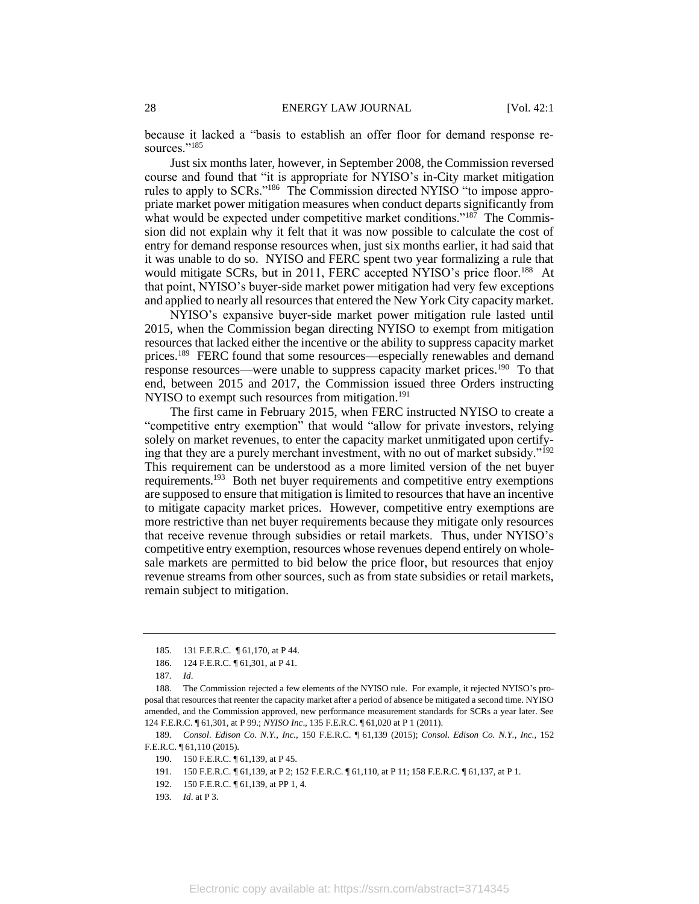because it lacked a "basis to establish an offer floor for demand response resources."[185]

Just six months later, however, in September 2008, the Commission reversed course and found that "it is appropriate for NYISO's in-City market mitigation rules to apply to SCRs."[186] The Commission directed NYISO "to impose appropriate market power mitigation measures when conduct departs significantly from what would be expected under competitive market conditions."[187] The Commission did not explain why it felt that it was now possible to calculate the cost of entry for demand response resources when, just six months earlier, it had said that it was unable to do so. NYISO and FERC spent two year formalizing a rule that would mitigate SCRs, but in 2011, FERC accepted NYISO's price floor.[188] At that point, NYISO's buyer-side market power mitigation had very few exceptions and applied to nearly all resources that entered the New York City capacity market.

NYISO's expansive buyer-side market power mitigation rule lasted until 2015, when the Commission began directing NYISO to exempt from mitigation resources that lacked either the incentive or the ability to suppress capacity market prices.[189] FERC found that some resources—especially renewables and demand response resources—were unable to suppress capacity market prices.[190] To that end, between 2015 and 2017, the Commission issued three Orders instructing NYISO to exempt such resources from mitigation.[191]

The first came in February 2015, when FERC instructed NYISO to create a "competitive entry exemption" that would "allow for private investors, relying solely on market revenues, to enter the capacity market unmitigated upon certifying that they are a purely merchant investment, with no out of market subsidy."[192] This requirement can be understood as a more limited version of the net buyer requirements.[193] Both net buyer requirements and competitive entry exemptions are supposed to ensure that mitigation is limited to resources that have an incentive to mitigate capacity market prices. However, competitive entry exemptions are more restrictive than net buyer requirements because they mitigate only resources that receive revenue through subsidies or retail markets. Thus, under NYISO's competitive entry exemption, resources whose revenues depend entirely on wholesale markets are permitted to bid below the price floor, but resources that enjoy revenue streams from other sources, such as from state subsidies or retail markets, remain subject to mitigation.

---

185. 131 F.E.R.C. ¶ 61,170, at P 44.

186. 124 F.E.R.C. ¶ 61,301, at P 41.

187. *Id*.

188. The Commission rejected a few elements of the NYISO rule. For example, it rejected NYISO's proposal that resources that reenter the capacity market after a period of absence be mitigated a second time. NYISO amended, and the Commission approved, new performance measurement standards for SCRs a year later. See 124 F.E.R.C. ¶ 61,301, at P 99.; *NYISO Inc*., 135 F.E.R.C. ¶ 61,020 at P 1 (2011).

189. *Consol. Edison Co. N.Y., Inc.,* 150 F.E.R.C. ¶ 61,139 (2015); *Consol. Edison Co. N.Y., Inc.,* 152 F.E.R.C. ¶ 61,110 (2015).

190. 150 F.E.R.C. ¶ 61,139, at P 45.

191. 150 F.E.R.C. ¶ 61,139, at P 2; 152 F.E.R.C. ¶ 61,110, at P 11; 158 F.E.R.C. ¶ 61,137, at P 1.

192. 150 F.E.R.C. ¶ 61,139, at PP 1, 4.

193. *Id*. at P 3.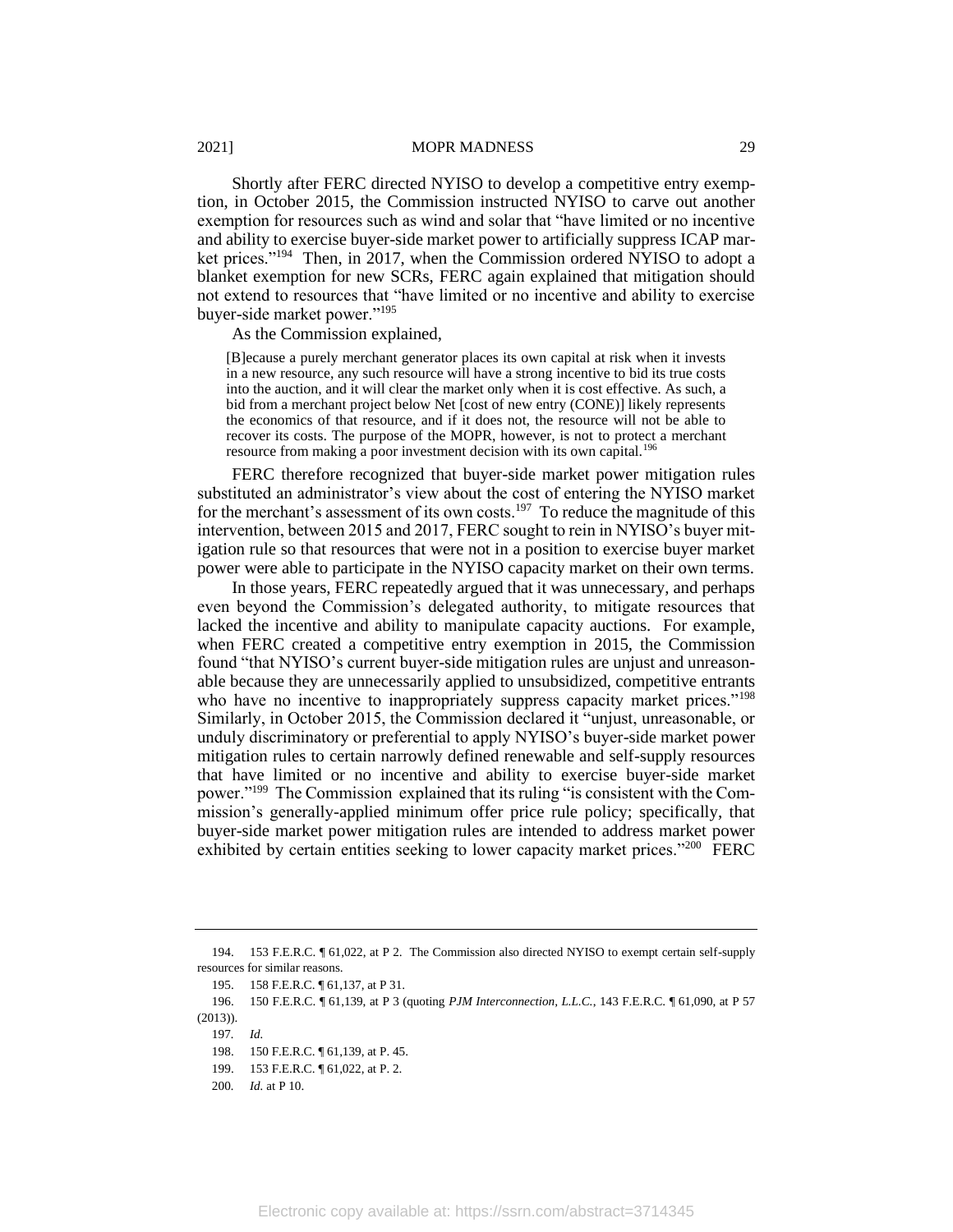Shortly after FERC directed NYISO to develop a competitive entry exemption, in October 2015, the Commission instructed NYISO to carve out another exemption for resources such as wind and solar that "have limited or no incentive and ability to exercise buyer-side market power to artificially suppress ICAP market prices."[194] Then, in 2017, when the Commission ordered NYISO to adopt a blanket exemption for new SCRs, FERC again explained that mitigation should not extend to resources that "have limited or no incentive and ability to exercise buyer-side market power."[195]

As the Commission explained,

> [B]ecause a purely merchant generator places its own capital at risk when it invests in a new resource, any such resource will have a strong incentive to bid its true costs into the auction, and it will clear the market only when it is cost effective. As such, a bid from a merchant project below Net [cost of new entry (CONE)] likely represents the economics of that resource, and if it does not, the resource will not be able to recover its costs. The purpose of the MOPR, however, is not to protect a merchant resource from making a poor investment decision with its own capital.[196]

FERC therefore recognized that buyer-side market power mitigation rules substituted an administrator's view about the cost of entering the NYISO market for the merchant's assessment of its own costs.[197] To reduce the magnitude of this intervention, between 2015 and 2017, FERC sought to rein in NYISO's buyer mitigation rule so that resources that were not in a position to exercise buyer market power were able to participate in the NYISO capacity market on their own terms.

In those years, FERC repeatedly argued that it was unnecessary, and perhaps even beyond the Commission's delegated authority, to mitigate resources that lacked the incentive and ability to manipulate capacity auctions. For example, when FERC created a competitive entry exemption in 2015, the Commission found "that NYISO's current buyer-side mitigation rules are unjust and unreasonable because they are unnecessarily applied to unsubsidized, competitive entrants who have no incentive to inappropriately suppress capacity market prices."[198] Similarly, in October 2015, the Commission declared it "unjust, unreasonable, or unduly discriminatory or preferential to apply NYISO's buyer-side market power mitigation rules to certain narrowly defined renewable and self-supply resources that have limited or no incentive and ability to exercise buyer-side market power."[199] The Commission explained that its ruling "is consistent with the Commission's generally-applied minimum offer price rule policy; specifically, that buyer-side market power mitigation rules are intended to address market power exhibited by certain entities seeking to lower capacity market prices."[200] FERC

---

194. 153 F.E.R.C. ¶ 61,022, at P 2. The Commission also directed NYISO to exempt certain self-supply resources for similar reasons.

195. 158 F.E.R.C. ¶ 61,137, at P 31.

196. 150 F.E.R.C. ¶ 61,139, at P 3 (quoting *PJM Interconnection, L.L.C.*, 143 F.E.R.C. ¶ 61,090, at P 57 (2013)).

197. *Id.*

198. 150 F.E.R.C. ¶ 61,139, at P. 45.

199. 153 F.E.R.C. ¶ 61,022, at P. 2.

200. *Id.* at P 10.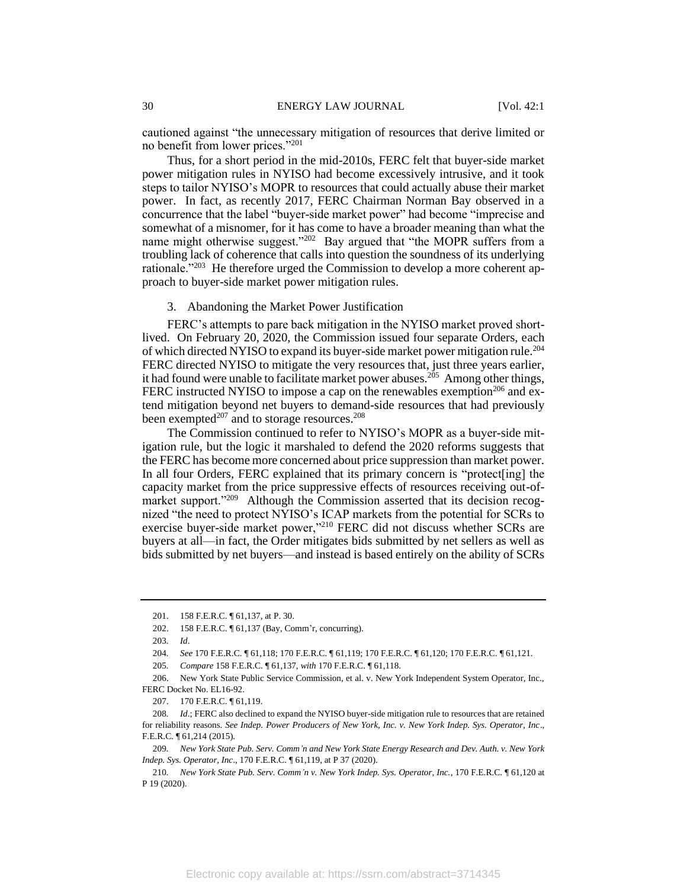cautioned against "the unnecessary mitigation of resources that derive limited or no benefit from lower prices."[201]

Thus, for a short period in the mid-2010s, FERC felt that buyer-side market power mitigation rules in NYISO had become excessively intrusive, and it took steps to tailor NYISO's MOPR to resources that could actually abuse their market power. In fact, as recently 2017, FERC Chairman Norman Bay observed in a concurrence that the label "buyer-side market power" had become "imprecise and somewhat of a misnomer, for it has come to have a broader meaning than what the name might otherwise suggest."[202] Bay argued that "the MOPR suffers from a troubling lack of coherence that calls into question the soundness of its underlying rationale."[203] He therefore urged the Commission to develop a more coherent approach to buyer-side market power mitigation rules.

### 3. Abandoning the Market Power Justification

FERC's attempts to pare back mitigation in the NYISO market proved short-lived. On February 20, 2020, the Commission issued four separate Orders, each of which directed NYISO to expand its buyer-side market power mitigation rule.[204] FERC directed NYISO to mitigate the very resources that, just three years earlier, it had found were unable to facilitate market power abuses.[205] Among other things, FERC instructed NYISO to impose a cap on the renewables exemption[206] and extend mitigation beyond net buyers to demand-side resources that had previously been exempted[207] and to storage resources.[208]

The Commission continued to refer to NYISO's MOPR as a buyer-side mitigation rule, but the logic it marshaled to defend the 2020 reforms suggests that the FERC has become more concerned about price suppression than market power. In all four Orders, FERC explained that its primary concern is "protect[ing] the capacity market from the price suppressive effects of resources receiving out-of-market support."[209] Although the Commission asserted that its decision recognized "the need to protect NYISO's ICAP markets from the potential for SCRs to exercise buyer-side market power,"[210] FERC did not discuss whether SCRs are buyers at all—in fact, the Order mitigates bids submitted by net sellers as well as bids submitted by net buyers—and instead is based entirely on the ability of SCRs

---

201. 158 F.E.R.C. ¶ 61,137, at P. 30.

202. 158 F.E.R.C. ¶ 61,137 (Bay, Comm'r, concurring).

203. *Id*.

204. *See* 170 F.E.R.C. ¶ 61,118; 170 F.E.R.C. ¶ 61,119; 170 F.E.R.C. ¶ 61,120; 170 F.E.R.C. ¶ 61,121.

205. *Compare* 158 F.E.R.C. ¶ 61,137, *with* 170 F.E.R.C. ¶ 61,118.

206. New York State Public Service Commission, et al. v. New York Independent System Operator, Inc., FERC Docket No. EL16-92.

207. 170 F.E.R.C. ¶ 61,119.

208. *Id*.; FERC also declined to expand the NYISO buyer-side mitigation rule to resources that are retained for reliability reasons. *See Indep. Power Producers of New York, Inc. v. New York Indep. Sys. Operator, Inc*., F.E.R.C. ¶ 61,214 (2015).

209. *New York State Pub. Serv. Comm'n and New York State Energy Research and Dev. Auth. v. New York Indep. Sys. Operator, Inc*., 170 F.E.R.C. ¶ 61,119, at P 37 (2020).

210. *New York State Pub. Serv. Comm'n v. New York Indep. Sys. Operator, Inc.*, 170 F.E.R.C. ¶ 61,120 at P 19 (2020).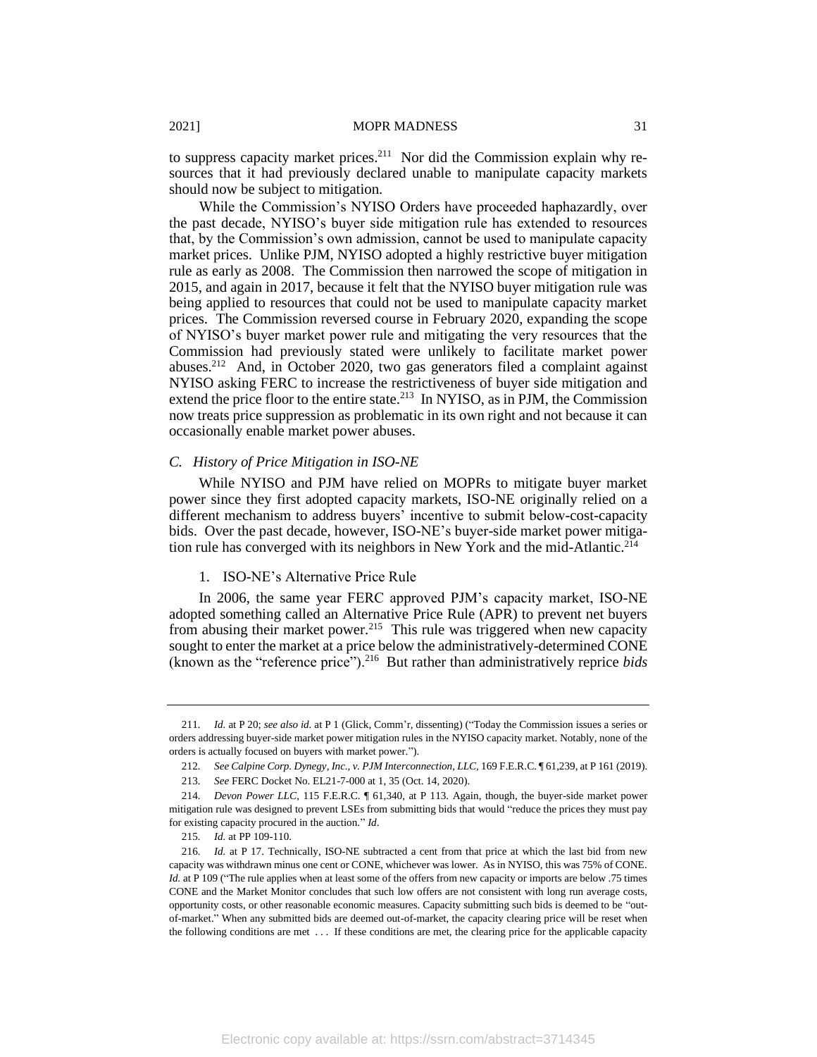to suppress capacity market prices.[211] Nor did the Commission explain why resources that it had previously declared unable to manipulate capacity markets should now be subject to mitigation.

While the Commission's NYISO Orders have proceeded haphazardly, over the past decade, NYISO's buyer side mitigation rule has extended to resources that, by the Commission's own admission, cannot be used to manipulate capacity market prices. Unlike PJM, NYISO adopted a highly restrictive buyer mitigation rule as early as 2008. The Commission then narrowed the scope of mitigation in 2015, and again in 2017, because it felt that the NYISO buyer mitigation rule was being applied to resources that could not be used to manipulate capacity market prices. The Commission reversed course in February 2020, expanding the scope of NYISO's buyer market power rule and mitigating the very resources that the Commission had previously stated were unlikely to facilitate market power abuses.[212] And, in October 2020, two gas generators filed a complaint against NYISO asking FERC to increase the restrictiveness of buyer side mitigation and extend the price floor to the entire state.[213] In NYISO, as in PJM, the Commission now treats price suppression as problematic in its own right and not because it can occasionally enable market power abuses.

### *C. History of Price Mitigation in ISO-NE*

While NYISO and PJM have relied on MOPRs to mitigate buyer market power since they first adopted capacity markets, ISO-NE originally relied on a different mechanism to address buyers' incentive to submit below-cost-capacity bids. Over the past decade, however, ISO-NE's buyer-side market power mitigation rule has converged with its neighbors in New York and the mid-Atlantic.[214]

#### 1. ISO-NE's Alternative Price Rule

In 2006, the same year FERC approved PJM's capacity market, ISO-NE adopted something called an Alternative Price Rule (APR) to prevent net buyers from abusing their market power.[215] This rule was triggered when new capacity sought to enter the market at a price below the administratively-determined CONE (known as the "reference price").[216] But rather than administratively reprice *bids*

---

211. *Id.* at P 20; *see also id.* at P 1 (Glick, Comm'r, dissenting) ("Today the Commission issues a series or orders addressing buyer-side market power mitigation rules in the NYISO capacity market. Notably, none of the orders is actually focused on buyers with market power.").

212. *See Calpine Corp. Dynegy, Inc., v. PJM Interconnection, LLC*, 169 F.E.R.C. ¶ 61,239, at P 161 (2019).

213. *See* FERC Docket No. EL21-7-000 at 1, 35 (Oct. 14, 2020).

214. *Devon Power LLC*, 115 F.E.R.C. ¶ 61,340, at P 113. Again, though, the buyer-side market power mitigation rule was designed to prevent LSEs from submitting bids that would "reduce the prices they must pay for existing capacity procured in the auction." *Id*.

215. *Id.* at PP 109-110.

216. *Id.* at P 17. Technically, ISO-NE subtracted a cent from that price at which the last bid from new capacity was withdrawn minus one cent or CONE, whichever was lower. As in NYISO, this was 75% of CONE. *Id.* at P 109 ("The rule applies when at least some of the offers from new capacity or imports are below .75 times CONE and the Market Monitor concludes that such low offers are not consistent with long run average costs, opportunity costs, or other reasonable economic measures. Capacity submitting such bids is deemed to be "out-of-market." When any submitted bids are deemed out-of-market, the capacity clearing price will be reset when the following conditions are met . . . If these conditions are met, the clearing price for the applicable capacity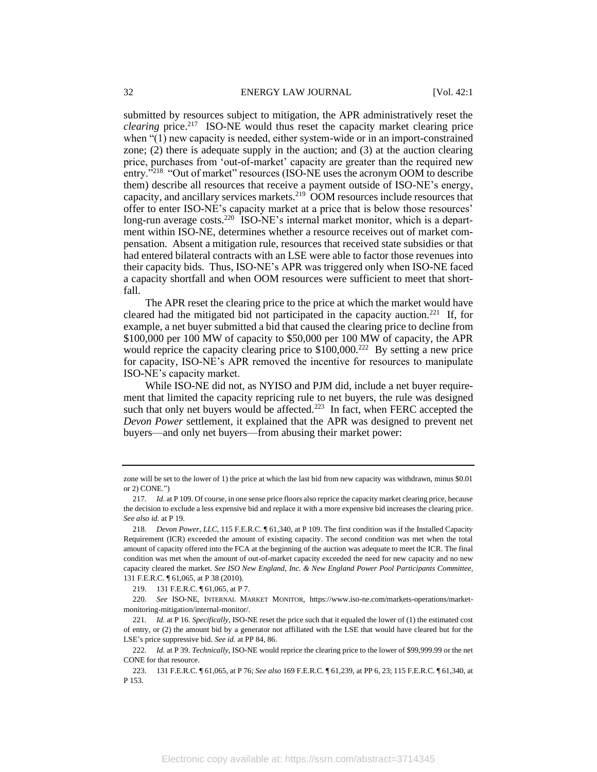submitted by resources subject to mitigation, the APR administratively reset the *clearing* price.[217] ISO-NE would thus reset the capacity market clearing price when "(1) new capacity is needed, either system-wide or in an import-constrained zone; (2) there is adequate supply in the auction; and (3) at the auction clearing price, purchases from 'out-of-market' capacity are greater than the required new entry."[218] "Out of market" resources (ISO-NE uses the acronym OOM to describe them) describe all resources that receive a payment outside of ISO-NE's energy, capacity, and ancillary services markets.[219] OOM resources include resources that offer to enter ISO-NE's capacity market at a price that is below those resources' long-run average costs.[220] ISO-NE's internal market monitor, which is a department within ISO-NE, determines whether a resource receives out of market compensation. Absent a mitigation rule, resources that received state subsidies or that had entered bilateral contracts with an LSE were able to factor those revenues into their capacity bids. Thus, ISO-NE's APR was triggered only when ISO-NE faced a capacity shortfall and when OOM resources were sufficient to meet that shortfall.

The APR reset the clearing price to the price at which the market would have cleared had the mitigated bid not participated in the capacity auction.[221] If, for example, a net buyer submitted a bid that caused the clearing price to decline from $100,000 per 100 MW of capacity to $50,000 per 100 MW of capacity, the APR would reprice the capacity clearing price to $100,000.[222] By setting a new price for capacity, ISO-NE's APR removed the incentive for resources to manipulate ISO-NE's capacity market.

While ISO-NE did not, as NYISO and PJM did, include a net buyer requirement that limited the capacity repricing rule to net buyers, the rule was designed such that only net buyers would be affected.[223] In fact, when FERC accepted the *Devon Power* settlement, it explained that the APR was designed to prevent net buyers—and only net buyers—from abusing their market power:

---

zone will be set to the lower of 1) the price at which the last bid from new capacity was withdrawn, minus $0.01 or 2) CONE.")

217. *Id.* at P 109. Of course, in one sense price floors also reprice the capacity market clearing price, because the decision to exclude a less expensive bid and replace it with a more expensive bid increases the clearing price. *See also id.* at P 19.

218. *Devon Power, LLC*, 115 F.E.R.C. ¶ 61,340, at P 109. The first condition was if the Installed Capacity Requirement (ICR) exceeded the amount of existing capacity. The second condition was met when the total amount of capacity offered into the FCA at the beginning of the auction was adequate to meet the ICR. The final condition was met when the amount of out-of-market capacity exceeded the need for new capacity and no new capacity cleared the market. *See ISO New England, Inc. & New England Power Pool Participants Committee*, 131 F.E.R.C. ¶ 61,065, at P 38 (2010).

219. 131 F.E.R.C. ¶ 61,065, at P 7.

220. *See* ISO-NE, INTERNAL MARKET MONITOR, https://www.iso-ne.com/markets-operations/market-monitoring-mitigation/internal-monitor/.

221. *Id.* at P 16. *Specifically*, ISO-NE reset the price such that it equaled the lower of (1) the estimated cost of entry, or (2) the amount bid by a generator not affiliated with the LSE that would have cleared but for the LSE's price suppressive bid. *See id.* at PP 84, 86.

222. *Id.* at P 39. *Technically*, ISO-NE would reprice the clearing price to the lower of $99,999.99 or the net CONE for that resource.

223. 131 F.E.R.C. ¶ 61,065, at P 76; *See also* 169 F.E.R.C. ¶ 61,239, at PP 6, 23; 115 F.E.R.C. ¶ 61,340, at P 153.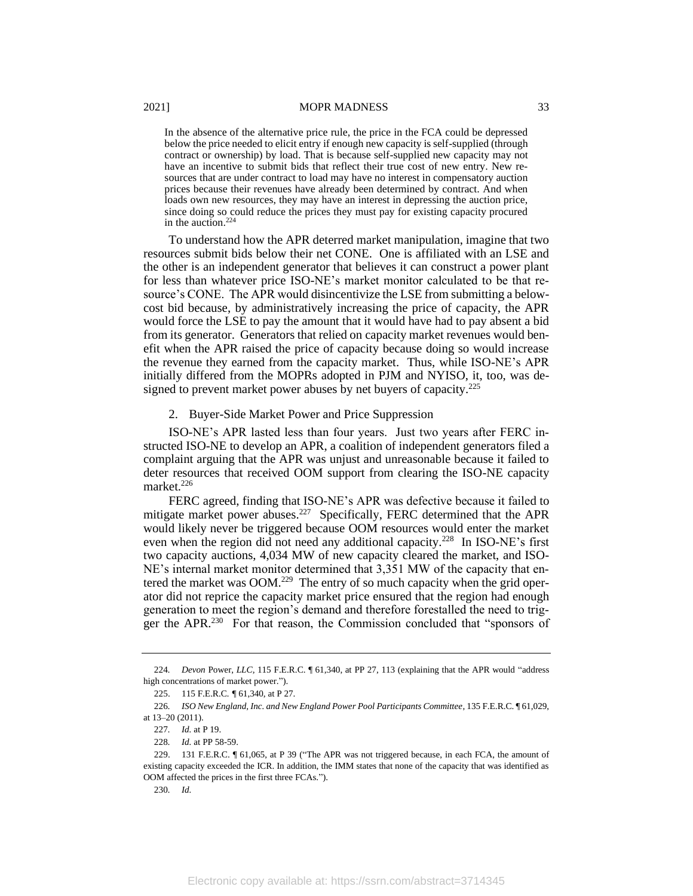> In the absence of the alternative price rule, the price in the FCA could be depressed below the price needed to elicit entry if enough new capacity is self-supplied (through contract or ownership) by load. That is because self-supplied new capacity may not have an incentive to submit bids that reflect their true cost of new entry. New resources that are under contract to load may have no interest in compensatory auction prices because their revenues have already been determined by contract. And when loads own new resources, they may have an interest in depressing the auction price, since doing so could reduce the prices they must pay for existing capacity procured in the auction.[224]

To understand how the APR deterred market manipulation, imagine that two resources submit bids below their net CONE. One is affiliated with an LSE and the other is an independent generator that believes it can construct a power plant for less than whatever price ISO-NE's market monitor calculated to be that resource's CONE. The APR would disincentivize the LSE from submitting a below-cost bid because, by administratively increasing the price of capacity, the APR would force the LSE to pay the amount that it would have had to pay absent a bid from its generator. Generators that relied on capacity market revenues would benefit when the APR raised the price of capacity because doing so would increase the revenue they earned from the capacity market. Thus, while ISO-NE's APR initially differed from the MOPRs adopted in PJM and NYISO, it, too, was designed to prevent market power abuses by net buyers of capacity.[225]

### 2. Buyer-Side Market Power and Price Suppression

ISO-NE's APR lasted less than four years. Just two years after FERC instructed ISO-NE to develop an APR, a coalition of independent generators filed a complaint arguing that the APR was unjust and unreasonable because it failed to deter resources that received OOM support from clearing the ISO-NE capacity market.[226]

FERC agreed, finding that ISO-NE's APR was defective because it failed to mitigate market power abuses.[227] Specifically, FERC determined that the APR would likely never be triggered because OOM resources would enter the market even when the region did not need any additional capacity.[228] In ISO-NE's first two capacity auctions, 4,034 MW of new capacity cleared the market, and ISO-NE's internal market monitor determined that 3,351 MW of the capacity that entered the market was OOM.[229] The entry of so much capacity when the grid operator did not reprice the capacity market price ensured that the region had enough generation to meet the region's demand and therefore forestalled the need to trigger the APR.[230] For that reason, the Commission concluded that "sponsors of

---

224. *Devon* Power, *LLC*, 115 F.E.R.C. ¶ 61,340, at PP 27, 113 (explaining that the APR would "address high concentrations of market power.").

225. 115 F.E.R.C. ¶ 61,340, at P 27.

226. *ISO New England, Inc. and New England Power Pool Participants Committee*, 135 F.E.R.C. ¶ 61,029, at 13–20 (2011).

227. *Id.* at P 19.

228. *Id.* at PP 58-59.

229. 131 F.E.R.C. ¶ 61,065, at P 39 ("The APR was not triggered because, in each FCA, the amount of existing capacity exceeded the ICR. In addition, the IMM states that none of the capacity that was identified as OOM affected the prices in the first three FCAs.").

230. *Id.*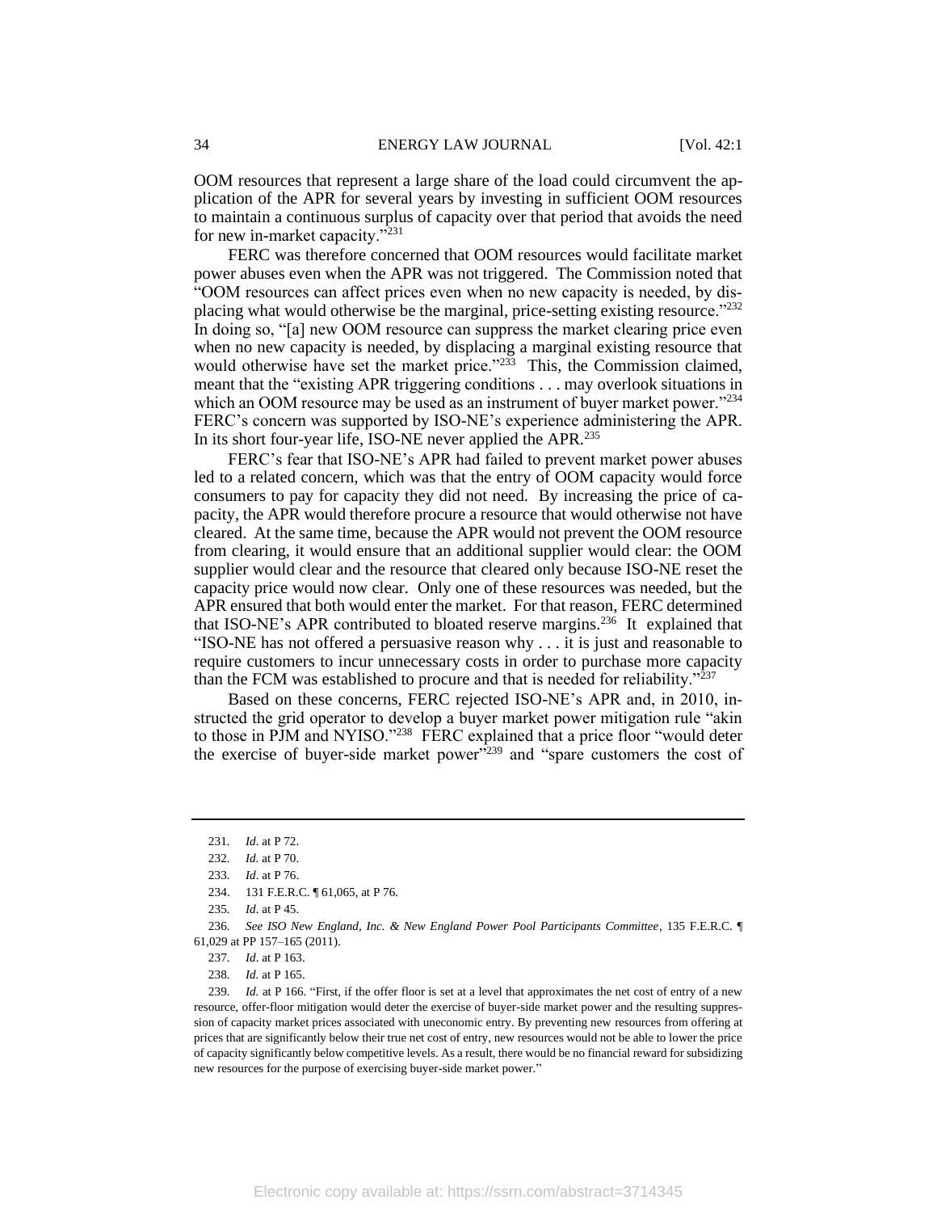OOM resources that represent a large share of the load could circumvent the application of the APR for several years by investing in sufficient OOM resources to maintain a continuous surplus of capacity over that period that avoids the need for new in-market capacity."[231]

FERC was therefore concerned that OOM resources would facilitate market power abuses even when the APR was not triggered. The Commission noted that "OOM resources can affect prices even when no new capacity is needed, by displacing what would otherwise be the marginal, price-setting existing resource."[232] In doing so, "[a] new OOM resource can suppress the market clearing price even when no new capacity is needed, by displacing a marginal existing resource that would otherwise have set the market price."[233] This, the Commission claimed, meant that the "existing APR triggering conditions . . . may overlook situations in which an OOM resource may be used as an instrument of buyer market power."[234] FERC's concern was supported by ISO-NE's experience administering the APR. In its short four-year life, ISO-NE never applied the APR.[235]

FERC's fear that ISO-NE's APR had failed to prevent market power abuses led to a related concern, which was that the entry of OOM capacity would force consumers to pay for capacity they did not need. By increasing the price of capacity, the APR would therefore procure a resource that would otherwise not have cleared. At the same time, because the APR would not prevent the OOM resource from clearing, it would ensure that an additional supplier would clear: the OOM supplier would clear and the resource that cleared only because ISO-NE reset the capacity price would now clear. Only one of these resources was needed, but the APR ensured that both would enter the market. For that reason, FERC determined that ISO-NE's APR contributed to bloated reserve margins.[236] It explained that "ISO-NE has not offered a persuasive reason why . . . it is just and reasonable to require customers to incur unnecessary costs in order to purchase more capacity than the FCM was established to procure and that is needed for reliability."[237]

Based on these concerns, FERC rejected ISO-NE's APR and, in 2010, instructed the grid operator to develop a buyer market power mitigation rule "akin to those in PJM and NYISO."[238] FERC explained that a price floor "would deter the exercise of buyer-side market power"[239] and "spare customers the cost of

---

231. *Id*. at P 72.

232. *Id.* at P 70.

233. *Id*. at P 76.

234. 131 F.E.R.C. ¶ 61,065, at P 76.

235. *Id*. at P 45.

236. *See ISO New England, Inc. & New England Power Pool Participants Committee*, 135 F.E.R.C. ¶ 61,029 at PP 157–165 (2011).

237. *Id*. at P 163.

238. *Id.* at P 165.

239. *Id.* at P 166. "First, if the offer floor is set at a level that approximates the net cost of entry of a new resource, offer-floor mitigation would deter the exercise of buyer-side market power and the resulting suppression of capacity market prices associated with uneconomic entry. By preventing new resources from offering at prices that are significantly below their true net cost of entry, new resources would not be able to lower the price of capacity significantly below competitive levels. As a result, there would be no financial reward for subsidizing new resources for the purpose of exercising buyer-side market power."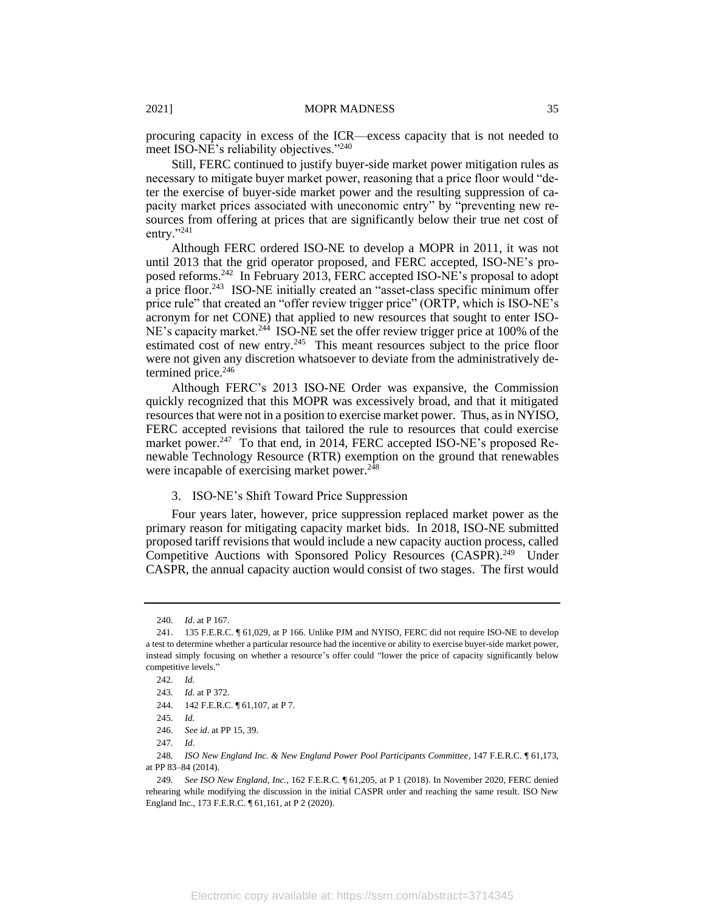procuring capacity in excess of the ICR—excess capacity that is not needed to meet ISO-NE's reliability objectives."[240]

Still, FERC continued to justify buyer-side market power mitigation rules as necessary to mitigate buyer market power, reasoning that a price floor would "deter the exercise of buyer-side market power and the resulting suppression of capacity market prices associated with uneconomic entry" by "preventing new resources from offering at prices that are significantly below their true net cost of entry."[241]

Although FERC ordered ISO-NE to develop a MOPR in 2011, it was not until 2013 that the grid operator proposed, and FERC accepted, ISO-NE's proposed reforms.[242] In February 2013, FERC accepted ISO-NE's proposal to adopt a price floor.[243] ISO-NE initially created an "asset-class specific minimum offer price rule" that created an "offer review trigger price" (ORTP, which is ISO-NE's acronym for net CONE) that applied to new resources that sought to enter ISO-NE's capacity market.[244] ISO-NE set the offer review trigger price at 100% of the estimated cost of new entry.[245] This meant resources subject to the price floor were not given any discretion whatsoever to deviate from the administratively determined price.[246]

Although FERC's 2013 ISO-NE Order was expansive, the Commission quickly recognized that this MOPR was excessively broad, and that it mitigated resources that were not in a position to exercise market power. Thus, as in NYISO, FERC accepted revisions that tailored the rule to resources that could exercise market power.[247] To that end, in 2014, FERC accepted ISO-NE's proposed Renewable Technology Resource (RTR) exemption on the ground that renewables were incapable of exercising market power.[248]

### 3. ISO-NE's Shift Toward Price Suppression

Four years later, however, price suppression replaced market power as the primary reason for mitigating capacity market bids. In 2018, ISO-NE submitted proposed tariff revisions that would include a new capacity auction process, called Competitive Auctions with Sponsored Policy Resources (CASPR).[249] Under CASPR, the annual capacity auction would consist of two stages. The first would

---

240. *Id*. at P 167.

241. 135 F.E.R.C. ¶ 61,029, at P 166. Unlike PJM and NYISO, FERC did not require ISO-NE to develop a test to determine whether a particular resource had the incentive or ability to exercise buyer-side market power, instead simply focusing on whether a resource's offer could "lower the price of capacity significantly below competitive levels."

242. *Id.*

243. *Id.* at P 372.

244. 142 F.E.R.C. ¶ 61,107, at P 7.

245. *Id.*

246. *See id*. at PP 15, 39.

247. *Id*.

248. *ISO New England Inc. & New England Power Pool Participants Committee*, 147 F.E.R.C. ¶ 61,173, at PP 83–84 (2014).

249. *See ISO New England, Inc.*, 162 F.E.R.C. ¶ 61,205, at P 1 (2018). In November 2020, FERC denied rehearing while modifying the discussion in the initial CASPR order and reaching the same result. ISO New England Inc., 173 F.E.R.C. ¶ 61,161, at P 2 (2020).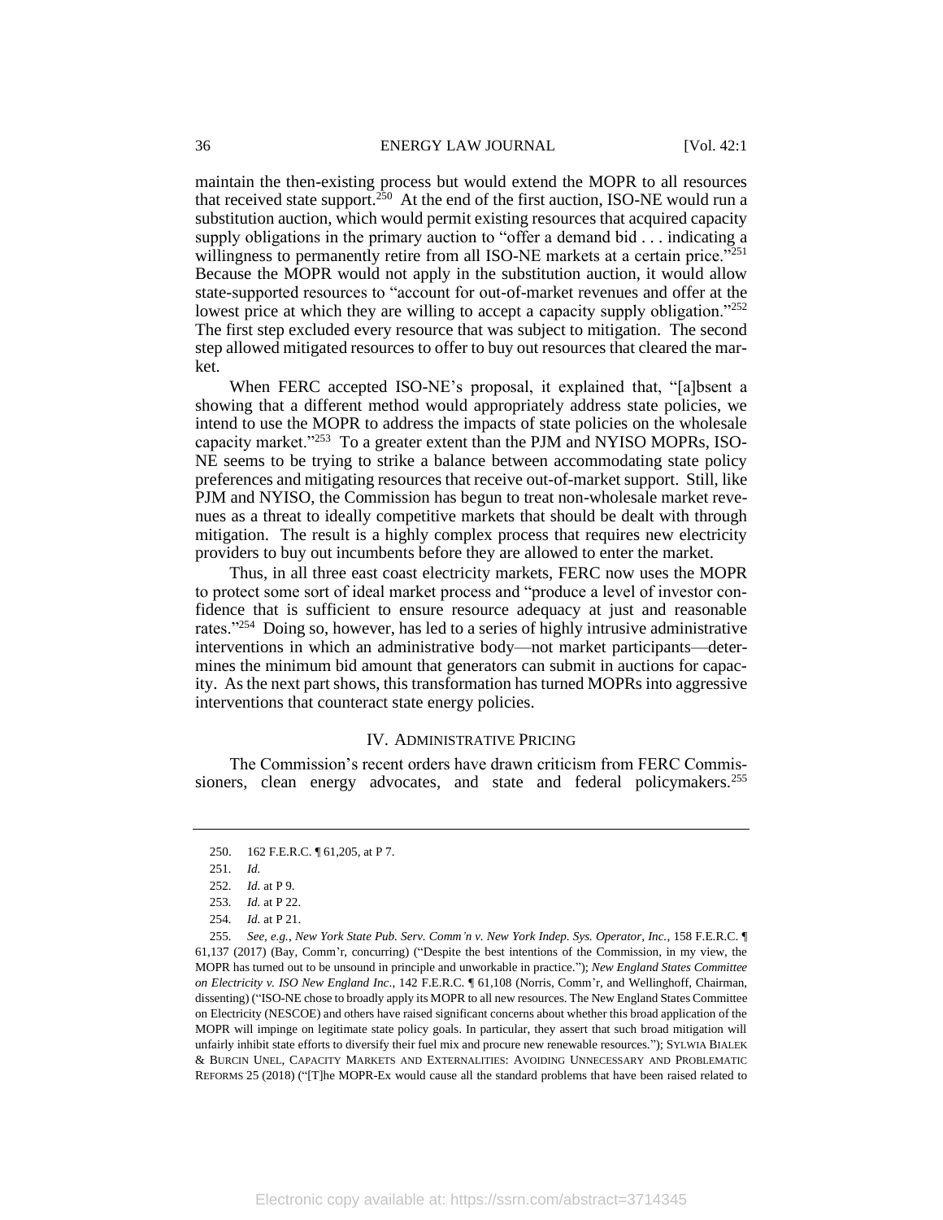maintain the then-existing process but would extend the MOPR to all resources that received state support.[250] At the end of the first auction, ISO-NE would run a substitution auction, which would permit existing resources that acquired capacity supply obligations in the primary auction to "offer a demand bid . . . indicating a willingness to permanently retire from all ISO-NE markets at a certain price."[251] Because the MOPR would not apply in the substitution auction, it would allow state-supported resources to "account for out-of-market revenues and offer at the lowest price at which they are willing to accept a capacity supply obligation."[252] The first step excluded every resource that was subject to mitigation. The second step allowed mitigated resources to offer to buy out resources that cleared the market.

When FERC accepted ISO-NE's proposal, it explained that, "[a]bsent a showing that a different method would appropriately address state policies, we intend to use the MOPR to address the impacts of state policies on the wholesale capacity market."[253] To a greater extent than the PJM and NYISO MOPRs, ISO-NE seems to be trying to strike a balance between accommodating state policy preferences and mitigating resources that receive out-of-market support. Still, like PJM and NYISO, the Commission has begun to treat non-wholesale market revenues as a threat to ideally competitive markets that should be dealt with through mitigation. The result is a highly complex process that requires new electricity providers to buy out incumbents before they are allowed to enter the market.

Thus, in all three east coast electricity markets, FERC now uses the MOPR to protect some sort of ideal market process and "produce a level of investor confidence that is sufficient to ensure resource adequacy at just and reasonable rates."[254] Doing so, however, has led to a series of highly intrusive administrative interventions in which an administrative body—not market participants—determines the minimum bid amount that generators can submit in auctions for capacity. As the next part shows, this transformation has turned MOPRs into aggressive interventions that counteract state energy policies.

## IV. ADMINISTRATIVE PRICING

The Commission's recent orders have drawn criticism from FERC Commissioners, clean energy advocates, and state and federal policymakers.[255]

---

250. 162 F.E.R.C. ¶ 61,205, at P 7.

251. *Id.*

252. *Id.* at P 9.

253. *Id.* at P 22.

254. *Id.* at P 21.

255. *See, e.g.*, *New York State Pub. Serv. Comm'n v. New York Indep. Sys. Operator, Inc.*, 158 F.E.R.C. ¶ 61,137 (2017) (Bay, Comm'r, concurring) ("Despite the best intentions of the Commission, in my view, the MOPR has turned out to be unsound in principle and unworkable in practice."); *New England States Committee on Electricity v. ISO New England Inc.*, 142 F.E.R.C. ¶ 61,108 (Norris, Comm'r, and Wellinghoff, Chairman, dissenting) ("ISO-NE chose to broadly apply its MOPR to all new resources. The New England States Committee on Electricity (NESCOE) and others have raised significant concerns about whether this broad application of the MOPR will impinge on legitimate state policy goals. In particular, they assert that such broad mitigation will unfairly inhibit state efforts to diversify their fuel mix and procure new renewable resources."); SYLWIA BIALEK & BURCIN UNEL, CAPACITY MARKETS AND EXTERNALITIES: AVOIDING UNNECESSARY AND PROBLEMATIC REFORMS 25 (2018) ("[T]he MOPR-Ex would cause all the standard problems that have been raised related to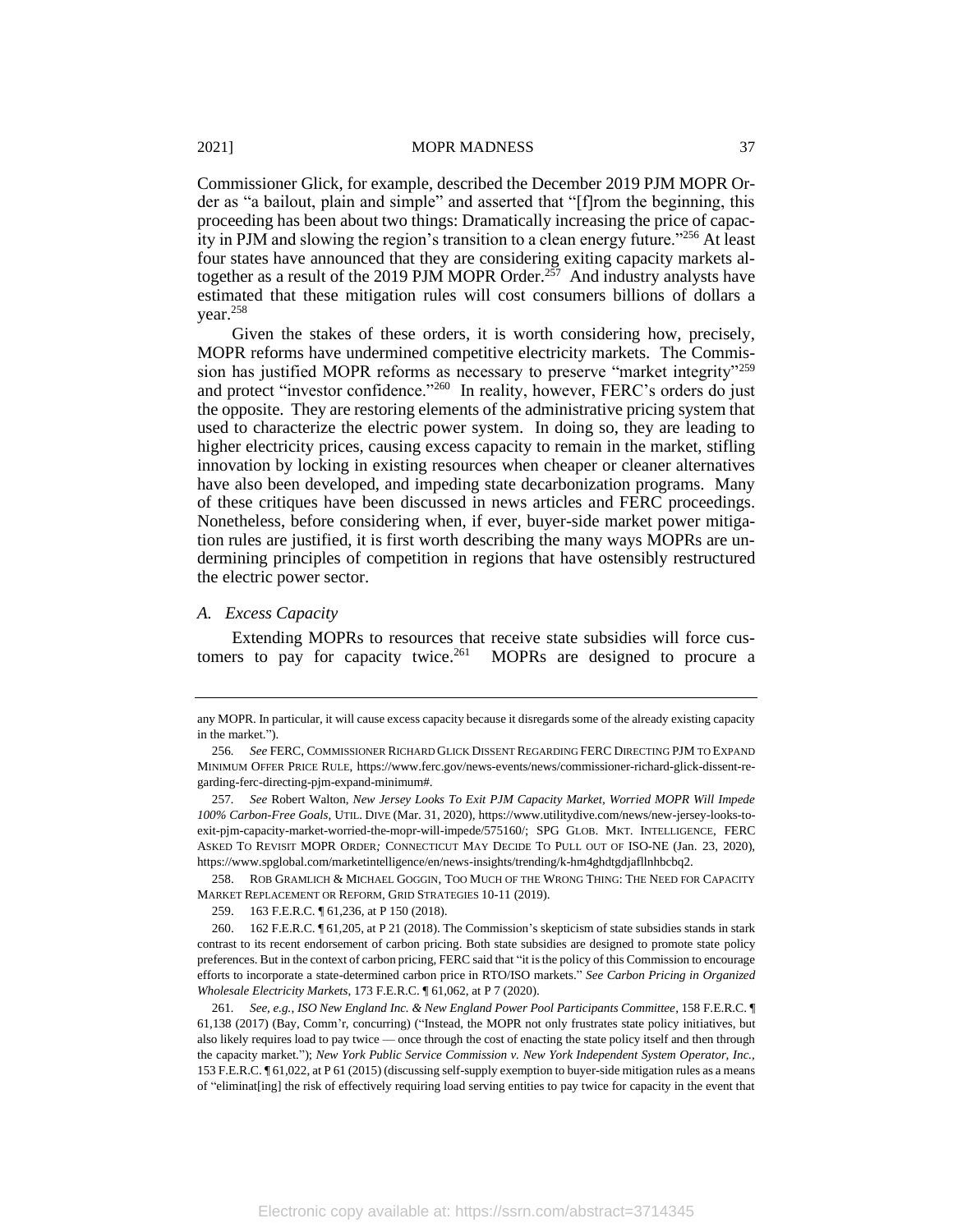Commissioner Glick, for example, described the December 2019 PJM MOPR Order as "a bailout, plain and simple" and asserted that "[f]rom the beginning, this proceeding has been about two things: Dramatically increasing the price of capacity in PJM and slowing the region's transition to a clean energy future."[256] At least four states have announced that they are considering exiting capacity markets altogether as a result of the 2019 PJM MOPR Order.[257] And industry analysts have estimated that these mitigation rules will cost consumers billions of dollars a year.[258]

Given the stakes of these orders, it is worth considering how, precisely, MOPR reforms have undermined competitive electricity markets. The Commission has justified MOPR reforms as necessary to preserve "market integrity"[259] and protect "investor confidence."[260] In reality, however, FERC's orders do just the opposite. They are restoring elements of the administrative pricing system that used to characterize the electric power system. In doing so, they are leading to higher electricity prices, causing excess capacity to remain in the market, stifling innovation by locking in existing resources when cheaper or cleaner alternatives have also been developed, and impeding state decarbonization programs. Many of these critiques have been discussed in news articles and FERC proceedings. Nonetheless, before considering when, if ever, buyer-side market power mitigation rules are justified, it is first worth describing the many ways MOPRs are undermining principles of competition in regions that have ostensibly restructured the electric power sector.

*A. Excess Capacity*

Extending MOPRs to resources that receive state subsidies will force customers to pay for capacity twice.[261] MOPRs are designed to procure a

---

any MOPR. In particular, it will cause excess capacity because it disregards some of the already existing capacity in the market.").

256. *See* FERC, COMMISSIONER RICHARD GLICK DISSENT REGARDING FERC DIRECTING PJM TO EXPAND MINIMUM OFFER PRICE RULE, https://www.ferc.gov/news-events/news/commissioner-richard-glick-dissent-regarding-ferc-directing-pjm-expand-minimum#.

257. *See* Robert Walton, *New Jersey Looks To Exit PJM Capacity Market, Worried MOPR Will Impede 100% Carbon-Free Goals*, UTIL. DIVE (Mar. 31, 2020), https://www.utilitydive.com/news/new-jersey-looks-to-exit-pjm-capacity-market-worried-the-mopr-will-impede/575160/; SPG GLOB. MKT. INTELLIGENCE, FERC ASKED TO REVISIT MOPR ORDER*;* CONNECTICUT MAY DECIDE TO PULL OUT OF ISO-NE (Jan. 23, 2020), https://www.spglobal.com/marketintelligence/en/news-insights/trending/k-hm4ghdtgdjafllnhbcbq2.

258. ROB GRAMLICH & MICHAEL GOGGIN, TOO MUCH OF THE WRONG THING: THE NEED FOR CAPACITY MARKET REPLACEMENT OR REFORM, GRID STRATEGIES 10-11 (2019).

259. 163 F.E.R.C. ¶ 61,236, at P 150 (2018).

260. 162 F.E.R.C. ¶ 61,205, at P 21 (2018). The Commission's skepticism of state subsidies stands in stark contrast to its recent endorsement of carbon pricing. Both state subsidies are designed to promote state policy preferences. But in the context of carbon pricing, FERC said that "it is the policy of this Commission to encourage efforts to incorporate a state-determined carbon price in RTO/ISO markets." *See Carbon Pricing in Organized Wholesale Electricity Markets*, 173 F.E.R.C. ¶ 61,062, at P 7 (2020).

261. *See, e.g.*, *ISO New England Inc. & New England Power Pool Participants Committee*, 158 F.E.R.C. ¶ 61,138 (2017) (Bay, Comm'r, concurring) ("Instead, the MOPR not only frustrates state policy initiatives, but also likely requires load to pay twice — once through the cost of enacting the state policy itself and then through the capacity market."); *New York Public Service Commission v. New York Independent System Operator, Inc.*, 153 F.E.R.C. ¶ 61,022, at P 61 (2015) (discussing self-supply exemption to buyer-side mitigation rules as a means of "eliminat[ing] the risk of effectively requiring load serving entities to pay twice for capacity in the event that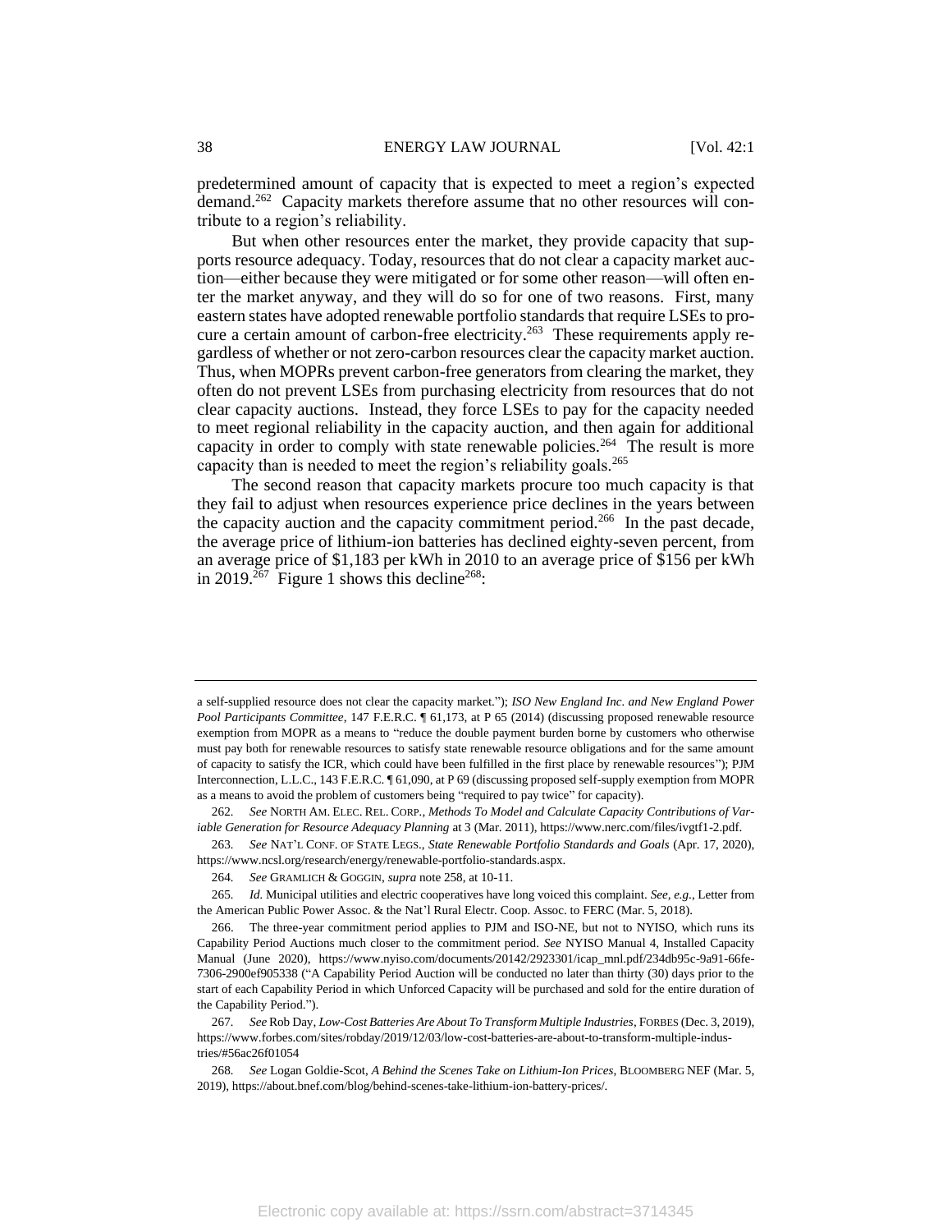predetermined amount of capacity that is expected to meet a region's expected demand.[262] Capacity markets therefore assume that no other resources will contribute to a region's reliability.

But when other resources enter the market, they provide capacity that supports resource adequacy. Today, resources that do not clear a capacity market auction—either because they were mitigated or for some other reason—will often enter the market anyway, and they will do so for one of two reasons. First, many eastern states have adopted renewable portfolio standards that require LSEs to procure a certain amount of carbon-free electricity.[263] These requirements apply regardless of whether or not zero-carbon resources clear the capacity market auction. Thus, when MOPRs prevent carbon-free generators from clearing the market, they often do not prevent LSEs from purchasing electricity from resources that do not clear capacity auctions. Instead, they force LSEs to pay for the capacity needed to meet regional reliability in the capacity auction, and then again for additional capacity in order to comply with state renewable policies.[264] The result is more capacity than is needed to meet the region's reliability goals.[265]

The second reason that capacity markets procure too much capacity is that they fail to adjust when resources experience price declines in the years between the capacity auction and the capacity commitment period.[266] In the past decade, the average price of lithium-ion batteries has declined eighty-seven percent, from an average price of $1,183 per kWh in 2010 to an average price of $156 per kWh in 2019.[267] Figure 1 shows this decline[268]:

---

a self-supplied resource does not clear the capacity market."); *ISO New England Inc. and New England Power Pool Participants Committee*, 147 F.E.R.C. ¶ 61,173, at P 65 (2014) (discussing proposed renewable resource exemption from MOPR as a means to "reduce the double payment burden borne by customers who otherwise must pay both for renewable resources to satisfy state renewable resource obligations and for the same amount of capacity to satisfy the ICR, which could have been fulfilled in the first place by renewable resources"); PJM Interconnection, L.L.C., 143 F.E.R.C. ¶ 61,090, at P 69 (discussing proposed self-supply exemption from MOPR as a means to avoid the problem of customers being "required to pay twice" for capacity).

262. *See* NORTH AM. ELEC. REL. CORP., *Methods To Model and Calculate Capacity Contributions of Variable Generation for Resource Adequacy Planning* at 3 (Mar. 2011), https://www.nerc.com/files/ivgtf1-2.pdf.

263. *See* NAT'L CONF. OF STATE LEGS., *State Renewable Portfolio Standards and Goals* (Apr. 17, 2020), https://www.ncsl.org/research/energy/renewable-portfolio-standards.aspx.

264. *See* GRAMLICH & GOGGIN, *supra* note 258, at 10-11.

265. *Id.* Municipal utilities and electric cooperatives have long voiced this complaint. *See, e.g.*, Letter from the American Public Power Assoc. & the Nat'l Rural Electr. Coop. Assoc. to FERC (Mar. 5, 2018).

266. The three-year commitment period applies to PJM and ISO-NE, but not to NYISO, which runs its Capability Period Auctions much closer to the commitment period. *See* NYISO Manual 4, Installed Capacity Manual (June 2020), https://www.nyiso.com/documents/20142/2923301/icap_mnl.pdf/234db95c-9a91-66fe-7306-2900ef905338 ("A Capability Period Auction will be conducted no later than thirty (30) days prior to the start of each Capability Period in which Unforced Capacity will be purchased and sold for the entire duration of the Capability Period.").

267. *See* Rob Day, *Low-Cost Batteries Are About To Transform Multiple Industries*, FORBES (Dec. 3, 2019), https://www.forbes.com/sites/robday/2019/12/03/low-cost-batteries-are-about-to-transform-multiple-industries/#56ac26f01054

268. *See* Logan Goldie-Scot, *A Behind the Scenes Take on Lithium-Ion Prices*, BLOOMBERG NEF (Mar. 5, 2019), https://about.bnef.com/blog/behind-scenes-take-lithium-ion-battery-prices/.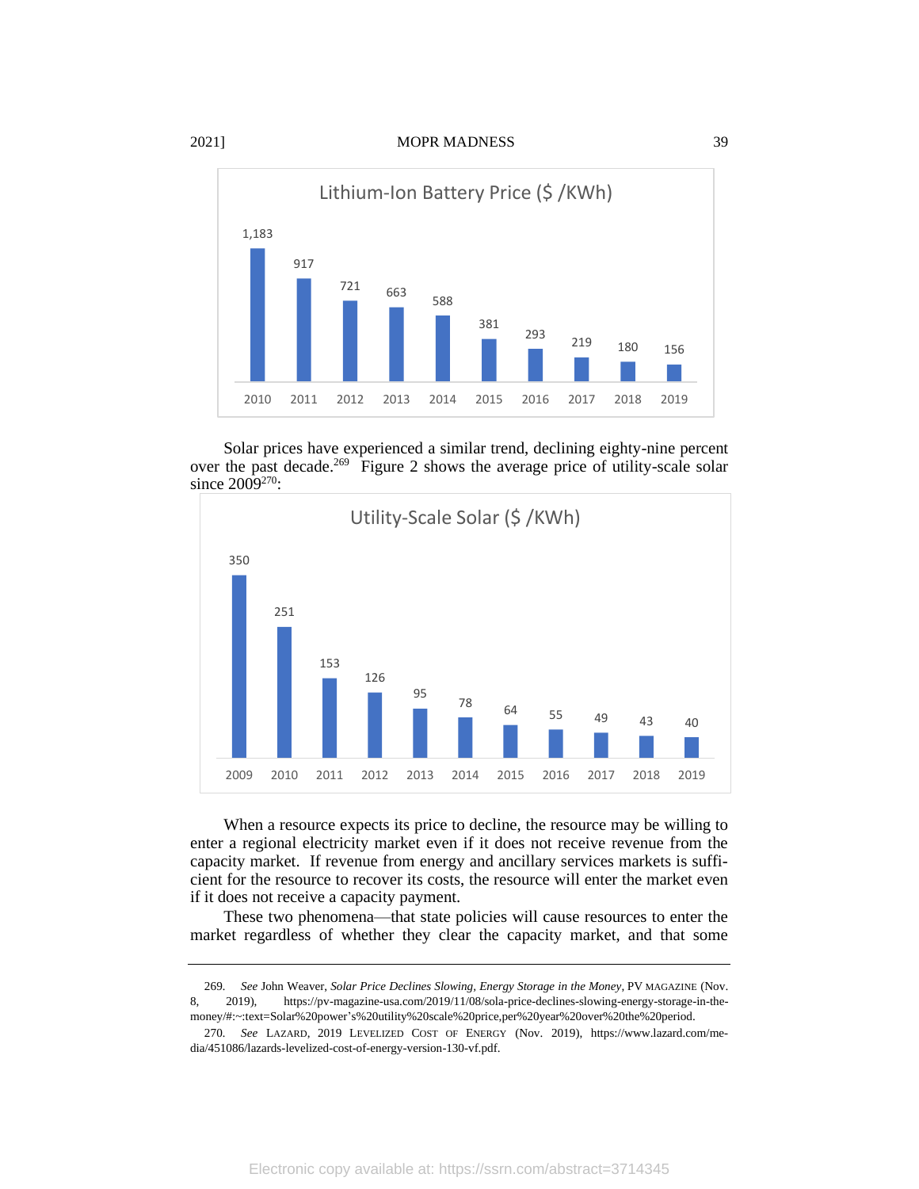**Lithium-Ion Battery Price ($ /KWh)**

| 2010 | 2011 | 2012 | 2013 | 2014 | 2015 | 2016 | 2017 | 2018 | 2019 |
|---|---|---|---|---|---|---|---|---|---|
| 1,183 | 917 | 721 | 663 | 588 | 381 | 293 | 219 | 180 | 156 |

Solar prices have experienced a similar trend, declining eighty-nine percent over the past decade.[269] Figure 2 shows the average price of utility-scale solar since 2009[270]:

**Utility-Scale Solar ($ /KWh)**

| 2009 | 2010 | 2011 | 2012 | 2013 | 2014 | 2015 | 2016 | 2017 | 2018 | 2019 |
|---|---|---|---|---|---|---|---|---|---|---|
| 350 | 251 | 153 | 126 | 95 | 78 | 64 | 55 | 49 | 43 | 40 |

When a resource expects its price to decline, the resource may be willing to enter a regional electricity market even if it does not receive revenue from the capacity market. If revenue from energy and ancillary services markets is sufficient for the resource to recover its costs, the resource will enter the market even if it does not receive a capacity payment.

These two phenomena—that state policies will cause resources to enter the market regardless of whether they clear the capacity market, and that some

---

269. *See* John Weaver, *Solar Price Declines Slowing, Energy Storage in the Money*, PV MAGAZINE (Nov. 8, 2019), https://pv-magazine-usa.com/2019/11/08/sola-price-declines-slowing-energy-storage-in-the-money/#:~:text=Solar%20power's%20utility%20scale%20price,per%20year%20over%20the%20period.

270. *See* LAZARD, 2019 LEVELIZED COST OF ENERGY (Nov. 2019), https://www.lazard.com/media/451086/lazards-levelized-cost-of-energy-version-130-vf.pdf.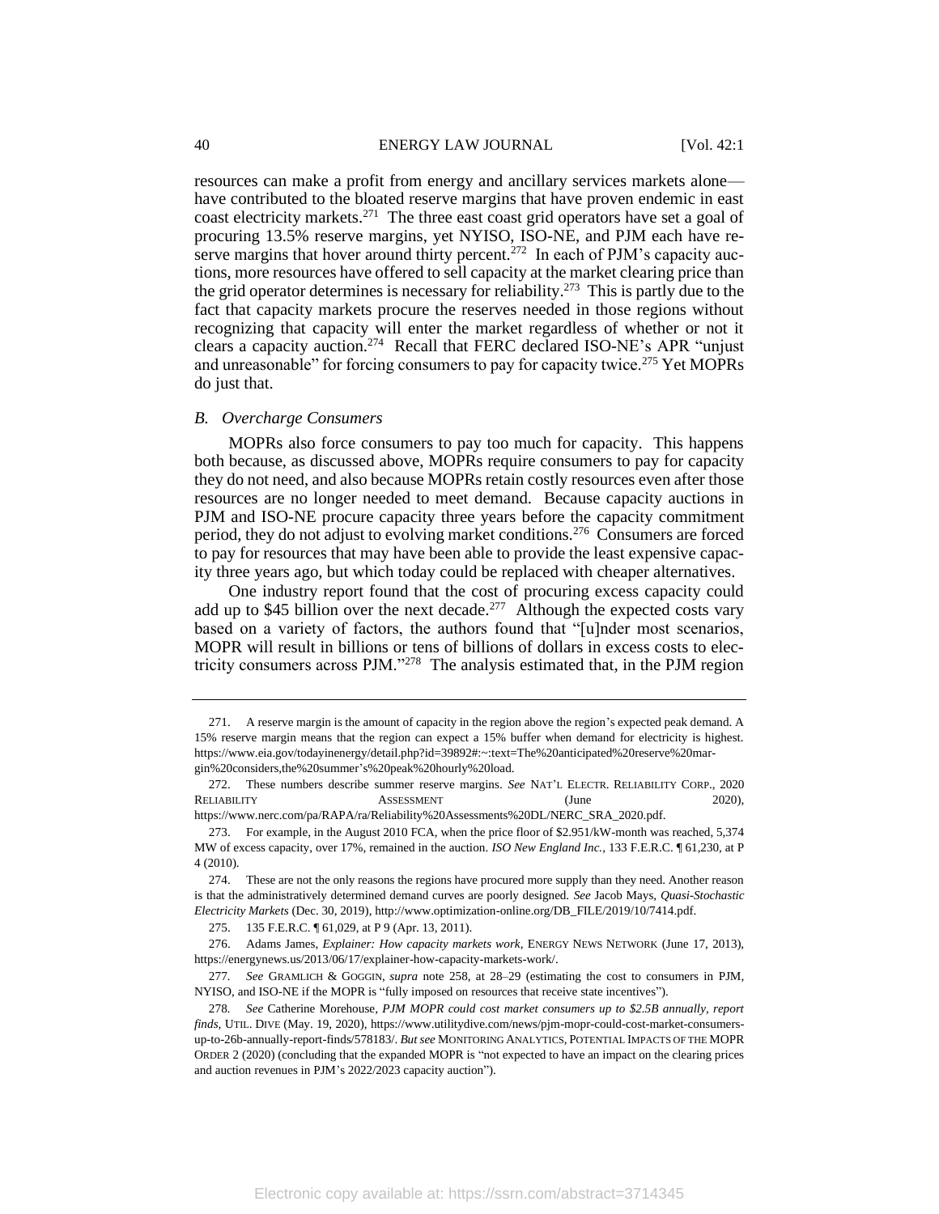resources can make a profit from energy and ancillary services markets alone—have contributed to the bloated reserve margins that have proven endemic in east coast electricity markets.[271] The three east coast grid operators have set a goal of procuring 13.5% reserve margins, yet NYISO, ISO-NE, and PJM each have reserve margins that hover around thirty percent.[272] In each of PJM's capacity auctions, more resources have offered to sell capacity at the market clearing price than the grid operator determines is necessary for reliability.[273] This is partly due to the fact that capacity markets procure the reserves needed in those regions without recognizing that capacity will enter the market regardless of whether or not it clears a capacity auction.[274] Recall that FERC declared ISO-NE's APR "unjust and unreasonable" for forcing consumers to pay for capacity twice.[275] Yet MOPRs do just that.

### *B. Overcharge Consumers*

MOPRs also force consumers to pay too much for capacity. This happens both because, as discussed above, MOPRs require consumers to pay for capacity they do not need, and also because MOPRs retain costly resources even after those resources are no longer needed to meet demand. Because capacity auctions in PJM and ISO-NE procure capacity three years before the capacity commitment period, they do not adjust to evolving market conditions.[276] Consumers are forced to pay for resources that may have been able to provide the least expensive capacity three years ago, but which today could be replaced with cheaper alternatives.

One industry report found that the cost of procuring excess capacity could add up to $45 billion over the next decade.[277] Although the expected costs vary based on a variety of factors, the authors found that "[u]nder most scenarios, MOPR will result in billions or tens of billions of dollars in excess costs to electricity consumers across PJM."[278] The analysis estimated that, in the PJM region

---

271. A reserve margin is the amount of capacity in the region above the region's expected peak demand. A 15% reserve margin means that the region can expect a 15% buffer when demand for electricity is highest. https://www.eia.gov/todayinenergy/detail.php?id=39892#:~:text=The%20anticipated%20reserve%20margin%20considers,the%20summer's%20peak%20hourly%20load.

272. These numbers describe summer reserve margins. *See* NAT'L ELECTR. RELIABILITY CORP., 2020 RELIABILITY ASSESSMENT (June 2020), https://www.nerc.com/pa/RAPA/ra/Reliability%20Assessments%20DL/NERC_SRA_2020.pdf.

273. For example, in the August 2010 FCA, when the price floor of $2.951/kW-month was reached, 5,374 MW of excess capacity, over 17%, remained in the auction. *ISO New England Inc.*, 133 F.E.R.C. ¶ 61,230, at P 4 (2010).

274. These are not the only reasons the regions have procured more supply than they need. Another reason is that the administratively determined demand curves are poorly designed. *See* Jacob Mays, *Quasi-Stochastic Electricity Markets* (Dec. 30, 2019), http://www.optimization-online.org/DB_FILE/2019/10/7414.pdf.

275. 135 F.E.R.C. ¶ 61,029, at P 9 (Apr. 13, 2011).

276. Adams James, *Explainer: How capacity markets work*, ENERGY NEWS NETWORK (June 17, 2013), https://energynews.us/2013/06/17/explainer-how-capacity-markets-work/.

277. *See* GRAMLICH & GOGGIN, *supra* note 258, at 28–29 (estimating the cost to consumers in PJM, NYISO, and ISO-NE if the MOPR is "fully imposed on resources that receive state incentives").

278. *See* Catherine Morehouse, *PJM MOPR could cost market consumers up to $2.5B annually, report finds*, UTIL. DIVE (May. 19, 2020), https://www.utilitydive.com/news/pjm-mopr-could-cost-market-consumers-up-to-26b-annually-report-finds/578183/. *But see* MONITORING ANALYTICS, POTENTIAL IMPACTS OF THE MOPR ORDER 2 (2020) (concluding that the expanded MOPR is "not expected to have an impact on the clearing prices and auction revenues in PJM's 2022/2023 capacity auction").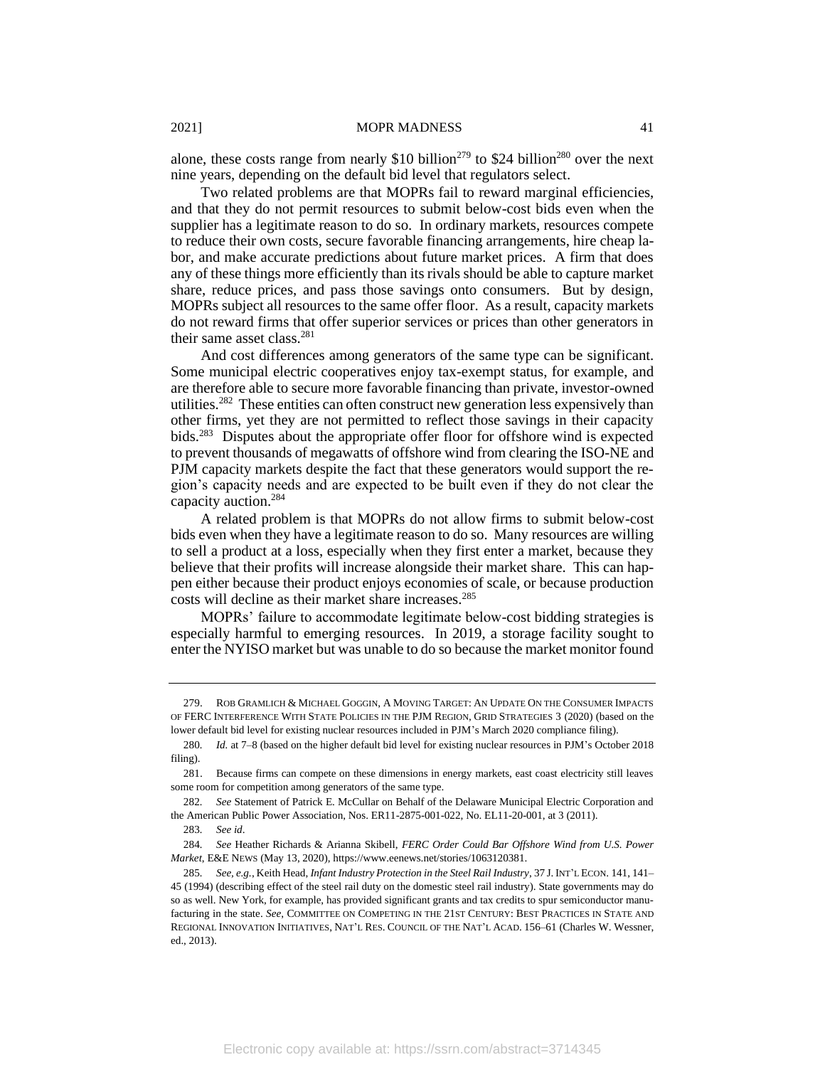alone, these costs range from nearly $10 billion[279] to $24 billion[280] over the next nine years, depending on the default bid level that regulators select.

Two related problems are that MOPRs fail to reward marginal efficiencies, and that they do not permit resources to submit below-cost bids even when the supplier has a legitimate reason to do so. In ordinary markets, resources compete to reduce their own costs, secure favorable financing arrangements, hire cheap labor, and make accurate predictions about future market prices. A firm that does any of these things more efficiently than its rivals should be able to capture market share, reduce prices, and pass those savings onto consumers. But by design, MOPRs subject all resources to the same offer floor. As a result, capacity markets do not reward firms that offer superior services or prices than other generators in their same asset class.[281]

And cost differences among generators of the same type can be significant. Some municipal electric cooperatives enjoy tax-exempt status, for example, and are therefore able to secure more favorable financing than private, investor-owned utilities.[282] These entities can often construct new generation less expensively than other firms, yet they are not permitted to reflect those savings in their capacity bids.[283] Disputes about the appropriate offer floor for offshore wind is expected to prevent thousands of megawatts of offshore wind from clearing the ISO-NE and PJM capacity markets despite the fact that these generators would support the region's capacity needs and are expected to be built even if they do not clear the capacity auction.[284]

A related problem is that MOPRs do not allow firms to submit below-cost bids even when they have a legitimate reason to do so. Many resources are willing to sell a product at a loss, especially when they first enter a market, because they believe that their profits will increase alongside their market share. This can happen either because their product enjoys economies of scale, or because production costs will decline as their market share increases.[285]

MOPRs' failure to accommodate legitimate below-cost bidding strategies is especially harmful to emerging resources. In 2019, a storage facility sought to enter the NYISO market but was unable to do so because the market monitor found

---

279. ROB GRAMLICH & MICHAEL GOGGIN, A MOVING TARGET: AN UPDATE ON THE CONSUMER IMPACTS OF FERC INTERFERENCE WITH STATE POLICIES IN THE PJM REGION, GRID STRATEGIES 3 (2020) (based on the lower default bid level for existing nuclear resources included in PJM's March 2020 compliance filing).

280. *Id.* at 7–8 (based on the higher default bid level for existing nuclear resources in PJM's October 2018 filing).

281. Because firms can compete on these dimensions in energy markets, east coast electricity still leaves some room for competition among generators of the same type.

282. *See* Statement of Patrick E. McCullar on Behalf of the Delaware Municipal Electric Corporation and the American Public Power Association, Nos. ER11-2875-001-022, No. EL11-20-001, at 3 (2011).

283. *See id*.

284. *See* Heather Richards & Arianna Skibell, *FERC Order Could Bar Offshore Wind from U.S. Power Market*, E&E NEWS (May 13, 2020), https://www.eenews.net/stories/1063120381.

285. *See, e.g.*, Keith Head, *Infant Industry Protection in the Steel Rail Industry*, 37 J. INT'L ECON. 141, 141–45 (1994) (describing effect of the steel rail duty on the domestic steel rail industry). State governments may do so as well. New York, for example, has provided significant grants and tax credits to spur semiconductor manufacturing in the state. *See*, COMMITTEE ON COMPETING IN THE 21ST CENTURY: BEST PRACTICES IN STATE AND REGIONAL INNOVATION INITIATIVES, NAT'L RES. COUNCIL OF THE NAT'L ACAD. 156–61 (Charles W. Wessner, ed., 2013).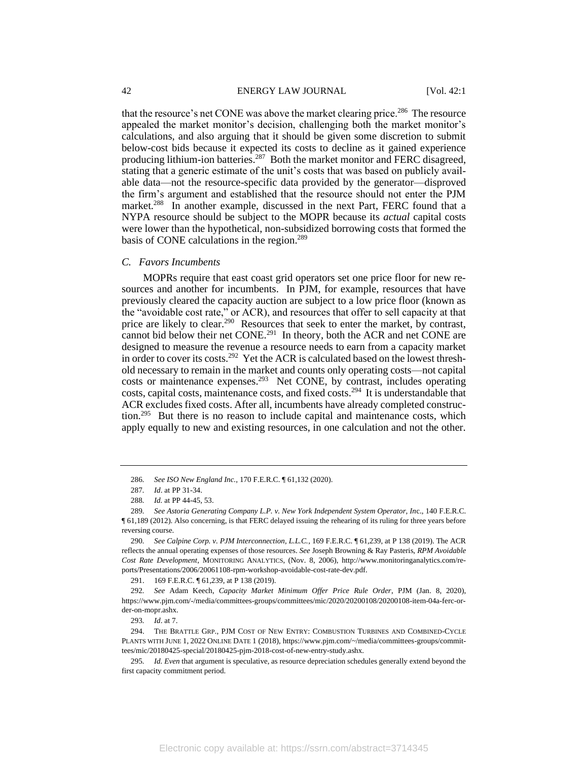that the resource's net CONE was above the market clearing price.[286] The resource appealed the market monitor's decision, challenging both the market monitor's calculations, and also arguing that it should be given some discretion to submit below-cost bids because it expected its costs to decline as it gained experience producing lithium-ion batteries.[287] Both the market monitor and FERC disagreed, stating that a generic estimate of the unit's costs that was based on publicly available data—not the resource-specific data provided by the generator—disproved the firm's argument and established that the resource should not enter the PJM market.[288] In another example, discussed in the next Part, FERC found that a NYPA resource should be subject to the MOPR because its *actual* capital costs were lower than the hypothetical, non-subsidized borrowing costs that formed the basis of CONE calculations in the region.[289]

### C. Favors Incumbents

MOPRs require that east coast grid operators set one price floor for new resources and another for incumbents. In PJM, for example, resources that have previously cleared the capacity auction are subject to a low price floor (known as the "avoidable cost rate," or ACR), and resources that offer to sell capacity at that price are likely to clear.[290] Resources that seek to enter the market, by contrast, cannot bid below their net CONE.[291] In theory, both the ACR and net CONE are designed to measure the revenue a resource needs to earn from a capacity market in order to cover its costs.[292] Yet the ACR is calculated based on the lowest threshold necessary to remain in the market and counts only operating costs—not capital costs or maintenance expenses.[293] Net CONE, by contrast, includes operating costs, capital costs, maintenance costs, and fixed costs.[294] It is understandable that ACR excludes fixed costs. After all, incumbents have already completed construction.[295] But there is no reason to include capital and maintenance costs, which apply equally to new and existing resources, in one calculation and not the other.

---

286. *See ISO New England Inc.*, 170 F.E.R.C. ¶ 61,132 (2020).

287. *Id*. at PP 31-34.

288. *Id.* at PP 44-45, 53.

289. *See Astoria Generating Company L.P. v. New York Independent System Operator, Inc.*, 140 F.E.R.C. ¶ 61,189 (2012). Also concerning, is that FERC delayed issuing the rehearing of its ruling for three years before reversing course.

290. *See Calpine Corp. v. PJM Interconnection, L.L.C.*, 169 F.E.R.C. ¶ 61,239, at P 138 (2019). The ACR reflects the annual operating expenses of those resources. *See* Joseph Browning & Ray Pasteris, *RPM Avoidable Cost Rate Development*, MONITORING ANALYTICS, (Nov. 8, 2006), http://www.monitoringanalytics.com/reports/Presentations/2006/20061108-rpm-workshop-avoidable-cost-rate-dev.pdf.

291. 169 F.E.R.C. ¶ 61,239, at P 138 (2019).

292. *See* Adam Keech, *Capacity Market Minimum Offer Price Rule Order*, PJM (Jan. 8, 2020), https://www.pjm.com/-/media/committees-groups/committees/mic/2020/20200108/20200108-item-04a-ferc-order-on-mopr.ashx.

293. *Id*. at 7.

294. THE BRATTLE GRP., PJM COST OF NEW ENTRY: COMBUSTION TURBINES AND COMBINED-CYCLE PLANTS WITH JUNE 1, 2022 ONLINE DATE 1 (2018), https://www.pjm.com/~/media/committees-groups/committees/mic/20180425-special/20180425-pjm-2018-cost-of-new-entry-study.ashx.

295. *Id. Even* that argument is speculative, as resource depreciation schedules generally extend beyond the first capacity commitment period.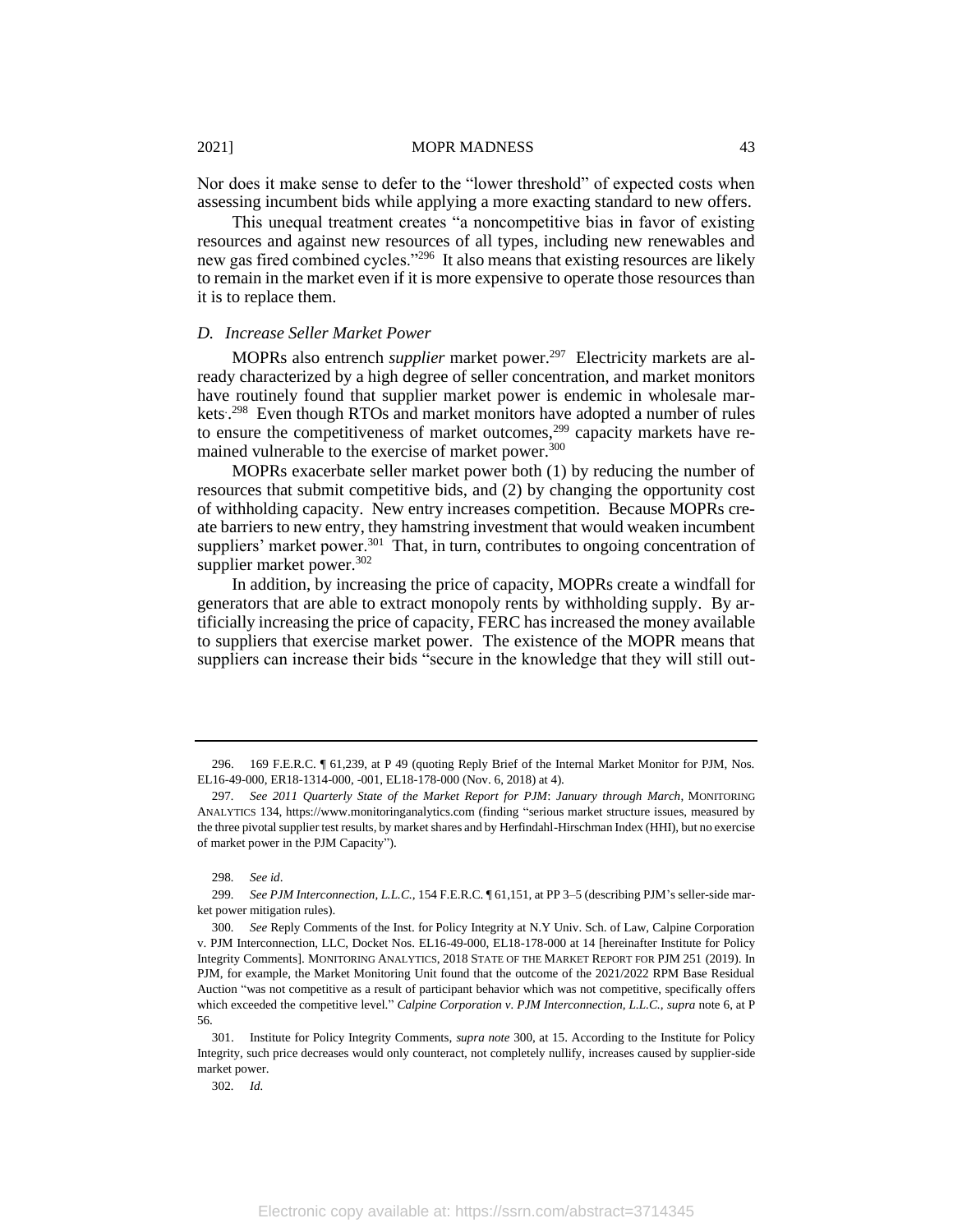Nor does it make sense to defer to the "lower threshold" of expected costs when assessing incumbent bids while applying a more exacting standard to new offers.

This unequal treatment creates "a noncompetitive bias in favor of existing resources and against new resources of all types, including new renewables and new gas fired combined cycles."[296] It also means that existing resources are likely to remain in the market even if it is more expensive to operate those resources than it is to replace them.

### *D. Increase Seller Market Power*

MOPRs also entrench *supplier* market power.[297] Electricity markets are already characterized by a high degree of seller concentration, and market monitors have routinely found that supplier market power is endemic in wholesale markets..[298] Even though RTOs and market monitors have adopted a number of rules to ensure the competitiveness of market outcomes,[299] capacity markets have remained vulnerable to the exercise of market power.[300]

MOPRs exacerbate seller market power both (1) by reducing the number of resources that submit competitive bids, and (2) by changing the opportunity cost of withholding capacity. New entry increases competition. Because MOPRs create barriers to new entry, they hamstring investment that would weaken incumbent suppliers' market power.[301] That, in turn, contributes to ongoing concentration of supplier market power.[302]

In addition, by increasing the price of capacity, MOPRs create a windfall for generators that are able to extract monopoly rents by withholding supply. By artificially increasing the price of capacity, FERC has increased the money available to suppliers that exercise market power. The existence of the MOPR means that suppliers can increase their bids "secure in the knowledge that they will still out-

---

296. 169 F.E.R.C. ¶ 61,239, at P 49 (quoting Reply Brief of the Internal Market Monitor for PJM, Nos. EL16-49-000, ER18-1314-000, -001, EL18-178-000 (Nov. 6, 2018) at 4).

297. *See 2011 Quarterly State of the Market Report for PJM*: *January through March*, MONITORING ANALYTICS 134, https://www.monitoringanalytics.com (finding "serious market structure issues, measured by the three pivotal supplier test results, by market shares and by Herfindahl-Hirschman Index (HHI), but no exercise of market power in the PJM Capacity").

298. *See id*.

299. *See PJM Interconnection, L.L.C.*, 154 F.E.R.C. ¶ 61,151, at PP 3–5 (describing PJM's seller-side market power mitigation rules).

300. *See* Reply Comments of the Inst. for Policy Integrity at N.Y Univ. Sch. of Law, Calpine Corporation v. PJM Interconnection, LLC, Docket Nos. EL16-49-000, EL18-178-000 at 14 [hereinafter Institute for Policy Integrity Comments]. MONITORING ANALYTICS, 2018 STATE OF THE MARKET REPORT FOR PJM 251 (2019). In PJM, for example, the Market Monitoring Unit found that the outcome of the 2021/2022 RPM Base Residual Auction "was not competitive as a result of participant behavior which was not competitive, specifically offers which exceeded the competitive level." *Calpine Corporation v. PJM Interconnection, L.L.C.*, *supra* note 6, at P 56.

301. Institute for Policy Integrity Comments, *supra note* 300, at 15. According to the Institute for Policy Integrity, such price decreases would only counteract, not completely nullify, increases caused by supplier-side market power.

302. *Id.*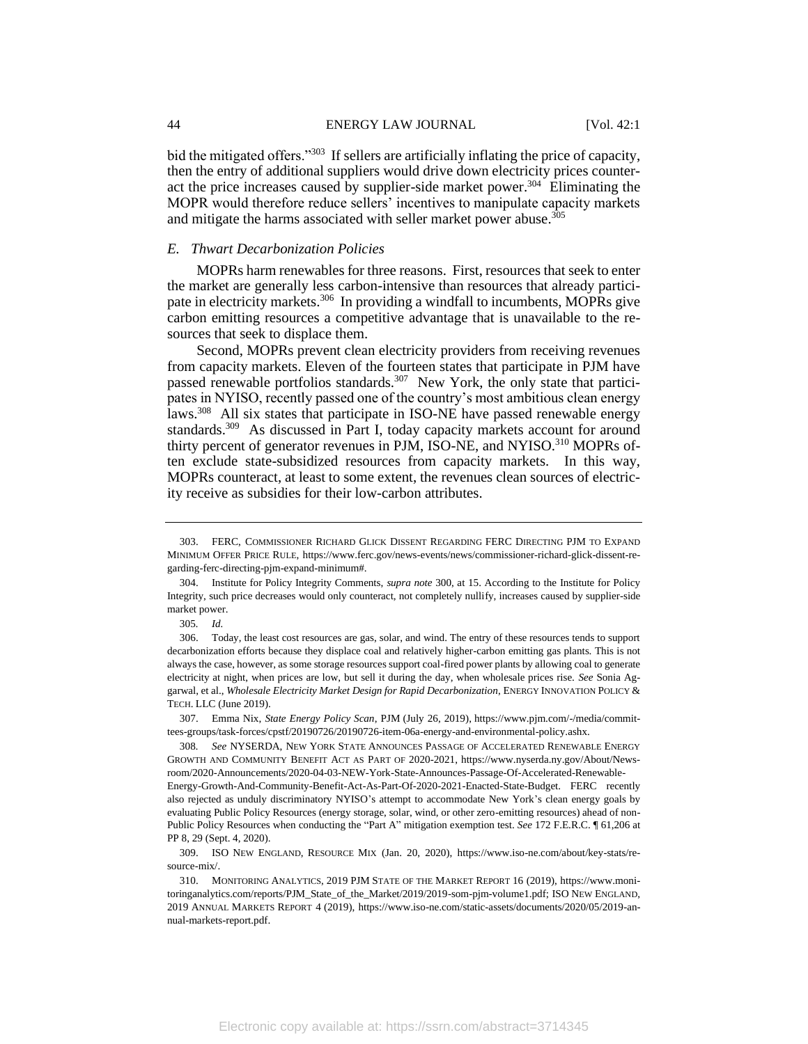bid the mitigated offers."[303] If sellers are artificially inflating the price of capacity, then the entry of additional suppliers would drive down electricity prices counteract the price increases caused by supplier-side market power.[304] Eliminating the MOPR would therefore reduce sellers' incentives to manipulate capacity markets and mitigate the harms associated with seller market power abuse.[305]

### *E. Thwart Decarbonization Policies*

MOPRs harm renewables for three reasons. First, resources that seek to enter the market are generally less carbon-intensive than resources that already participate in electricity markets.[306] In providing a windfall to incumbents, MOPRs give carbon emitting resources a competitive advantage that is unavailable to the resources that seek to displace them.

Second, MOPRs prevent clean electricity providers from receiving revenues from capacity markets. Eleven of the fourteen states that participate in PJM have passed renewable portfolios standards.[307] New York, the only state that participates in NYISO, recently passed one of the country's most ambitious clean energy laws.[308] All six states that participate in ISO-NE have passed renewable energy standards.[309] As discussed in Part I, today capacity markets account for around thirty percent of generator revenues in PJM, ISO-NE, and NYISO.[310] MOPRs often exclude state-subsidized resources from capacity markets. In this way, MOPRs counteract, at least to some extent, the revenues clean sources of electricity receive as subsidies for their low-carbon attributes.

---

303. FERC, COMMISSIONER RICHARD GLICK DISSENT REGARDING FERC DIRECTING PJM TO EXPAND MINIMUM OFFER PRICE RULE, https://www.ferc.gov/news-events/news/commissioner-richard-glick-dissent-regarding-ferc-directing-pjm-expand-minimum#.

304. Institute for Policy Integrity Comments, *supra note* 300, at 15. According to the Institute for Policy Integrity, such price decreases would only counteract, not completely nullify, increases caused by supplier-side market power.

305. *Id.*

306. Today, the least cost resources are gas, solar, and wind. The entry of these resources tends to support decarbonization efforts because they displace coal and relatively higher-carbon emitting gas plants. This is not always the case, however, as some storage resources support coal-fired power plants by allowing coal to generate electricity at night, when prices are low, but sell it during the day, when wholesale prices rise. *See* Sonia Aggarwal, et al., *Wholesale Electricity Market Design for Rapid Decarbonization*, ENERGY INNOVATION POLICY & TECH. LLC (June 2019).

307. Emma Nix, *State Energy Policy Scan*, PJM (July 26, 2019), https://www.pjm.com/-/media/committees-groups/task-forces/cpstf/20190726/20190726-item-06a-energy-and-environmental-policy.ashx.

308. *See* NYSERDA, NEW YORK STATE ANNOUNCES PASSAGE OF ACCELERATED RENEWABLE ENERGY GROWTH AND COMMUNITY BENEFIT ACT AS PART OF 2020-2021, https://www.nyserda.ny.gov/About/Newsroom/2020-Announcements/2020-04-03-NEW-York-State-Announces-Passage-Of-Accelerated-Renewable-Energy-Growth-And-Community-Benefit-Act-As-Part-Of-2020-2021-Enacted-State-Budget. FERC recently also rejected as unduly discriminatory NYISO's attempt to accommodate New York's clean energy goals by evaluating Public Policy Resources (energy storage, solar, wind, or other zero-emitting resources) ahead of non-Public Policy Resources when conducting the "Part A" mitigation exemption test. *See* 172 F.E.R.C. ¶ 61,206 at PP 8, 29 (Sept. 4, 2020).

309. ISO NEW ENGLAND, RESOURCE MIX (Jan. 20, 2020), https://www.iso-ne.com/about/key-stats/resource-mix/.

310. MONITORING ANALYTICS, 2019 PJM STATE OF THE MARKET REPORT 16 (2019), https://www.monitoringanalytics.com/reports/PJM_State_of_the_Market/2019/2019-som-pjm-volume1.pdf; ISO NEW ENGLAND, 2019 ANNUAL MARKETS REPORT 4 (2019), https://www.iso-ne.com/static-assets/documents/2020/05/2019-annual-markets-report.pdf.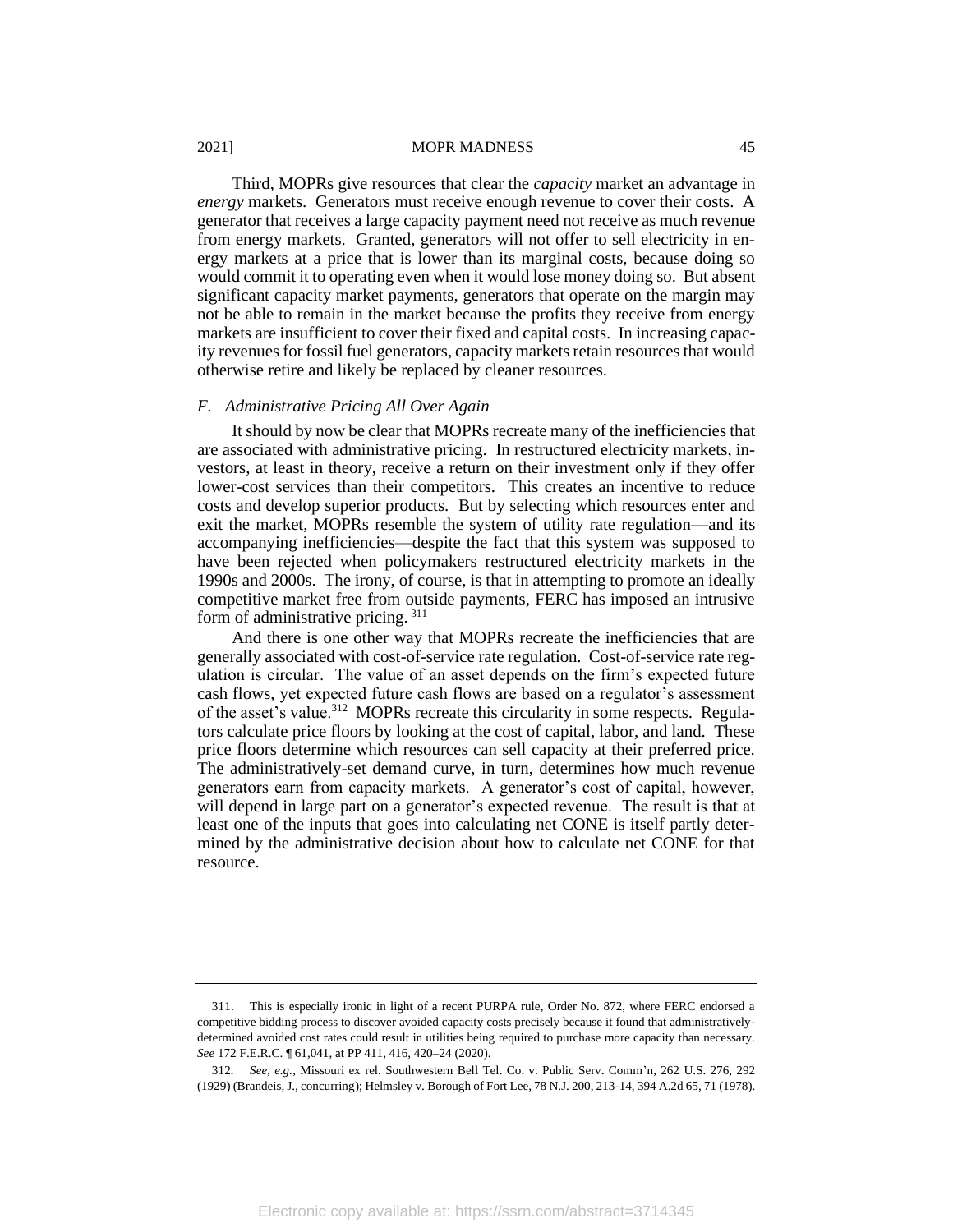Third, MOPRs give resources that clear the *capacity* market an advantage in *energy* markets. Generators must receive enough revenue to cover their costs. A generator that receives a large capacity payment need not receive as much revenue from energy markets. Granted, generators will not offer to sell electricity in energy markets at a price that is lower than its marginal costs, because doing so would commit it to operating even when it would lose money doing so. But absent significant capacity market payments, generators that operate on the margin may not be able to remain in the market because the profits they receive from energy markets are insufficient to cover their fixed and capital costs. In increasing capacity revenues for fossil fuel generators, capacity markets retain resources that would otherwise retire and likely be replaced by cleaner resources.

### *F. Administrative Pricing All Over Again*

It should by now be clear that MOPRs recreate many of the inefficiencies that are associated with administrative pricing. In restructured electricity markets, investors, at least in theory, receive a return on their investment only if they offer lower-cost services than their competitors. This creates an incentive to reduce costs and develop superior products. But by selecting which resources enter and exit the market, MOPRs resemble the system of utility rate regulation—and its accompanying inefficiencies—despite the fact that this system was supposed to have been rejected when policymakers restructured electricity markets in the 1990s and 2000s. The irony, of course, is that in attempting to promote an ideally competitive market free from outside payments, FERC has imposed an intrusive form of administrative pricing.[311]

And there is one other way that MOPRs recreate the inefficiencies that are generally associated with cost-of-service rate regulation. Cost-of-service rate regulation is circular. The value of an asset depends on the firm's expected future cash flows, yet expected future cash flows are based on a regulator's assessment of the asset's value.[312] MOPRs recreate this circularity in some respects. Regulators calculate price floors by looking at the cost of capital, labor, and land. These price floors determine which resources can sell capacity at their preferred price. The administratively-set demand curve, in turn, determines how much revenue generators earn from capacity markets. A generator's cost of capital, however, will depend in large part on a generator's expected revenue. The result is that at least one of the inputs that goes into calculating net CONE is itself partly determined by the administrative decision about how to calculate net CONE for that resource.

---

311. This is especially ironic in light of a recent PURPA rule, Order No. 872, where FERC endorsed a competitive bidding process to discover avoided capacity costs precisely because it found that administratively-determined avoided cost rates could result in utilities being required to purchase more capacity than necessary. *See* 172 F.E.R.C. ¶ 61,041, at PP 411, 416, 420–24 (2020).

312. *See, e.g.*, Missouri ex rel. Southwestern Bell Tel. Co. v. Public Serv. Comm'n, 262 U.S. 276, 292 (1929) (Brandeis, J., concurring); Helmsley v. Borough of Fort Lee, 78 N.J. 200, 213-14, 394 A.2d 65, 71 (1978).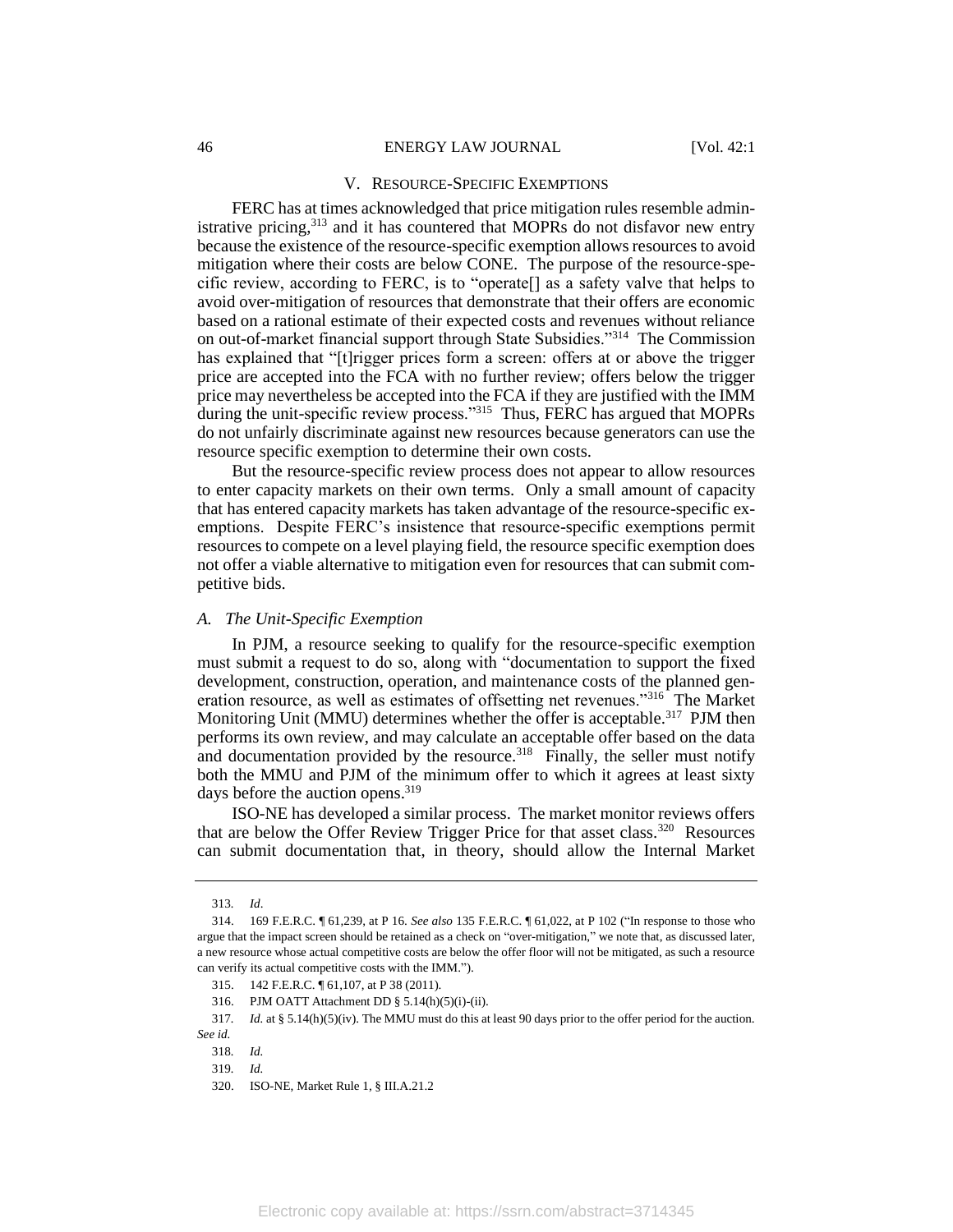## V. RESOURCE-SPECIFIC EXEMPTIONS

FERC has at times acknowledged that price mitigation rules resemble administrative pricing,[313] and it has countered that MOPRs do not disfavor new entry because the existence of the resource-specific exemption allows resources to avoid mitigation where their costs are below CONE. The purpose of the resource-specific review, according to FERC, is to "operate[] as a safety valve that helps to avoid over-mitigation of resources that demonstrate that their offers are economic based on a rational estimate of their expected costs and revenues without reliance on out-of-market financial support through State Subsidies."[314] The Commission has explained that "[t]rigger prices form a screen: offers at or above the trigger price are accepted into the FCA with no further review; offers below the trigger price may nevertheless be accepted into the FCA if they are justified with the IMM during the unit-specific review process."[315] Thus, FERC has argued that MOPRs do not unfairly discriminate against new resources because generators can use the resource specific exemption to determine their own costs.

But the resource-specific review process does not appear to allow resources to enter capacity markets on their own terms. Only a small amount of capacity that has entered capacity markets has taken advantage of the resource-specific exemptions. Despite FERC's insistence that resource-specific exemptions permit resources to compete on a level playing field, the resource specific exemption does not offer a viable alternative to mitigation even for resources that can submit competitive bids.

### *A. The Unit-Specific Exemption*

In PJM, a resource seeking to qualify for the resource-specific exemption must submit a request to do so, along with "documentation to support the fixed development, construction, operation, and maintenance costs of the planned generation resource, as well as estimates of offsetting net revenues."[316] The Market Monitoring Unit (MMU) determines whether the offer is acceptable.[317] PJM then performs its own review, and may calculate an acceptable offer based on the data and documentation provided by the resource.[318] Finally, the seller must notify both the MMU and PJM of the minimum offer to which it agrees at least sixty days before the auction opens.[319]

ISO-NE has developed a similar process. The market monitor reviews offers that are below the Offer Review Trigger Price for that asset class.[320] Resources can submit documentation that, in theory, should allow the Internal Market

---

313. *Id*.

314. 169 F.E.R.C. ¶ 61,239, at P 16. *See also* 135 F.E.R.C. ¶ 61,022, at P 102 ("In response to those who argue that the impact screen should be retained as a check on "over-mitigation," we note that, as discussed later, a new resource whose actual competitive costs are below the offer floor will not be mitigated, as such a resource can verify its actual competitive costs with the IMM.").

315. 142 F.E.R.C. ¶ 61,107, at P 38 (2011).

316. PJM OATT Attachment DD § 5.14(h)(5)(i)-(ii).

317. *Id.* at § 5.14(h)(5)(iv). The MMU must do this at least 90 days prior to the offer period for the auction. *See id.*

318. *Id.*

319. *Id.*

320. ISO-NE, Market Rule 1, § III.A.21.2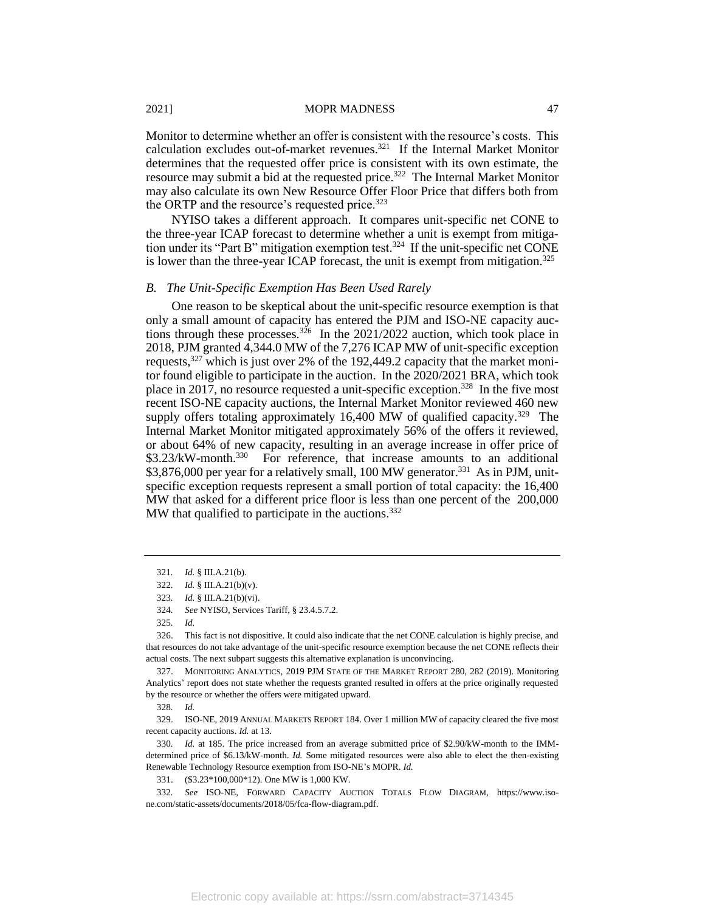Monitor to determine whether an offer is consistent with the resource's costs. This calculation excludes out-of-market revenues.[321] If the Internal Market Monitor determines that the requested offer price is consistent with its own estimate, the resource may submit a bid at the requested price.[322] The Internal Market Monitor may also calculate its own New Resource Offer Floor Price that differs both from the ORTP and the resource's requested price.[323]

NYISO takes a different approach. It compares unit-specific net CONE to the three-year ICAP forecast to determine whether a unit is exempt from mitigation under its "Part B" mitigation exemption test.[324] If the unit-specific net CONE is lower than the three-year ICAP forecast, the unit is exempt from mitigation.[325]

### *B. The Unit-Specific Exemption Has Been Used Rarely*

One reason to be skeptical about the unit-specific resource exemption is that only a small amount of capacity has entered the PJM and ISO-NE capacity auctions through these processes.[326] In the 2021/2022 auction, which took place in 2018, PJM granted 4,344.0 MW of the 7,276 ICAP MW of unit-specific exception requests,[327] which is just over 2% of the 192,449.2 capacity that the market monitor found eligible to participate in the auction. In the 2020/2021 BRA, which took place in 2017, no resource requested a unit-specific exception.[328] In the five most recent ISO-NE capacity auctions, the Internal Market Monitor reviewed 460 new supply offers totaling approximately 16,400 MW of qualified capacity.[329] The Internal Market Monitor mitigated approximately 56% of the offers it reviewed, or about 64% of new capacity, resulting in an average increase in offer price of \$3.23/kW-month.[330] For reference, that increase amounts to an additional \$3,876,000 per year for a relatively small, 100 MW generator.[331] As in PJM, unit-specific exception requests represent a small portion of total capacity: the 16,400 MW that asked for a different price floor is less than one percent of the 200,000 MW that qualified to participate in the auctions.[332]

---

321. *Id.* § III.A.21(b).

322. *Id.* § III.A.21(b)(v).

323. *Id.* § III.A.21(b)(vi).

324. *See* NYISO, Services Tariff, § 23.4.5.7.2.

325. *Id.*

326. This fact is not dispositive. It could also indicate that the net CONE calculation is highly precise, and that resources do not take advantage of the unit-specific resource exemption because the net CONE reflects their actual costs. The next subpart suggests this alternative explanation is unconvincing.

327. MONITORING ANALYTICS, 2019 PJM STATE OF THE MARKET REPORT 280, 282 (2019). Monitoring Analytics' report does not state whether the requests granted resulted in offers at the price originally requested by the resource or whether the offers were mitigated upward.

328. *Id.*

329. ISO-NE, 2019 ANNUAL MARKETS REPORT 184. Over 1 million MW of capacity cleared the five most recent capacity auctions. *Id.* at 13.

330. *Id.* at 185. The price increased from an average submitted price of \$2.90/kW-month to the IMM-determined price of \$6.13/kW-month. *Id.* Some mitigated resources were also able to elect the then-existing Renewable Technology Resource exemption from ISO-NE's MOPR. *Id.*

331. (\$3.23*100,000*12). One MW is 1,000 KW.

332. *See* ISO-NE, FORWARD CAPACITY AUCTION TOTALS FLOW DIAGRAM, https://www.iso-ne.com/static-assets/documents/2018/05/fca-flow-diagram.pdf.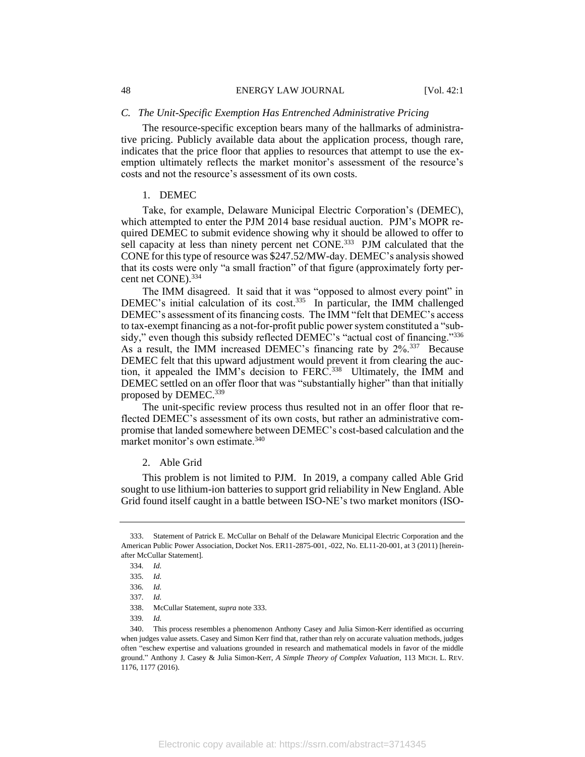### C. The Unit-Specific Exemption Has Entrenched Administrative Pricing

The resource-specific exception bears many of the hallmarks of administrative pricing. Publicly available data about the application process, though rare, indicates that the price floor that applies to resources that attempt to use the exemption ultimately reflects the market monitor's assessment of the resource's costs and not the resource's assessment of its own costs.

#### 1. DEMEC

Take, for example, Delaware Municipal Electric Corporation's (DEMEC), which attempted to enter the PJM 2014 base residual auction. PJM's MOPR required DEMEC to submit evidence showing why it should be allowed to offer to sell capacity at less than ninety percent net CONE.[333] PJM calculated that the CONE for this type of resource was $247.52/MW-day. DEMEC's analysis showed that its costs were only "a small fraction" of that figure (approximately forty percent net CONE).[334]

The IMM disagreed. It said that it was "opposed to almost every point" in DEMEC's initial calculation of its cost.[335] In particular, the IMM challenged DEMEC's assessment of its financing costs. The IMM "felt that DEMEC's access to tax-exempt financing as a not-for-profit public power system constituted a "subsidy," even though this subsidy reflected DEMEC's "actual cost of financing."[336] As a result, the IMM increased DEMEC's financing rate by 2%.[337] Because DEMEC felt that this upward adjustment would prevent it from clearing the auction, it appealed the IMM's decision to FERC.[338] Ultimately, the IMM and DEMEC settled on an offer floor that was "substantially higher" than that initially proposed by DEMEC.[339]

The unit-specific review process thus resulted not in an offer floor that reflected DEMEC's assessment of its own costs, but rather an administrative compromise that landed somewhere between DEMEC's cost-based calculation and the market monitor's own estimate.[340]

#### 2. Able Grid

This problem is not limited to PJM. In 2019, a company called Able Grid sought to use lithium-ion batteries to support grid reliability in New England. Able Grid found itself caught in a battle between ISO-NE's two market monitors (ISO-

---

333. Statement of Patrick E. McCullar on Behalf of the Delaware Municipal Electric Corporation and the American Public Power Association, Docket Nos. ER11-2875-001, -022, No. EL11-20-001, at 3 (2011) [hereinafter McCullar Statement].

334. *Id.*

335. *Id.*

336. *Id.*

337. *Id.*

338. McCullar Statement, *supra* note 333.

339. *Id.*

340. This process resembles a phenomenon Anthony Casey and Julia Simon-Kerr identified as occurring when judges value assets. Casey and Simon Kerr find that, rather than rely on accurate valuation methods, judges often "eschew expertise and valuations grounded in research and mathematical models in favor of the middle ground." Anthony J. Casey & Julia Simon-Kerr, *A Simple Theory of Complex Valuation*, 113 MICH. L. REV. 1176, 1177 (2016).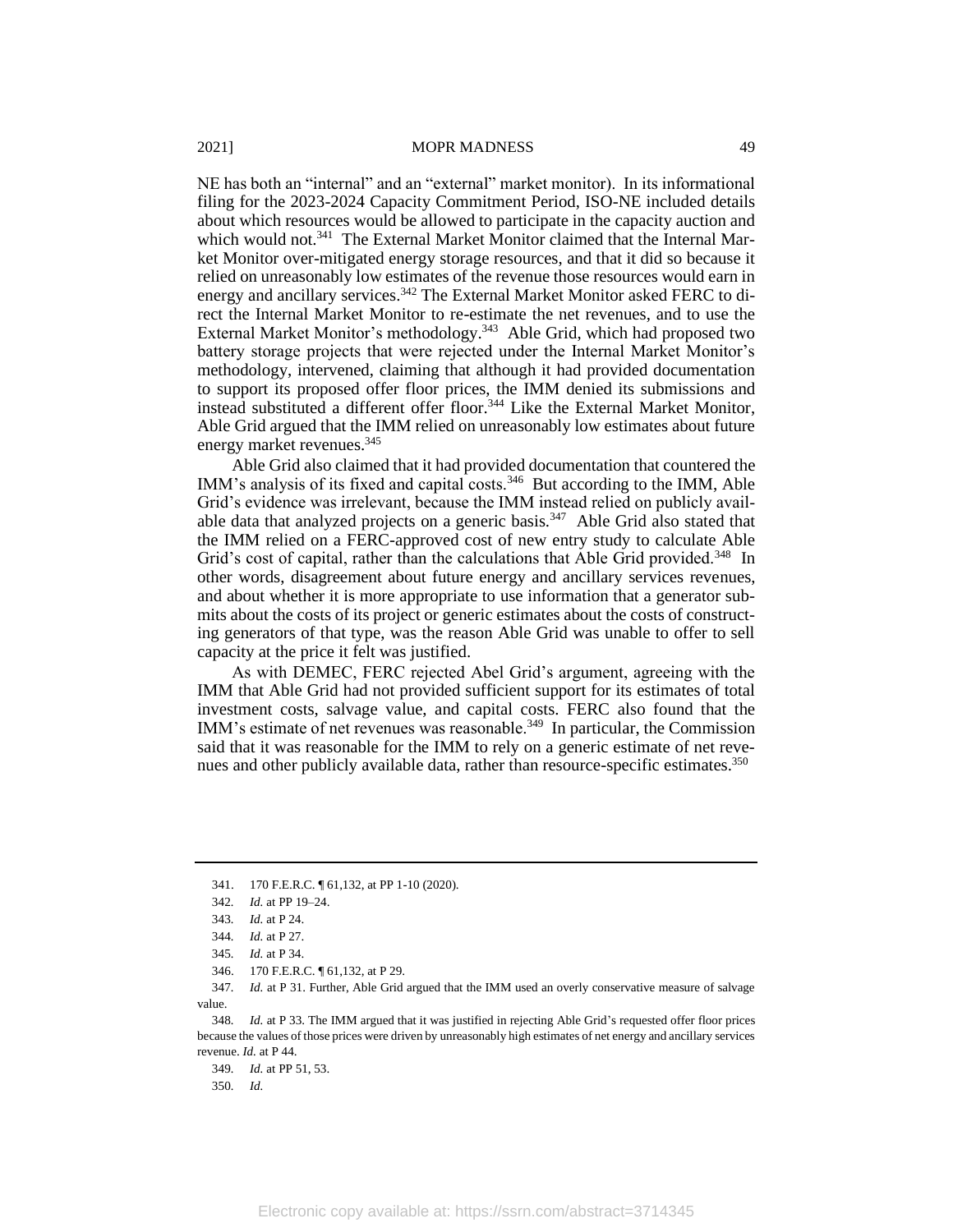NE has both an "internal" and an "external" market monitor). In its informational filing for the 2023-2024 Capacity Commitment Period, ISO-NE included details about which resources would be allowed to participate in the capacity auction and which would not.[341] The External Market Monitor claimed that the Internal Market Monitor over-mitigated energy storage resources, and that it did so because it relied on unreasonably low estimates of the revenue those resources would earn in energy and ancillary services.[342] The External Market Monitor asked FERC to direct the Internal Market Monitor to re-estimate the net revenues, and to use the External Market Monitor's methodology.[343] Able Grid, which had proposed two battery storage projects that were rejected under the Internal Market Monitor's methodology, intervened, claiming that although it had provided documentation to support its proposed offer floor prices, the IMM denied its submissions and instead substituted a different offer floor.[344] Like the External Market Monitor, Able Grid argued that the IMM relied on unreasonably low estimates about future energy market revenues.[345]

Able Grid also claimed that it had provided documentation that countered the IMM's analysis of its fixed and capital costs.[346] But according to the IMM, Able Grid's evidence was irrelevant, because the IMM instead relied on publicly available data that analyzed projects on a generic basis.[347] Able Grid also stated that the IMM relied on a FERC-approved cost of new entry study to calculate Able Grid's cost of capital, rather than the calculations that Able Grid provided.[348] In other words, disagreement about future energy and ancillary services revenues, and about whether it is more appropriate to use information that a generator submits about the costs of its project or generic estimates about the costs of constructing generators of that type, was the reason Able Grid was unable to offer to sell capacity at the price it felt was justified.

As with DEMEC, FERC rejected Abel Grid's argument, agreeing with the IMM that Able Grid had not provided sufficient support for its estimates of total investment costs, salvage value, and capital costs. FERC also found that the IMM's estimate of net revenues was reasonable.[349] In particular, the Commission said that it was reasonable for the IMM to rely on a generic estimate of net revenues and other publicly available data, rather than resource-specific estimates.[350]

---

341. 170 F.E.R.C. ¶ 61,132, at PP 1-10 (2020).

342. *Id.* at PP 19–24.

343. *Id.* at P 24.

344. *Id.* at P 27.

345. *Id.* at P 34.

346. 170 F.E.R.C. ¶ 61,132, at P 29.

347. *Id.* at P 31. Further, Able Grid argued that the IMM used an overly conservative measure of salvage value.

348. *Id.* at P 33. The IMM argued that it was justified in rejecting Able Grid's requested offer floor prices because the values of those prices were driven by unreasonably high estimates of net energy and ancillary services revenue. *Id.* at P 44.

349. *Id.* at PP 51, 53.

350. *Id.*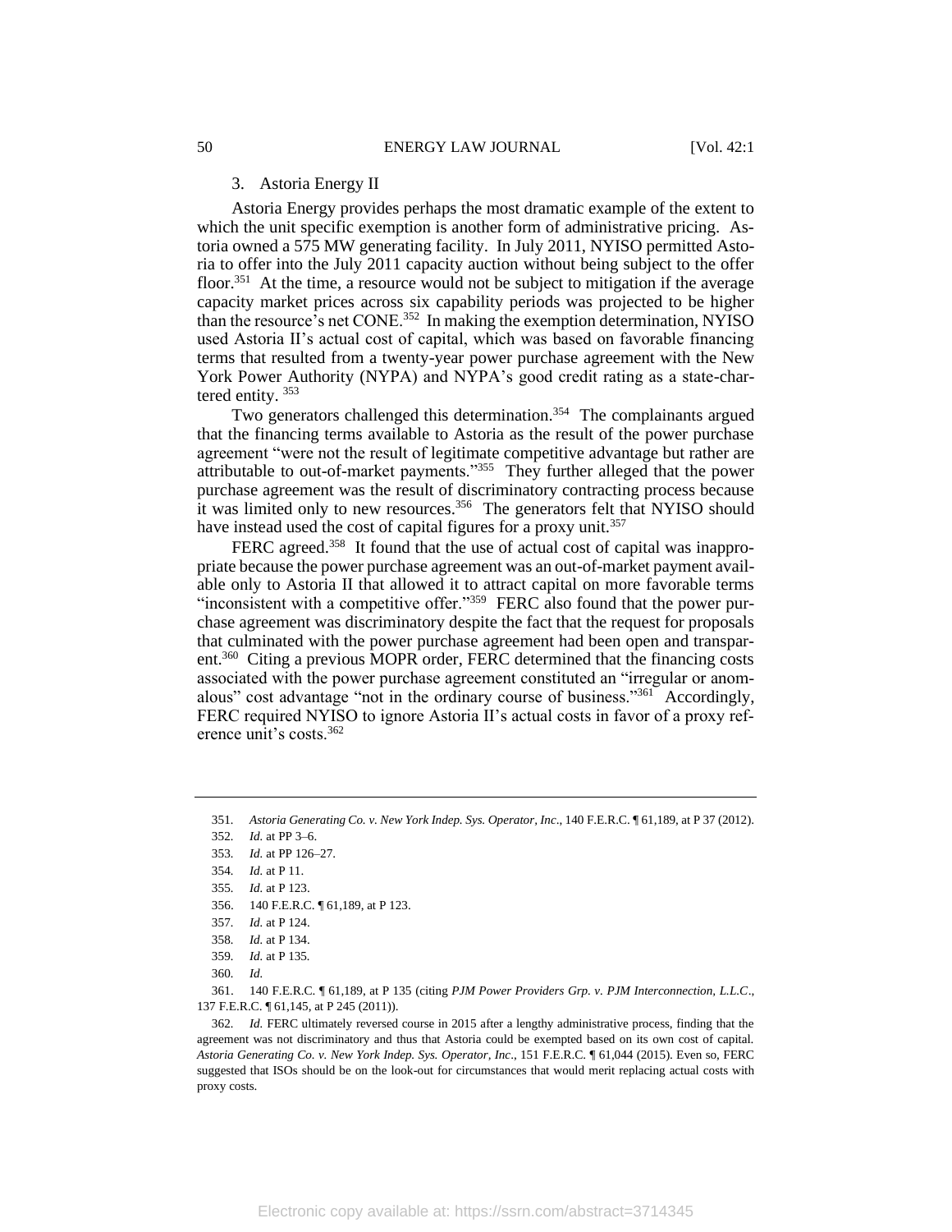### 3. Astoria Energy II

Astoria Energy provides perhaps the most dramatic example of the extent to which the unit specific exemption is another form of administrative pricing. Astoria owned a 575 MW generating facility. In July 2011, NYISO permitted Astoria to offer into the July 2011 capacity auction without being subject to the offer floor.[351] At the time, a resource would not be subject to mitigation if the average capacity market prices across six capability periods was projected to be higher than the resource's net CONE.[352] In making the exemption determination, NYISO used Astoria II's actual cost of capital, which was based on favorable financing terms that resulted from a twenty-year power purchase agreement with the New York Power Authority (NYPA) and NYPA's good credit rating as a state-chartered entity. [353]

Two generators challenged this determination.[354] The complainants argued that the financing terms available to Astoria as the result of the power purchase agreement "were not the result of legitimate competitive advantage but rather are attributable to out-of-market payments."[355] They further alleged that the power purchase agreement was the result of discriminatory contracting process because it was limited only to new resources.[356] The generators felt that NYISO should have instead used the cost of capital figures for a proxy unit.[357]

FERC agreed.[358] It found that the use of actual cost of capital was inappropriate because the power purchase agreement was an out-of-market payment available only to Astoria II that allowed it to attract capital on more favorable terms "inconsistent with a competitive offer."[359] FERC also found that the power purchase agreement was discriminatory despite the fact that the request for proposals that culminated with the power purchase agreement had been open and transparent.[360] Citing a previous MOPR order, FERC determined that the financing costs associated with the power purchase agreement constituted an "irregular or anomalous" cost advantage "not in the ordinary course of business."[361] Accordingly, FERC required NYISO to ignore Astoria II's actual costs in favor of a proxy reference unit's costs.[362]

---

351. *Astoria Generating Co. v. New York Indep. Sys. Operator, Inc*., 140 F.E.R.C. ¶ 61,189, at P 37 (2012).

352. *Id.* at PP 3–6.

353. *Id.* at PP 126–27.

354. *Id.* at P 11.

355. *Id.* at P 123.

356. 140 F.E.R.C. ¶ 61,189, at P 123.

357. *Id.* at P 124.

358. *Id.* at P 134.

359. *Id.* at P 135.

360. *Id.*

361. 140 F.E.R.C. ¶ 61,189, at P 135 (citing *PJM Power Providers Grp. v. PJM Interconnection, L.L.C*., 137 F.E.R.C. ¶ 61,145, at P 245 (2011)).

362. *Id.* FERC ultimately reversed course in 2015 after a lengthy administrative process, finding that the agreement was not discriminatory and thus that Astoria could be exempted based on its own cost of capital. *Astoria Generating Co. v. New York Indep. Sys. Operator, Inc*., 151 F.E.R.C. ¶ 61,044 (2015). Even so, FERC suggested that ISOs should be on the look-out for circumstances that would merit replacing actual costs with proxy costs.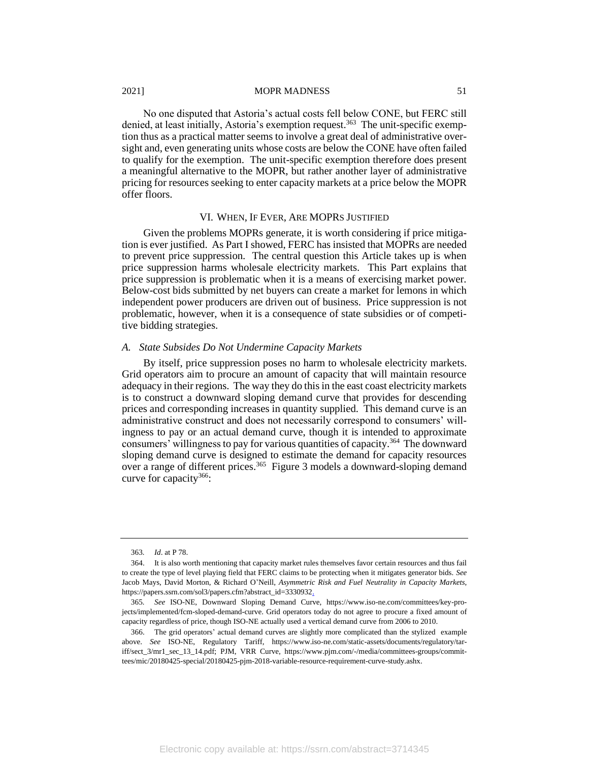No one disputed that Astoria's actual costs fell below CONE, but FERC still denied, at least initially, Astoria's exemption request.[363] The unit-specific exemption thus as a practical matter seems to involve a great deal of administrative oversight and, even generating units whose costs are below the CONE have often failed to qualify for the exemption. The unit-specific exemption therefore does present a meaningful alternative to the MOPR, but rather another layer of administrative pricing for resources seeking to enter capacity markets at a price below the MOPR offer floors.

## VI. When, If Ever, Are MOPRs Justified

Given the problems MOPRs generate, it is worth considering if price mitigation is ever justified. As Part I showed, FERC has insisted that MOPRs are needed to prevent price suppression. The central question this Article takes up is when price suppression harms wholesale electricity markets. This Part explains that price suppression is problematic when it is a means of exercising market power. Below-cost bids submitted by net buyers can create a market for lemons in which independent power producers are driven out of business. Price suppression is not problematic, however, when it is a consequence of state subsidies or of competitive bidding strategies.

### *A. State Subsides Do Not Undermine Capacity Markets*

By itself, price suppression poses no harm to wholesale electricity markets. Grid operators aim to procure an amount of capacity that will maintain resource adequacy in their regions. The way they do this in the east coast electricity markets is to construct a downward sloping demand curve that provides for descending prices and corresponding increases in quantity supplied. This demand curve is an administrative construct and does not necessarily correspond to consumers' willingness to pay or an actual demand curve, though it is intended to approximate consumers' willingness to pay for various quantities of capacity.[364] The downward sloping demand curve is designed to estimate the demand for capacity resources over a range of different prices.[365] Figure 3 models a downward-sloping demand curve for capacity[366]:

---

363. *Id*. at P 78.

364. It is also worth mentioning that capacity market rules themselves favor certain resources and thus fail to create the type of level playing field that FERC claims to be protecting when it mitigates generator bids. *See* Jacob Mays, David Morton, & Richard O'Neill, *Asymmetric Risk and Fuel Neutrality in Capacity Markets*, https://papers.ssrn.com/sol3/papers.cfm?abstract_id=3330932.

365. *See* ISO-NE, Downward Sloping Demand Curve, https://www.iso-ne.com/committees/key-projects/implemented/fcm-sloped-demand-curve. Grid operators today do not agree to procure a fixed amount of capacity regardless of price, though ISO-NE actually used a vertical demand curve from 2006 to 2010.

366. The grid operators' actual demand curves are slightly more complicated than the stylized example above. *See* ISO-NE, Regulatory Tariff, https://www.iso-ne.com/static-assets/documents/regulatory/tariff/sect_3/mr1_sec_13_14.pdf; PJM, VRR Curve, https://www.pjm.com/-/media/committees-groups/committees/mic/20180425-special/20180425-pjm-2018-variable-resource-requirement-curve-study.ashx.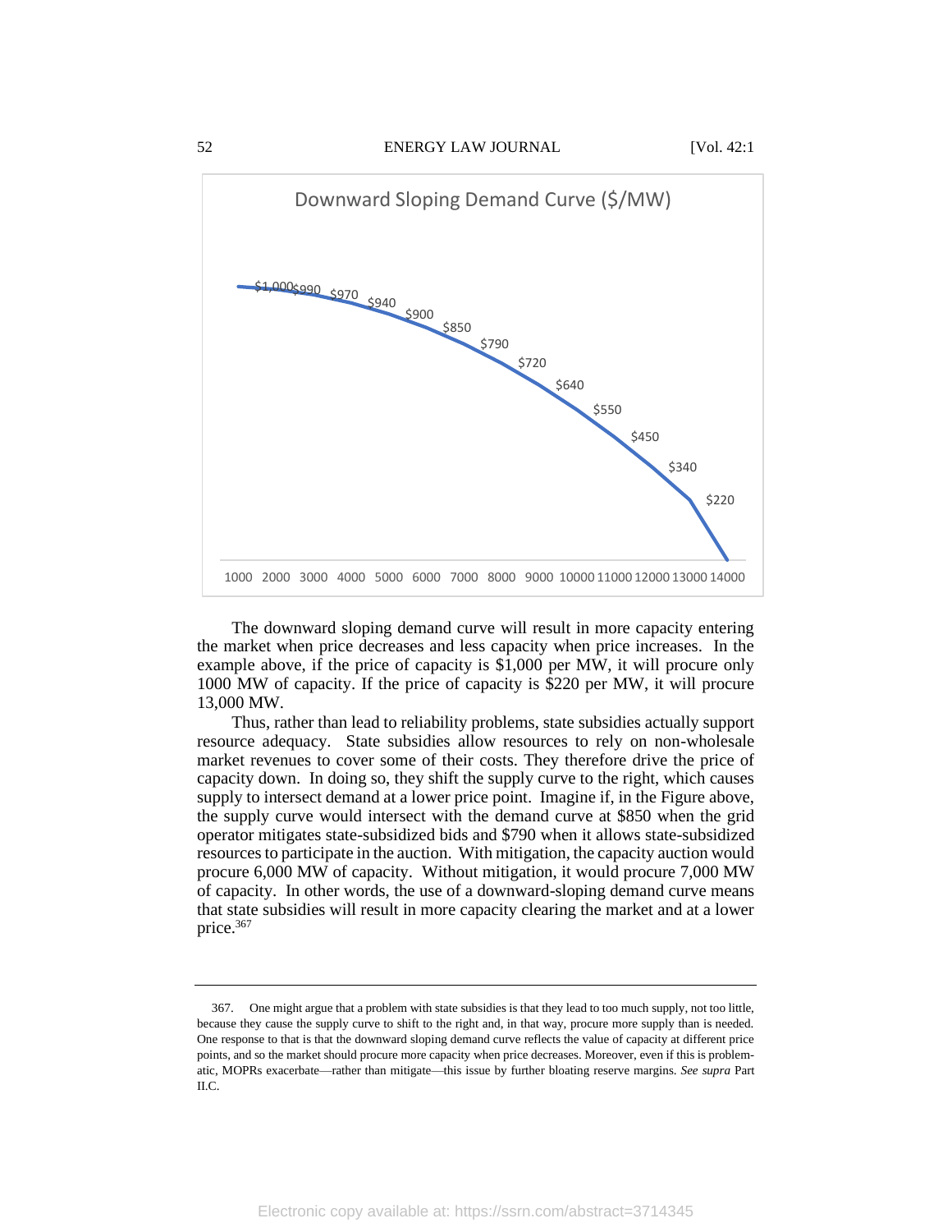Downward Sloping Demand Curve ($/MW)

| MW | $/MW |
|---|---|
| 1000 | |
| 2000 | $1,000 |
| 3000 | $990 |
| 4000 | $970 |
| 5000 | $940 |
| 6000 | $900 |
| 7000 | $850 |
| 8000 | $790 |
| 9000 | $720 |
| 10000 | $640 |
| 11000 | $550 |
| 12000 | $450 |
| 13000 | $340 |
| 14000 | $220 |

The downward sloping demand curve will result in more capacity entering the market when price decreases and less capacity when price increases. In the example above, if the price of capacity is $1,000 per MW, it will procure only 1000 MW of capacity. If the price of capacity is $220 per MW, it will procure 13,000 MW.

Thus, rather than lead to reliability problems, state subsidies actually support resource adequacy. State subsidies allow resources to rely on non-wholesale market revenues to cover some of their costs. They therefore drive the price of capacity down. In doing so, they shift the supply curve to the right, which causes supply to intersect demand at a lower price point. Imagine if, in the Figure above, the supply curve would intersect with the demand curve at $850 when the grid operator mitigates state-subsidized bids and $790 when it allows state-subsidized resources to participate in the auction. With mitigation, the capacity auction would procure 6,000 MW of capacity. Without mitigation, it would procure 7,000 MW of capacity. In other words, the use of a downward-sloping demand curve means that state subsidies will result in more capacity clearing the market and at a lower price.[367]

---

367. One might argue that a problem with state subsidies is that they lead to too much supply, not too little, because they cause the supply curve to shift to the right and, in that way, procure more supply than is needed. One response to that is that the downward sloping demand curve reflects the value of capacity at different price points, and so the market should procure more capacity when price decreases. Moreover, even if this is problematic, MOPRs exacerbate—rather than mitigate—this issue by further bloating reserve margins. *See supra* Part II.C.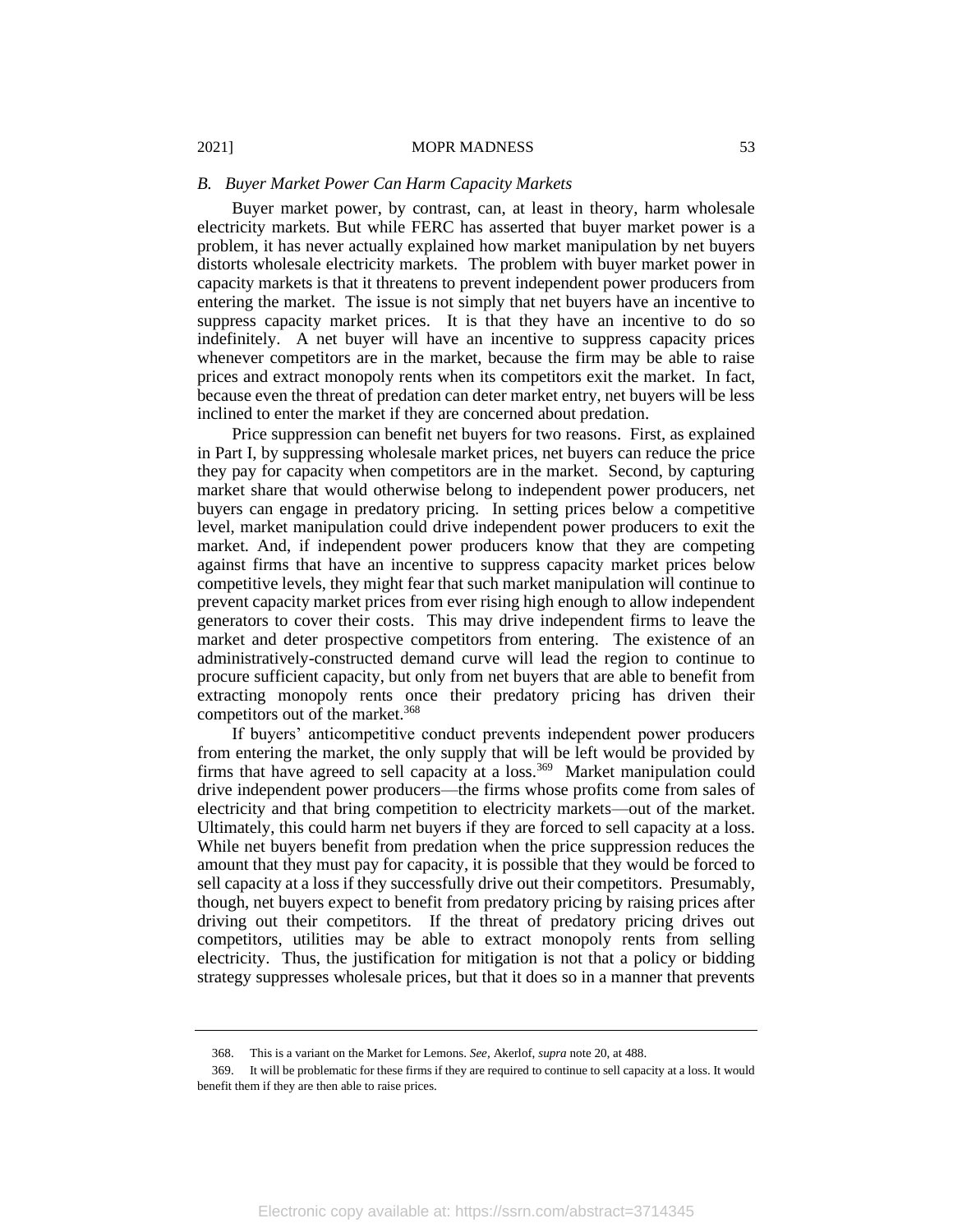### *B. Buyer Market Power Can Harm Capacity Markets*

Buyer market power, by contrast, can, at least in theory, harm wholesale electricity markets. But while FERC has asserted that buyer market power is a problem, it has never actually explained how market manipulation by net buyers distorts wholesale electricity markets. The problem with buyer market power in capacity markets is that it threatens to prevent independent power producers from entering the market. The issue is not simply that net buyers have an incentive to suppress capacity market prices. It is that they have an incentive to do so indefinitely. A net buyer will have an incentive to suppress capacity prices whenever competitors are in the market, because the firm may be able to raise prices and extract monopoly rents when its competitors exit the market. In fact, because even the threat of predation can deter market entry, net buyers will be less inclined to enter the market if they are concerned about predation.

Price suppression can benefit net buyers for two reasons. First, as explained in Part I, by suppressing wholesale market prices, net buyers can reduce the price they pay for capacity when competitors are in the market. Second, by capturing market share that would otherwise belong to independent power producers, net buyers can engage in predatory pricing. In setting prices below a competitive level, market manipulation could drive independent power producers to exit the market. And, if independent power producers know that they are competing against firms that have an incentive to suppress capacity market prices below competitive levels, they might fear that such market manipulation will continue to prevent capacity market prices from ever rising high enough to allow independent generators to cover their costs. This may drive independent firms to leave the market and deter prospective competitors from entering. The existence of an administratively-constructed demand curve will lead the region to continue to procure sufficient capacity, but only from net buyers that are able to benefit from extracting monopoly rents once their predatory pricing has driven their competitors out of the market.[368]

If buyers' anticompetitive conduct prevents independent power producers from entering the market, the only supply that will be left would be provided by firms that have agreed to sell capacity at a loss.[369] Market manipulation could drive independent power producers—the firms whose profits come from sales of electricity and that bring competition to electricity markets—out of the market. Ultimately, this could harm net buyers if they are forced to sell capacity at a loss. While net buyers benefit from predation when the price suppression reduces the amount that they must pay for capacity, it is possible that they would be forced to sell capacity at a loss if they successfully drive out their competitors. Presumably, though, net buyers expect to benefit from predatory pricing by raising prices after driving out their competitors. If the threat of predatory pricing drives out competitors, utilities may be able to extract monopoly rents from selling electricity. Thus, the justification for mitigation is not that a policy or bidding strategy suppresses wholesale prices, but that it does so in a manner that prevents

---

368. This is a variant on the Market for Lemons. *See*, Akerlof, *supra* note 20, at 488.

369. It will be problematic for these firms if they are required to continue to sell capacity at a loss. It would benefit them if they are then able to raise prices.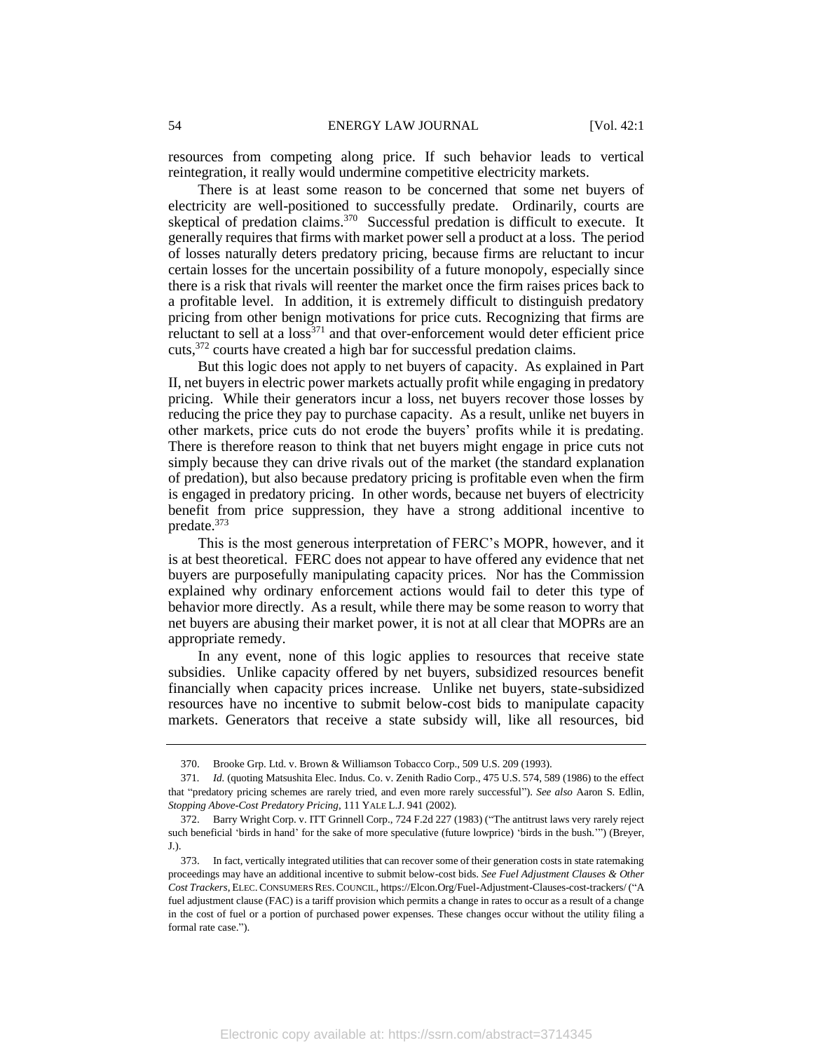resources from competing along price. If such behavior leads to vertical reintegration, it really would undermine competitive electricity markets.

There is at least some reason to be concerned that some net buyers of electricity are well-positioned to successfully predate. Ordinarily, courts are skeptical of predation claims.[370] Successful predation is difficult to execute. It generally requires that firms with market power sell a product at a loss. The period of losses naturally deters predatory pricing, because firms are reluctant to incur certain losses for the uncertain possibility of a future monopoly, especially since there is a risk that rivals will reenter the market once the firm raises prices back to a profitable level. In addition, it is extremely difficult to distinguish predatory pricing from other benign motivations for price cuts. Recognizing that firms are reluctant to sell at a loss[371] and that over-enforcement would deter efficient price cuts,[372] courts have created a high bar for successful predation claims.

But this logic does not apply to net buyers of capacity. As explained in Part II, net buyers in electric power markets actually profit while engaging in predatory pricing. While their generators incur a loss, net buyers recover those losses by reducing the price they pay to purchase capacity. As a result, unlike net buyers in other markets, price cuts do not erode the buyers' profits while it is predating. There is therefore reason to think that net buyers might engage in price cuts not simply because they can drive rivals out of the market (the standard explanation of predation), but also because predatory pricing is profitable even when the firm is engaged in predatory pricing. In other words, because net buyers of electricity benefit from price suppression, they have a strong additional incentive to predate.[373]

This is the most generous interpretation of FERC's MOPR, however, and it is at best theoretical. FERC does not appear to have offered any evidence that net buyers are purposefully manipulating capacity prices. Nor has the Commission explained why ordinary enforcement actions would fail to deter this type of behavior more directly. As a result, while there may be some reason to worry that net buyers are abusing their market power, it is not at all clear that MOPRs are an appropriate remedy.

In any event, none of this logic applies to resources that receive state subsidies. Unlike capacity offered by net buyers, subsidized resources benefit financially when capacity prices increase. Unlike net buyers, state-subsidized resources have no incentive to submit below-cost bids to manipulate capacity markets. Generators that receive a state subsidy will, like all resources, bid

---

370. Brooke Grp. Ltd. v. Brown & Williamson Tobacco Corp., 509 U.S. 209 (1993).

371. *Id.* (quoting Matsushita Elec. Indus. Co. v. Zenith Radio Corp., 475 U.S. 574, 589 (1986) to the effect that "predatory pricing schemes are rarely tried, and even more rarely successful"). *See also* Aaron S. Edlin, *Stopping Above-Cost Predatory Pricing*, 111 YALE L.J. 941 (2002).

372. Barry Wright Corp. v. ITT Grinnell Corp., 724 F.2d 227 (1983) ("The antitrust laws very rarely reject such beneficial 'birds in hand' for the sake of more speculative (future lowprice) 'birds in the bush.'") (Breyer, J.).

373. In fact, vertically integrated utilities that can recover some of their generation costs in state ratemaking proceedings may have an additional incentive to submit below-cost bids. *See Fuel Adjustment Clauses & Other Cost Trackers*, ELEC. CONSUMERS RES. COUNCIL, https://Elcon.Org/Fuel-Adjustment-Clauses-cost-trackers/ ("A fuel adjustment clause (FAC) is a tariff provision which permits a change in rates to occur as a result of a change in the cost of fuel or a portion of purchased power expenses. These changes occur without the utility filing a formal rate case.").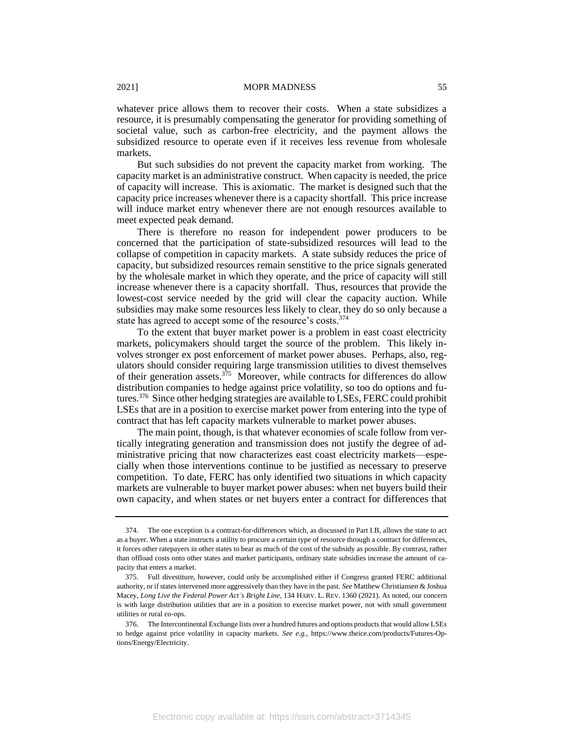whatever price allows them to recover their costs. When a state subsidizes a resource, it is presumably compensating the generator for providing something of societal value, such as carbon-free electricity, and the payment allows the subsidized resource to operate even if it receives less revenue from wholesale markets.

But such subsidies do not prevent the capacity market from working. The capacity market is an administrative construct. When capacity is needed, the price of capacity will increase. This is axiomatic. The market is designed such that the capacity price increases whenever there is a capacity shortfall. This price increase will induce market entry whenever there are not enough resources available to meet expected peak demand.

There is therefore no reason for independent power producers to be concerned that the participation of state-subsidized resources will lead to the collapse of competition in capacity markets. A state subsidy reduces the price of capacity, but subsidized resources remain senstitive to the price signals generated by the wholesale market in which they operate, and the price of capacity will still increase whenever there is a capacity shortfall. Thus, resources that provide the lowest-cost service needed by the grid will clear the capacity auction. While subsidies may make some resources less likely to clear, they do so only because a state has agreed to accept some of the resource's costs.[374]

To the extent that buyer market power is a problem in east coast electricity markets, policymakers should target the source of the problem. This likely involves stronger ex post enforcement of market power abuses. Perhaps, also, regulators should consider requiring large transmission utilities to divest themselves of their generation assets.[375] Moreover, while contracts for differences do allow distribution companies to hedge against price volatility, so too do options and futures.[376] Since other hedging strategies are available to LSEs, FERC could prohibit LSEs that are in a position to exercise market power from entering into the type of contract that has left capacity markets vulnerable to market power abuses.

The main point, though, is that whatever economies of scale follow from vertically integrating generation and transmission does not justify the degree of administrative pricing that now characterizes east coast electricity markets—especially when those interventions continue to be justified as necessary to preserve competition. To date, FERC has only identified two situations in which capacity markets are vulnerable to buyer market power abuses: when net buyers build their own capacity, and when states or net buyers enter a contract for differences that

---

374. The one exception is a contract-for-differences which, as discussed in Part I.B, allows the state to act as a buyer. When a state instructs a utility to procure a certain type of resource through a contract for differences, it forces other ratepayers in other states to bear as much of the cost of the subsidy as possible. By contrast, rather than offload costs onto other states and market participants, ordinary state subsidies increase the amount of capacity that enters a market.

375. Full divestiture, however, could only be accomplished either if Congress granted FERC additional authority, or if states intervened more aggressively than they have in the past. *See* Matthew Christiansen & Joshua Macey, *Long Live the Federal Power Act's Bright Line*, 134 HARV. L. REV. 1360 (2021). As noted, our concern is with large distribution utilities that are in a position to exercise market power, not with small government utilities or rural co-ops.

376. The Intercontinental Exchange lists over a hundred futures and options products that would allow LSEs to hedge against price volatility in capacity markets. *See e.g.*, https://www.theice.com/products/Futures-Options/Energy/Electricity.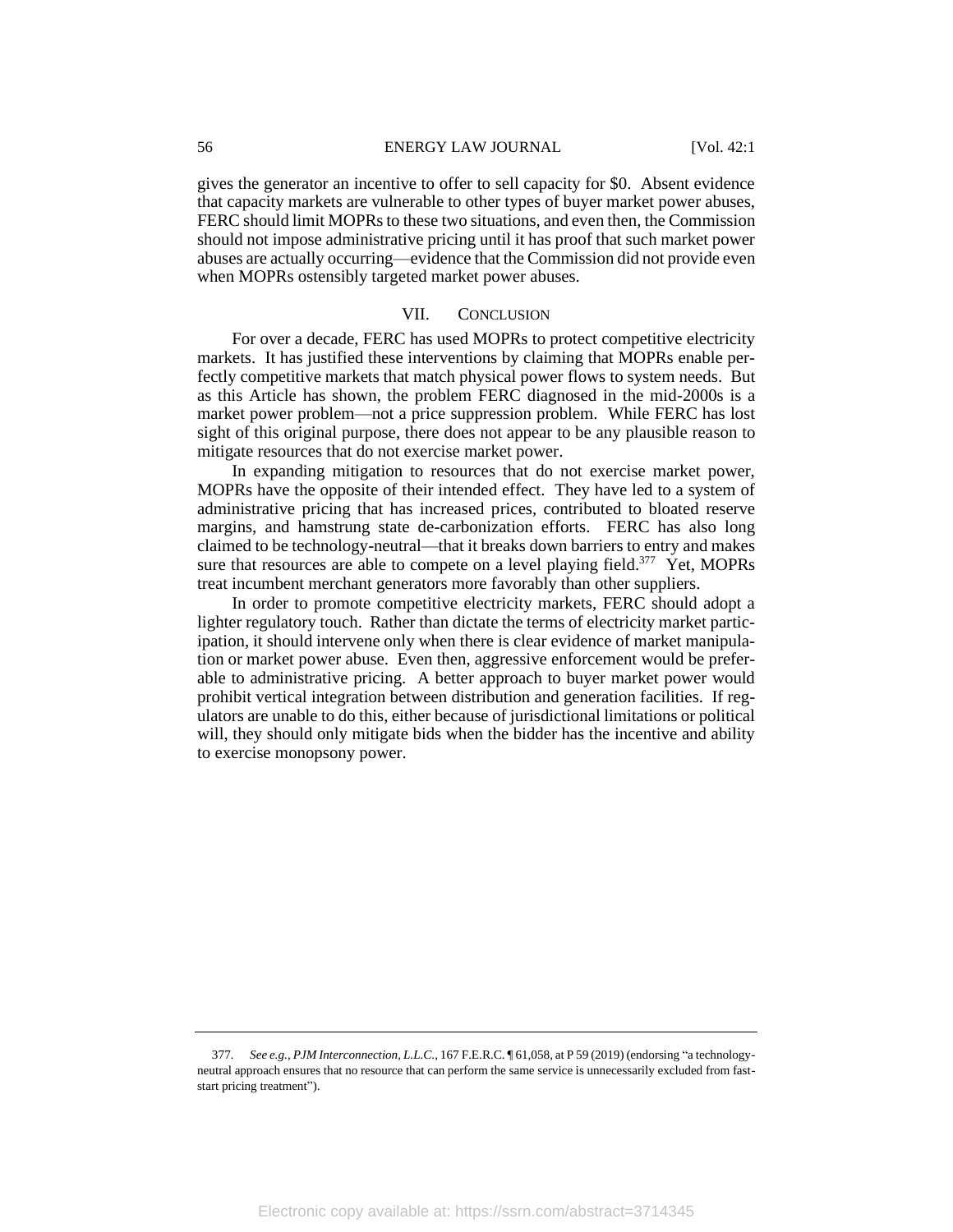gives the generator an incentive to offer to sell capacity for $0. Absent evidence that capacity markets are vulnerable to other types of buyer market power abuses, FERC should limit MOPRs to these two situations, and even then, the Commission should not impose administrative pricing until it has proof that such market power abuses are actually occurring—evidence that the Commission did not provide even when MOPRs ostensibly targeted market power abuses.

## VII. CONCLUSION

For over a decade, FERC has used MOPRs to protect competitive electricity markets. It has justified these interventions by claiming that MOPRs enable perfectly competitive markets that match physical power flows to system needs. But as this Article has shown, the problem FERC diagnosed in the mid-2000s is a market power problem—not a price suppression problem. While FERC has lost sight of this original purpose, there does not appear to be any plausible reason to mitigate resources that do not exercise market power.

In expanding mitigation to resources that do not exercise market power, MOPRs have the opposite of their intended effect. They have led to a system of administrative pricing that has increased prices, contributed to bloated reserve margins, and hamstrung state de-carbonization efforts. FERC has also long claimed to be technology-neutral—that it breaks down barriers to entry and makes sure that resources are able to compete on a level playing field.[377] Yet, MOPRs treat incumbent merchant generators more favorably than other suppliers.

In order to promote competitive electricity markets, FERC should adopt a lighter regulatory touch. Rather than dictate the terms of electricity market participation, it should intervene only when there is clear evidence of market manipulation or market power abuse. Even then, aggressive enforcement would be preferable to administrative pricing. A better approach to buyer market power would prohibit vertical integration between distribution and generation facilities. If regulators are unable to do this, either because of jurisdictional limitations or political will, they should only mitigate bids when the bidder has the incentive and ability to exercise monopsony power.

---

377. *See e.g.*, *PJM Interconnection, L.L.C.*, 167 F.E.R.C. ¶ 61,058, at P 59 (2019) (endorsing "a technology-neutral approach ensures that no resource that can perform the same service is unnecessarily excluded from fast-start pricing treatment").